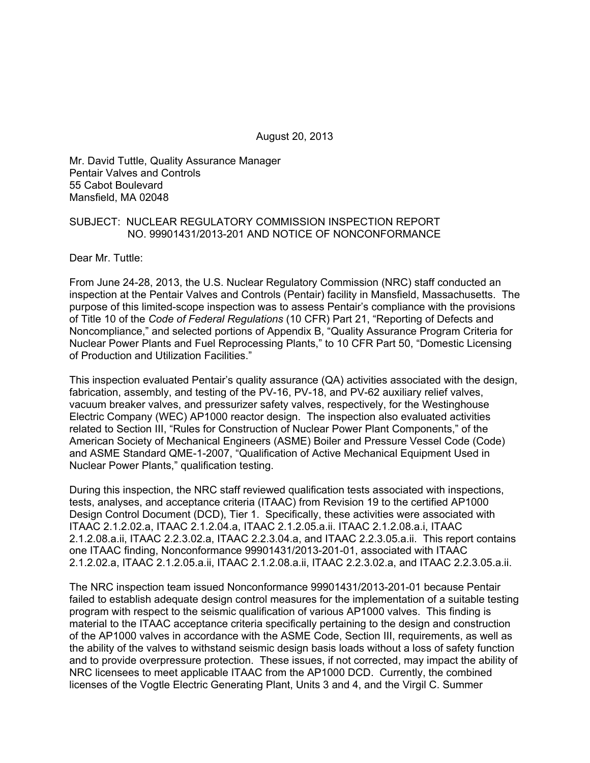August 20, 2013

Mr. David Tuttle, Quality Assurance Manager
Pentair Valves and Controls
55 Cabot Boulevard
Mansfield, MA 02048

SUBJECT: NUCLEAR REGULATORY COMMISSION INSPECTION REPORT NO. 99901431/2013-201 AND NOTICE OF NONCONFORMANCE

Dear Mr. Tuttle:

From June 24-28, 2013, the U.S. Nuclear Regulatory Commission (NRC) staff conducted an inspection at the Pentair Valves and Controls (Pentair) facility in Mansfield, Massachusetts. The purpose of this limited-scope inspection was to assess Pentair's compliance with the provisions of Title 10 of the *Code of Federal Regulations* (10 CFR) Part 21, "Reporting of Defects and Noncompliance," and selected portions of Appendix B, "Quality Assurance Program Criteria for Nuclear Power Plants and Fuel Reprocessing Plants," to 10 CFR Part 50, "Domestic Licensing of Production and Utilization Facilities."

This inspection evaluated Pentair's quality assurance (QA) activities associated with the design, fabrication, assembly, and testing of the PV-16, PV-18, and PV-62 auxiliary relief valves, vacuum breaker valves, and pressurizer safety valves, respectively, for the Westinghouse Electric Company (WEC) AP1000 reactor design. The inspection also evaluated activities related to Section III, "Rules for Construction of Nuclear Power Plant Components," of the American Society of Mechanical Engineers (ASME) Boiler and Pressure Vessel Code (Code) and ASME Standard QME-1-2007, "Qualification of Active Mechanical Equipment Used in Nuclear Power Plants," qualification testing.

During this inspection, the NRC staff reviewed qualification tests associated with inspections, tests, analyses, and acceptance criteria (ITAAC) from Revision 19 to the certified AP1000 Design Control Document (DCD), Tier 1. Specifically, these activities were associated with ITAAC 2.1.2.02.a, ITAAC 2.1.2.04.a, ITAAC 2.1.2.05.a.ii. ITAAC 2.1.2.08.a.i, ITAAC 2.1.2.08.a.ii, ITAAC 2.2.3.02.a, ITAAC 2.2.3.04.a, and ITAAC 2.2.3.05.a.ii. This report contains one ITAAC finding, Nonconformance 99901431/2013-201-01, associated with ITAAC 2.1.2.02.a, ITAAC 2.1.2.05.a.ii, ITAAC 2.1.2.08.a.ii, ITAAC 2.2.3.02.a, and ITAAC 2.2.3.05.a.ii.

The NRC inspection team issued Nonconformance 99901431/2013-201-01 because Pentair failed to establish adequate design control measures for the implementation of a suitable testing program with respect to the seismic qualification of various AP1000 valves. This finding is material to the ITAAC acceptance criteria specifically pertaining to the design and construction of the AP1000 valves in accordance with the ASME Code, Section III, requirements, as well as the ability of the valves to withstand seismic design basis loads without a loss of safety function and to provide overpressure protection. These issues, if not corrected, may impact the ability of NRC licensees to meet applicable ITAAC from the AP1000 DCD. Currently, the combined licenses of the Vogtle Electric Generating Plant, Units 3 and 4, and the Virgil C. Summer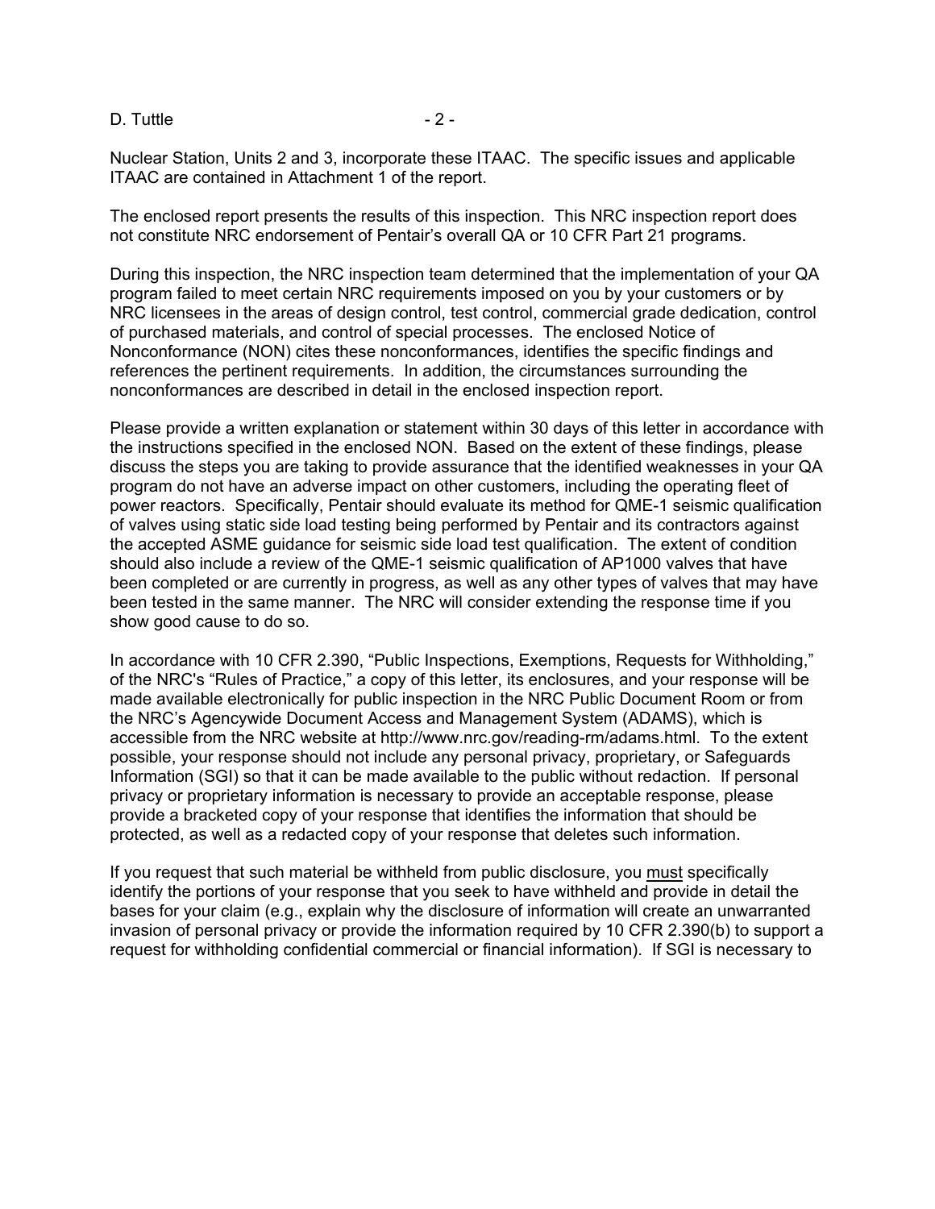Nuclear Station, Units 2 and 3, incorporate these ITAAC. The specific issues and applicable ITAAC are contained in Attachment 1 of the report.

The enclosed report presents the results of this inspection. This NRC inspection report does not constitute NRC endorsement of Pentair's overall QA or 10 CFR Part 21 programs.

During this inspection, the NRC inspection team determined that the implementation of your QA program failed to meet certain NRC requirements imposed on you by your customers or by NRC licensees in the areas of design control, test control, commercial grade dedication, control of purchased materials, and control of special processes. The enclosed Notice of Nonconformance (NON) cites these nonconformances, identifies the specific findings and references the pertinent requirements. In addition, the circumstances surrounding the nonconformances are described in detail in the enclosed inspection report.

Please provide a written explanation or statement within 30 days of this letter in accordance with the instructions specified in the enclosed NON. Based on the extent of these findings, please discuss the steps you are taking to provide assurance that the identified weaknesses in your QA program do not have an adverse impact on other customers, including the operating fleet of power reactors. Specifically, Pentair should evaluate its method for QME-1 seismic qualification of valves using static side load testing being performed by Pentair and its contractors against the accepted ASME guidance for seismic side load test qualification. The extent of condition should also include a review of the QME-1 seismic qualification of AP1000 valves that have been completed or are currently in progress, as well as any other types of valves that may have been tested in the same manner. The NRC will consider extending the response time if you show good cause to do so.

In accordance with 10 CFR 2.390, "Public Inspections, Exemptions, Requests for Withholding," of the NRC's "Rules of Practice," a copy of this letter, its enclosures, and your response will be made available electronically for public inspection in the NRC Public Document Room or from the NRC's Agencywide Document Access and Management System (ADAMS), which is accessible from the NRC website at http://www.nrc.gov/reading-rm/adams.html. To the extent possible, your response should not include any personal privacy, proprietary, or Safeguards Information (SGI) so that it can be made available to the public without redaction. If personal privacy or proprietary information is necessary to provide an acceptable response, please provide a bracketed copy of your response that identifies the information that should be protected, as well as a redacted copy of your response that deletes such information.

If you request that such material be withheld from public disclosure, you <u>must</u> specifically identify the portions of your response that you seek to have withheld and provide in detail the bases for your claim (e.g., explain why the disclosure of information will create an unwarranted invasion of personal privacy or provide the information required by 10 CFR 2.390(b) to support a request for withholding confidential commercial or financial information). If SGI is necessary to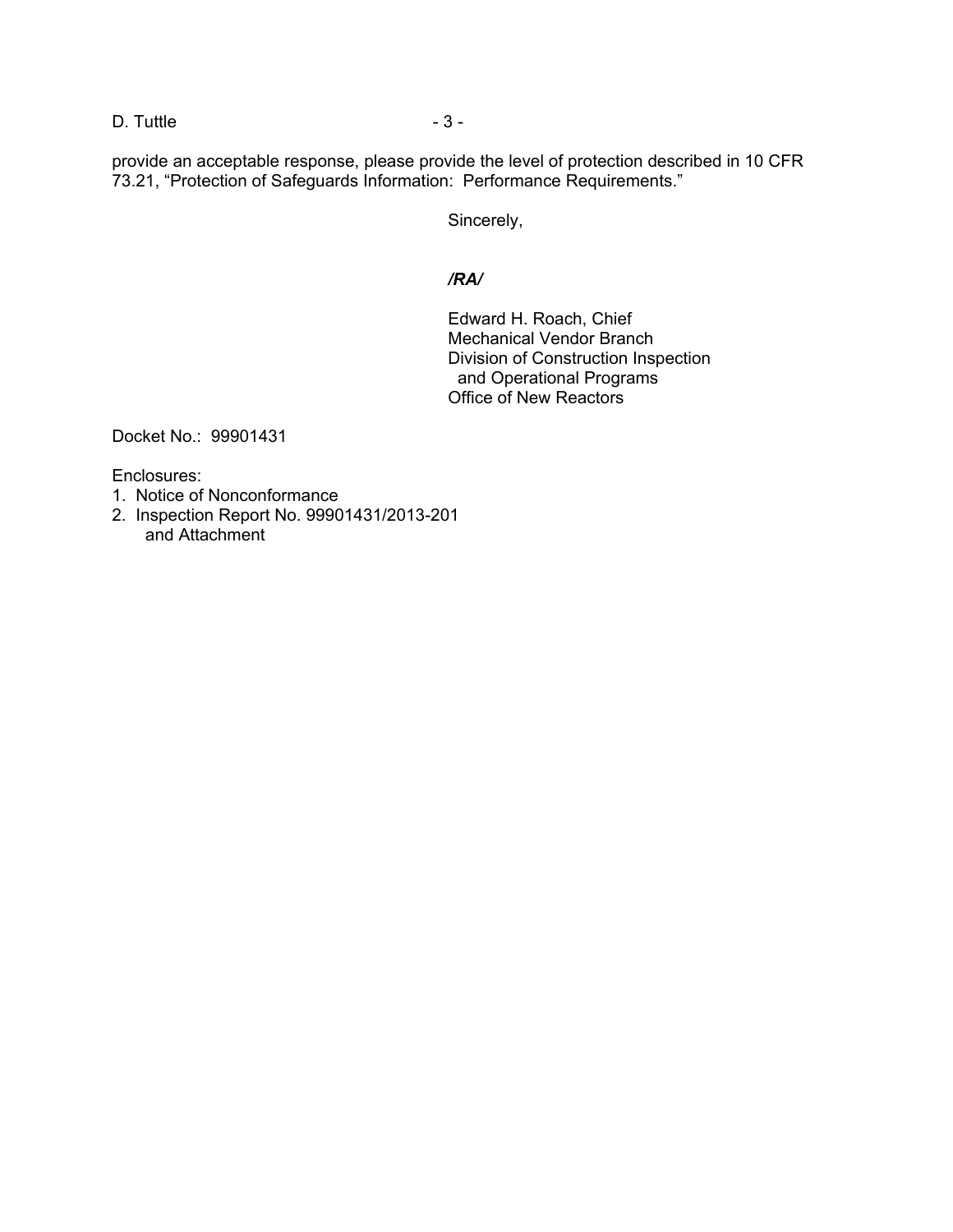provide an acceptable response, please provide the level of protection described in 10 CFR 73.21, "Protection of Safeguards Information: Performance Requirements."

Sincerely,

***/RA/***

Edward H. Roach, Chief
Mechanical Vendor Branch
Division of Construction Inspection
and Operational Programs
Office of New Reactors

Docket No.: 99901431

Enclosures:
1. Notice of Nonconformance
2. Inspection Report No. 99901431/2013-201
   and Attachment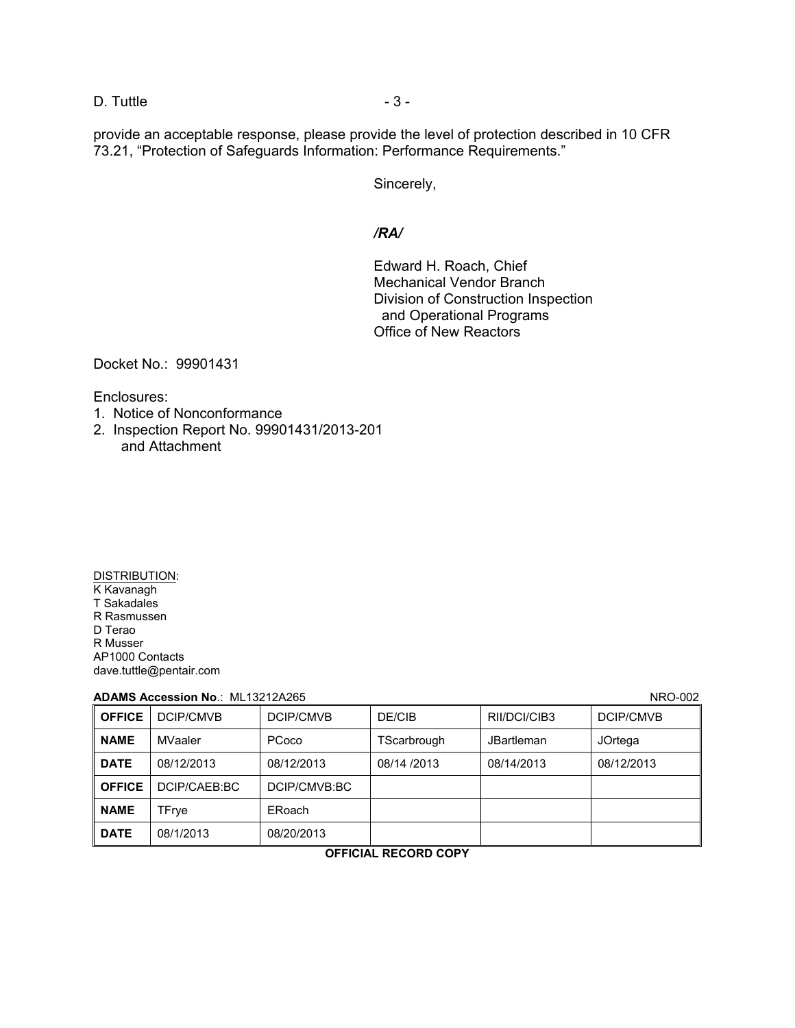provide an acceptable response, please provide the level of protection described in 10 CFR 73.21, "Protection of Safeguards Information: Performance Requirements."

Sincerely,

*/RA/*

Edward H. Roach, Chief
Mechanical Vendor Branch
Division of Construction Inspection
and Operational Programs
Office of New Reactors

Docket No.: 99901431

Enclosures:
1. Notice of Nonconformance
2. Inspection Report No. 99901431/2013-201
   and Attachment

DISTRIBUTION:
K Kavanagh
T Sakadales
R Rasmussen
D Terao
R Musser
AP1000 Contacts
dave.tuttle@pentair.com

**ADAMS Accession No**.: ML13212A265 NRO-002

| **OFFICE** | DCIP/CMVB | DCIP/CMVB | DE/CIB | RII/DCI/CIB3 | DCIP/CMVB |
|---|---|---|---|---|---|
| **NAME** | MVaaler | PCoco | TScarbrough | JBartleman | JOrtega |
| **DATE** | 08/12/2013 | 08/12/2013 | 08/14 /2013 | 08/14/2013 | 08/12/2013 |
| **OFFICE** | DCIP/CAEB:BC | DCIP/CMVB:BC | | | |
| **NAME** | TFrye | ERoach | | | |
| **DATE** | 08/1/2013 | 08/20/2013 | | | |

**OFFICIAL RECORD COPY**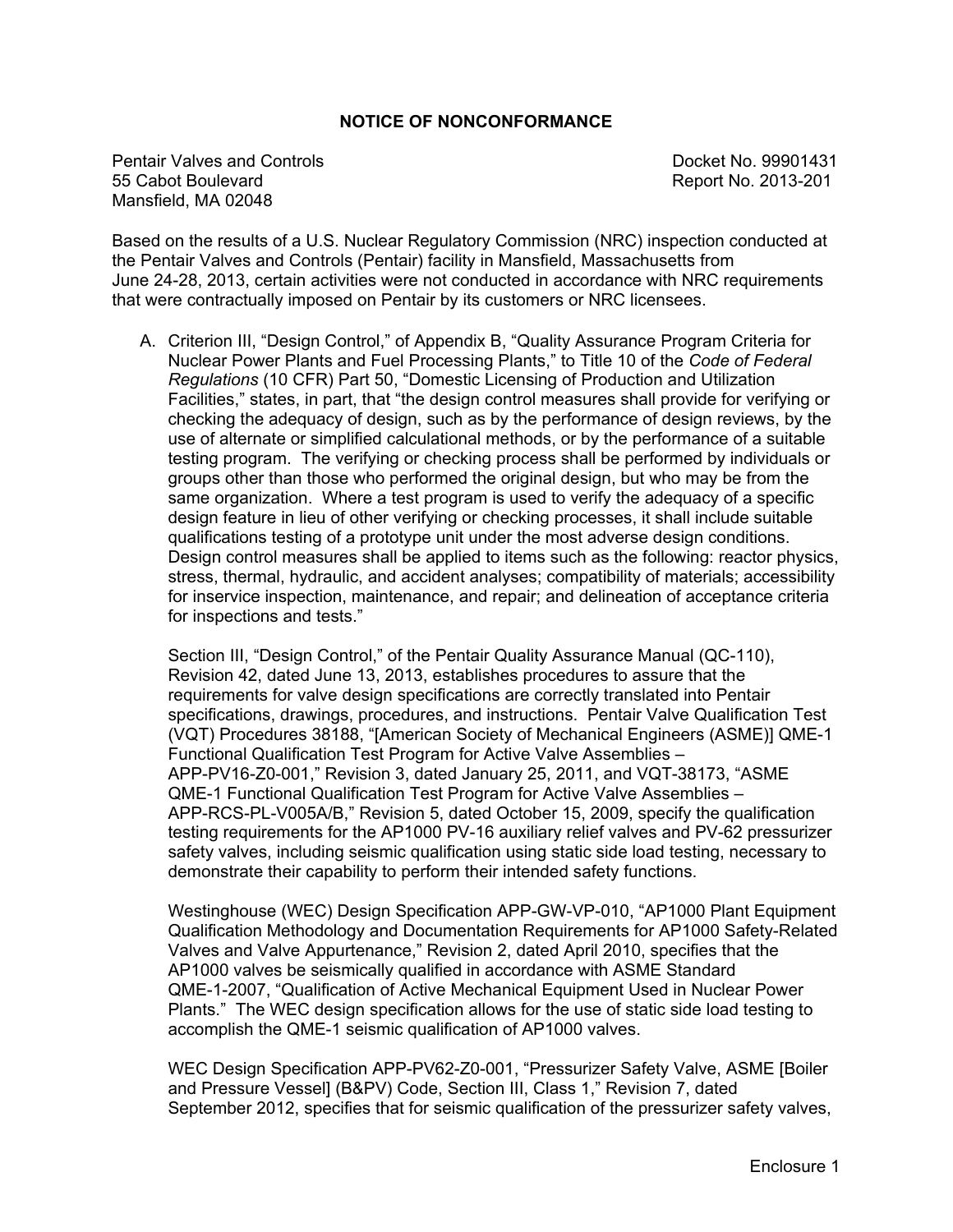## NOTICE OF NONCONFORMANCE

Pentair Valves and Controls
55 Cabot Boulevard
Mansfield, MA 02048

Docket No. 99901431
Report No. 2013-201

Based on the results of a U.S. Nuclear Regulatory Commission (NRC) inspection conducted at the Pentair Valves and Controls (Pentair) facility in Mansfield, Massachusetts from June 24-28, 2013, certain activities were not conducted in accordance with NRC requirements that were contractually imposed on Pentair by its customers or NRC licensees.

A. Criterion III, "Design Control," of Appendix B, "Quality Assurance Program Criteria for Nuclear Power Plants and Fuel Processing Plants," to Title 10 of the *Code of Federal Regulations* (10 CFR) Part 50, "Domestic Licensing of Production and Utilization Facilities," states, in part, that "the design control measures shall provide for verifying or checking the adequacy of design, such as by the performance of design reviews, by the use of alternate or simplified calculational methods, or by the performance of a suitable testing program. The verifying or checking process shall be performed by individuals or groups other than those who performed the original design, but who may be from the same organization. Where a test program is used to verify the adequacy of a specific design feature in lieu of other verifying or checking processes, it shall include suitable qualifications testing of a prototype unit under the most adverse design conditions. Design control measures shall be applied to items such as the following: reactor physics, stress, thermal, hydraulic, and accident analyses; compatibility of materials; accessibility for inservice inspection, maintenance, and repair; and delineation of acceptance criteria for inspections and tests."

   Section III, "Design Control," of the Pentair Quality Assurance Manual (QC-110), Revision 42, dated June 13, 2013, establishes procedures to assure that the requirements for valve design specifications are correctly translated into Pentair specifications, drawings, procedures, and instructions. Pentair Valve Qualification Test (VQT) Procedures 38188, "[American Society of Mechanical Engineers (ASME)] QME-1 Functional Qualification Test Program for Active Valve Assemblies – APP-PV16-Z0-001," Revision 3, dated January 25, 2011, and VQT-38173, "ASME QME-1 Functional Qualification Test Program for Active Valve Assemblies – APP-RCS-PL-V005A/B," Revision 5, dated October 15, 2009, specify the qualification testing requirements for the AP1000 PV-16 auxiliary relief valves and PV-62 pressurizer safety valves, including seismic qualification using static side load testing, necessary to demonstrate their capability to perform their intended safety functions.

   Westinghouse (WEC) Design Specification APP-GW-VP-010, "AP1000 Plant Equipment Qualification Methodology and Documentation Requirements for AP1000 Safety-Related Valves and Valve Appurtenance," Revision 2, dated April 2010, specifies that the AP1000 valves be seismically qualified in accordance with ASME Standard QME-1-2007, "Qualification of Active Mechanical Equipment Used in Nuclear Power Plants." The WEC design specification allows for the use of static side load testing to accomplish the QME-1 seismic qualification of AP1000 valves.

   WEC Design Specification APP-PV62-Z0-001, "Pressurizer Safety Valve, ASME [Boiler and Pressure Vessel] (B&PV) Code, Section III, Class 1," Revision 7, dated September 2012, specifies that for seismic qualification of the pressurizer safety valves,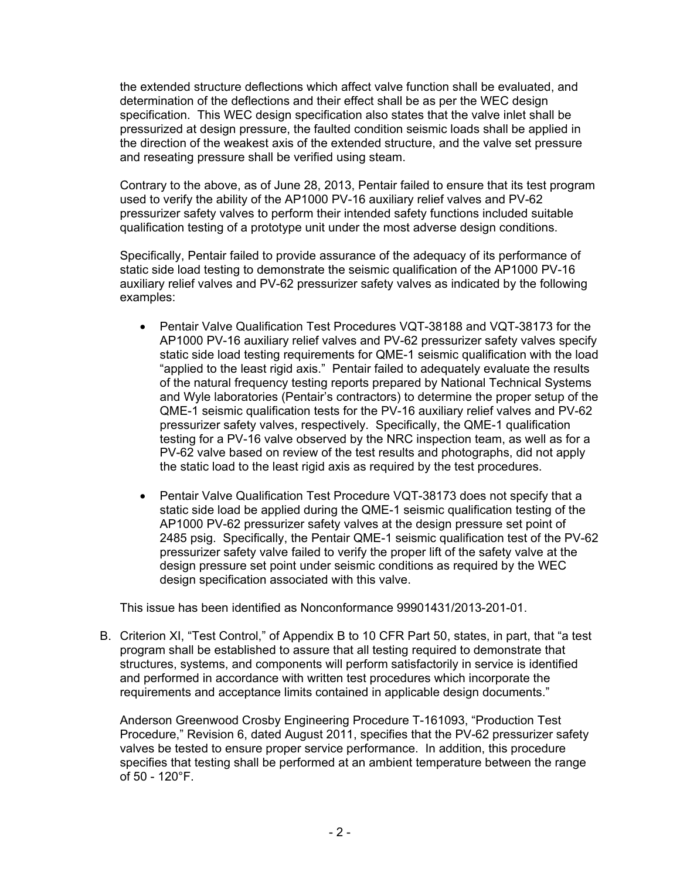the extended structure deflections which affect valve function shall be evaluated, and determination of the deflections and their effect shall be as per the WEC design specification. This WEC design specification also states that the valve inlet shall be pressurized at design pressure, the faulted condition seismic loads shall be applied in the direction of the weakest axis of the extended structure, and the valve set pressure and reseating pressure shall be verified using steam.

Contrary to the above, as of June 28, 2013, Pentair failed to ensure that its test program used to verify the ability of the AP1000 PV-16 auxiliary relief valves and PV-62 pressurizer safety valves to perform their intended safety functions included suitable qualification testing of a prototype unit under the most adverse design conditions.

Specifically, Pentair failed to provide assurance of the adequacy of its performance of static side load testing to demonstrate the seismic qualification of the AP1000 PV-16 auxiliary relief valves and PV-62 pressurizer safety valves as indicated by the following examples:

- Pentair Valve Qualification Test Procedures VQT-38188 and VQT-38173 for the AP1000 PV-16 auxiliary relief valves and PV-62 pressurizer safety valves specify static side load testing requirements for QME-1 seismic qualification with the load "applied to the least rigid axis." Pentair failed to adequately evaluate the results of the natural frequency testing reports prepared by National Technical Systems and Wyle laboratories (Pentair's contractors) to determine the proper setup of the QME-1 seismic qualification tests for the PV-16 auxiliary relief valves and PV-62 pressurizer safety valves, respectively. Specifically, the QME-1 qualification testing for a PV-16 valve observed by the NRC inspection team, as well as for a PV-62 valve based on review of the test results and photographs, did not apply the static load to the least rigid axis as required by the test procedures.

- Pentair Valve Qualification Test Procedure VQT-38173 does not specify that a static side load be applied during the QME-1 seismic qualification testing of the AP1000 PV-62 pressurizer safety valves at the design pressure set point of 2485 psig. Specifically, the Pentair QME-1 seismic qualification test of the PV-62 pressurizer safety valve failed to verify the proper lift of the safety valve at the design pressure set point under seismic conditions as required by the WEC design specification associated with this valve.

This issue has been identified as Nonconformance 99901431/2013-201-01.

B. Criterion XI, "Test Control," of Appendix B to 10 CFR Part 50, states, in part, that "a test program shall be established to assure that all testing required to demonstrate that structures, systems, and components will perform satisfactorily in service is identified and performed in accordance with written test procedures which incorporate the requirements and acceptance limits contained in applicable design documents."

Anderson Greenwood Crosby Engineering Procedure T-161093, "Production Test Procedure," Revision 6, dated August 2011, specifies that the PV-62 pressurizer safety valves be tested to ensure proper service performance. In addition, this procedure specifies that testing shall be performed at an ambient temperature between the range of 50 - 120°F.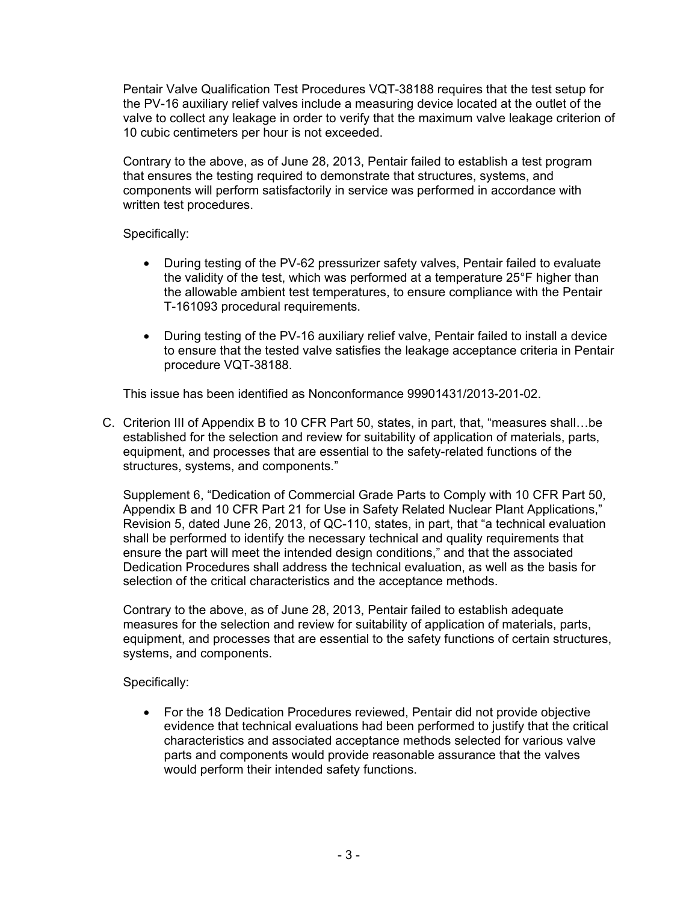Pentair Valve Qualification Test Procedures VQT-38188 requires that the test setup for the PV-16 auxiliary relief valves include a measuring device located at the outlet of the valve to collect any leakage in order to verify that the maximum valve leakage criterion of 10 cubic centimeters per hour is not exceeded.

Contrary to the above, as of June 28, 2013, Pentair failed to establish a test program that ensures the testing required to demonstrate that structures, systems, and components will perform satisfactorily in service was performed in accordance with written test procedures.

Specifically:

- During testing of the PV-62 pressurizer safety valves, Pentair failed to evaluate the validity of the test, which was performed at a temperature 25°F higher than the allowable ambient test temperatures, to ensure compliance with the Pentair T-161093 procedural requirements.
- During testing of the PV-16 auxiliary relief valve, Pentair failed to install a device to ensure that the tested valve satisfies the leakage acceptance criteria in Pentair procedure VQT-38188.

This issue has been identified as Nonconformance 99901431/2013-201-02.

C. Criterion III of Appendix B to 10 CFR Part 50, states, in part, that, "measures shall…be established for the selection and review for suitability of application of materials, parts, equipment, and processes that are essential to the safety-related functions of the structures, systems, and components."

Supplement 6, "Dedication of Commercial Grade Parts to Comply with 10 CFR Part 50, Appendix B and 10 CFR Part 21 for Use in Safety Related Nuclear Plant Applications," Revision 5, dated June 26, 2013, of QC-110, states, in part, that "a technical evaluation shall be performed to identify the necessary technical and quality requirements that ensure the part will meet the intended design conditions," and that the associated Dedication Procedures shall address the technical evaluation, as well as the basis for selection of the critical characteristics and the acceptance methods.

Contrary to the above, as of June 28, 2013, Pentair failed to establish adequate measures for the selection and review for suitability of application of materials, parts, equipment, and processes that are essential to the safety functions of certain structures, systems, and components.

Specifically:

- For the 18 Dedication Procedures reviewed, Pentair did not provide objective evidence that technical evaluations had been performed to justify that the critical characteristics and associated acceptance methods selected for various valve parts and components would provide reasonable assurance that the valves would perform their intended safety functions.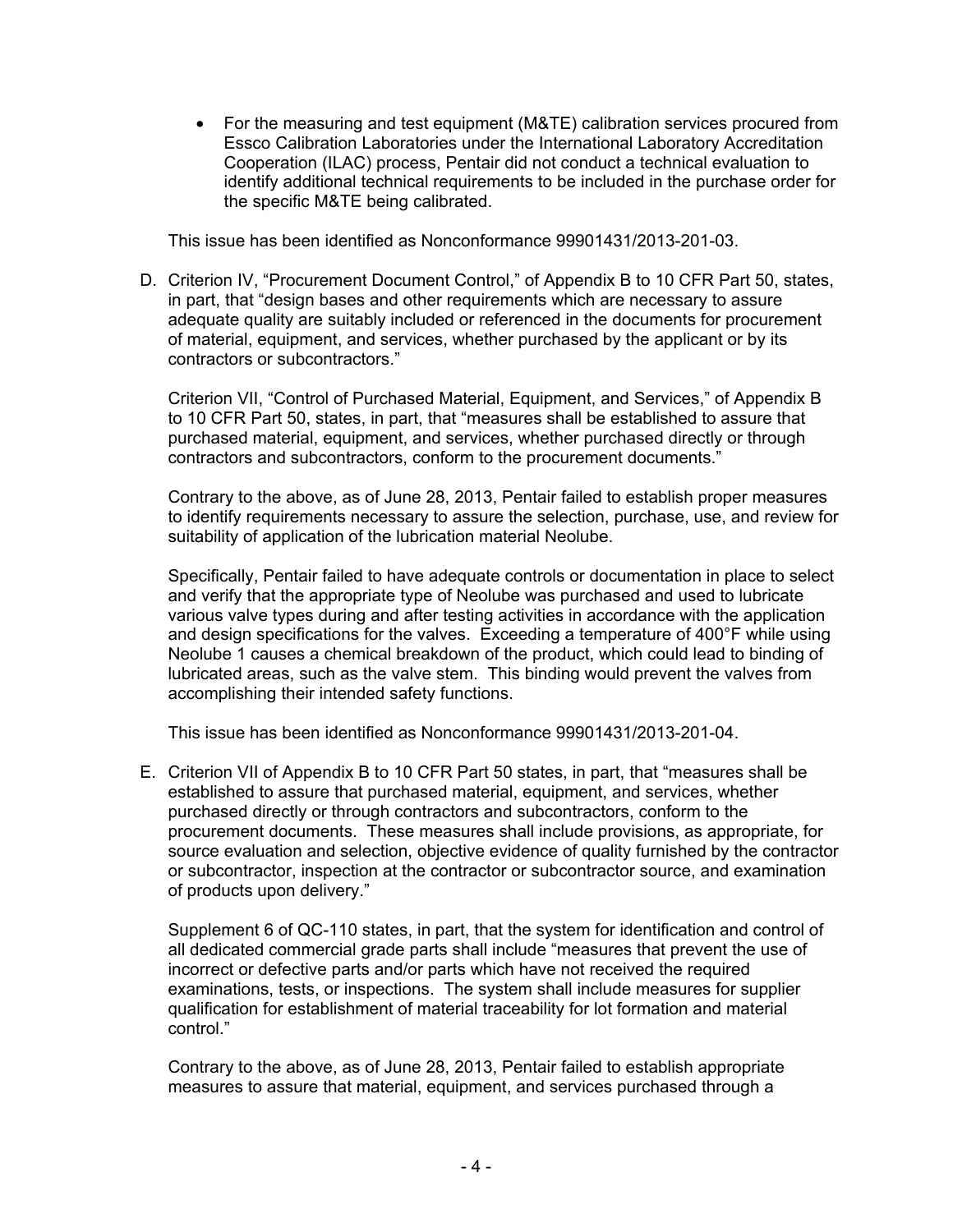- For the measuring and test equipment (M&TE) calibration services procured from Essco Calibration Laboratories under the International Laboratory Accreditation Cooperation (ILAC) process, Pentair did not conduct a technical evaluation to identify additional technical requirements to be included in the purchase order for the specific M&TE being calibrated.

This issue has been identified as Nonconformance 99901431/2013-201-03.

D. Criterion IV, "Procurement Document Control," of Appendix B to 10 CFR Part 50, states, in part, that "design bases and other requirements which are necessary to assure adequate quality are suitably included or referenced in the documents for procurement of material, equipment, and services, whether purchased by the applicant or by its contractors or subcontractors."

Criterion VII, "Control of Purchased Material, Equipment, and Services," of Appendix B to 10 CFR Part 50, states, in part, that "measures shall be established to assure that purchased material, equipment, and services, whether purchased directly or through contractors and subcontractors, conform to the procurement documents."

Contrary to the above, as of June 28, 2013, Pentair failed to establish proper measures to identify requirements necessary to assure the selection, purchase, use, and review for suitability of application of the lubrication material Neolube.

Specifically, Pentair failed to have adequate controls or documentation in place to select and verify that the appropriate type of Neolube was purchased and used to lubricate various valve types during and after testing activities in accordance with the application and design specifications for the valves. Exceeding a temperature of 400°F while using Neolube 1 causes a chemical breakdown of the product, which could lead to binding of lubricated areas, such as the valve stem. This binding would prevent the valves from accomplishing their intended safety functions.

This issue has been identified as Nonconformance 99901431/2013-201-04.

E. Criterion VII of Appendix B to 10 CFR Part 50 states, in part, that "measures shall be established to assure that purchased material, equipment, and services, whether purchased directly or through contractors and subcontractors, conform to the procurement documents. These measures shall include provisions, as appropriate, for source evaluation and selection, objective evidence of quality furnished by the contractor or subcontractor, inspection at the contractor or subcontractor source, and examination of products upon delivery."

Supplement 6 of QC-110 states, in part, that the system for identification and control of all dedicated commercial grade parts shall include "measures that prevent the use of incorrect or defective parts and/or parts which have not received the required examinations, tests, or inspections. The system shall include measures for supplier qualification for establishment of material traceability for lot formation and material control."

Contrary to the above, as of June 28, 2013, Pentair failed to establish appropriate measures to assure that material, equipment, and services purchased through a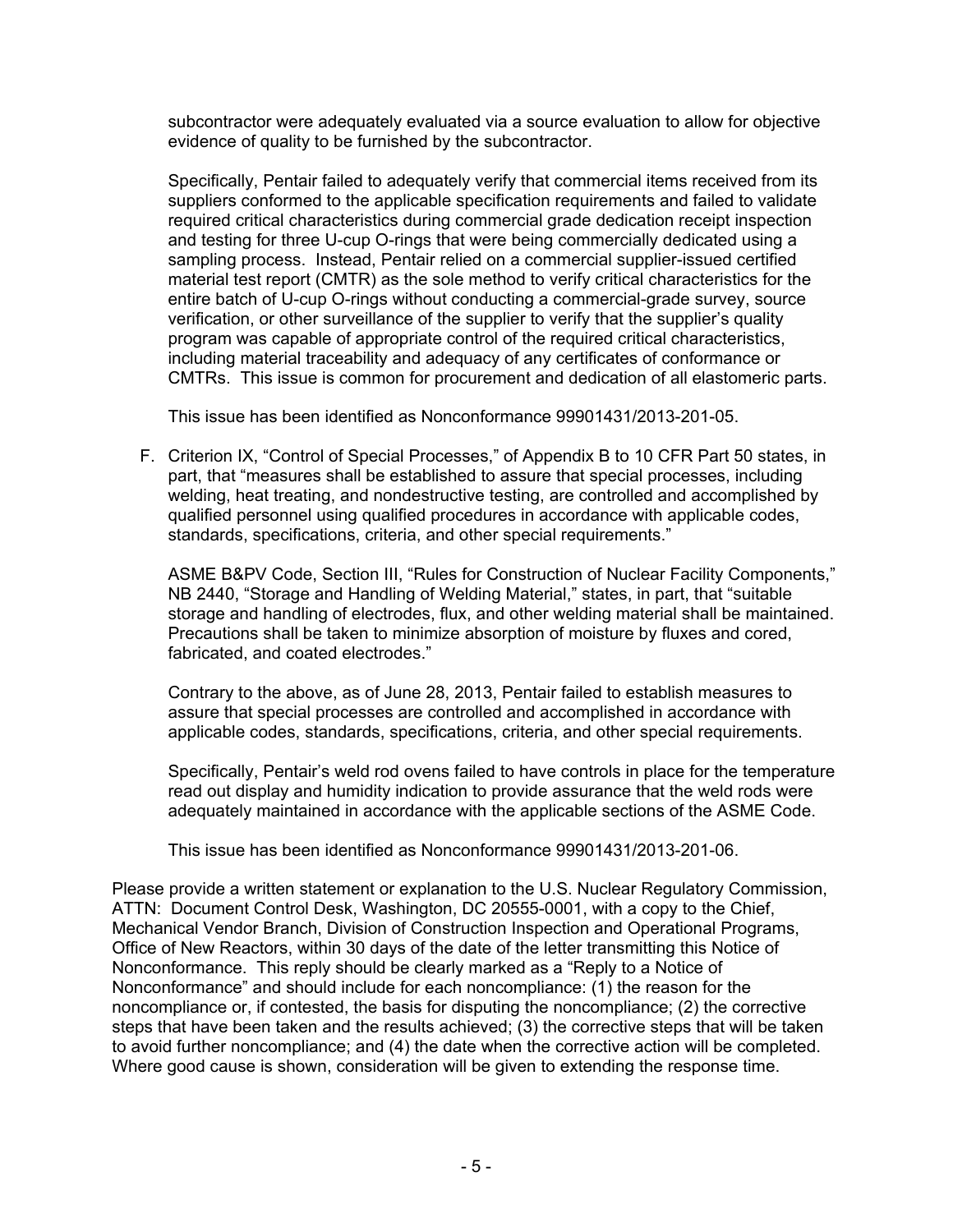subcontractor were adequately evaluated via a source evaluation to allow for objective evidence of quality to be furnished by the subcontractor.

Specifically, Pentair failed to adequately verify that commercial items received from its suppliers conformed to the applicable specification requirements and failed to validate required critical characteristics during commercial grade dedication receipt inspection and testing for three U-cup O-rings that were being commercially dedicated using a sampling process. Instead, Pentair relied on a commercial supplier-issued certified material test report (CMTR) as the sole method to verify critical characteristics for the entire batch of U-cup O-rings without conducting a commercial-grade survey, source verification, or other surveillance of the supplier to verify that the supplier's quality program was capable of appropriate control of the required critical characteristics, including material traceability and adequacy of any certificates of conformance or CMTRs. This issue is common for procurement and dedication of all elastomeric parts.

This issue has been identified as Nonconformance 99901431/2013-201-05.

F. Criterion IX, "Control of Special Processes," of Appendix B to 10 CFR Part 50 states, in part, that "measures shall be established to assure that special processes, including welding, heat treating, and nondestructive testing, are controlled and accomplished by qualified personnel using qualified procedures in accordance with applicable codes, standards, specifications, criteria, and other special requirements."

   ASME B&PV Code, Section III, "Rules for Construction of Nuclear Facility Components," NB 2440, "Storage and Handling of Welding Material," states, in part, that "suitable storage and handling of electrodes, flux, and other welding material shall be maintained. Precautions shall be taken to minimize absorption of moisture by fluxes and cored, fabricated, and coated electrodes."

   Contrary to the above, as of June 28, 2013, Pentair failed to establish measures to assure that special processes are controlled and accomplished in accordance with applicable codes, standards, specifications, criteria, and other special requirements.

   Specifically, Pentair's weld rod ovens failed to have controls in place for the temperature read out display and humidity indication to provide assurance that the weld rods were adequately maintained in accordance with the applicable sections of the ASME Code.

   This issue has been identified as Nonconformance 99901431/2013-201-06.

Please provide a written statement or explanation to the U.S. Nuclear Regulatory Commission, ATTN: Document Control Desk, Washington, DC 20555-0001, with a copy to the Chief, Mechanical Vendor Branch, Division of Construction Inspection and Operational Programs, Office of New Reactors, within 30 days of the date of the letter transmitting this Notice of Nonconformance. This reply should be clearly marked as a "Reply to a Notice of Nonconformance" and should include for each noncompliance: (1) the reason for the noncompliance or, if contested, the basis for disputing the noncompliance; (2) the corrective steps that have been taken and the results achieved; (3) the corrective steps that will be taken to avoid further noncompliance; and (4) the date when the corrective action will be completed. Where good cause is shown, consideration will be given to extending the response time.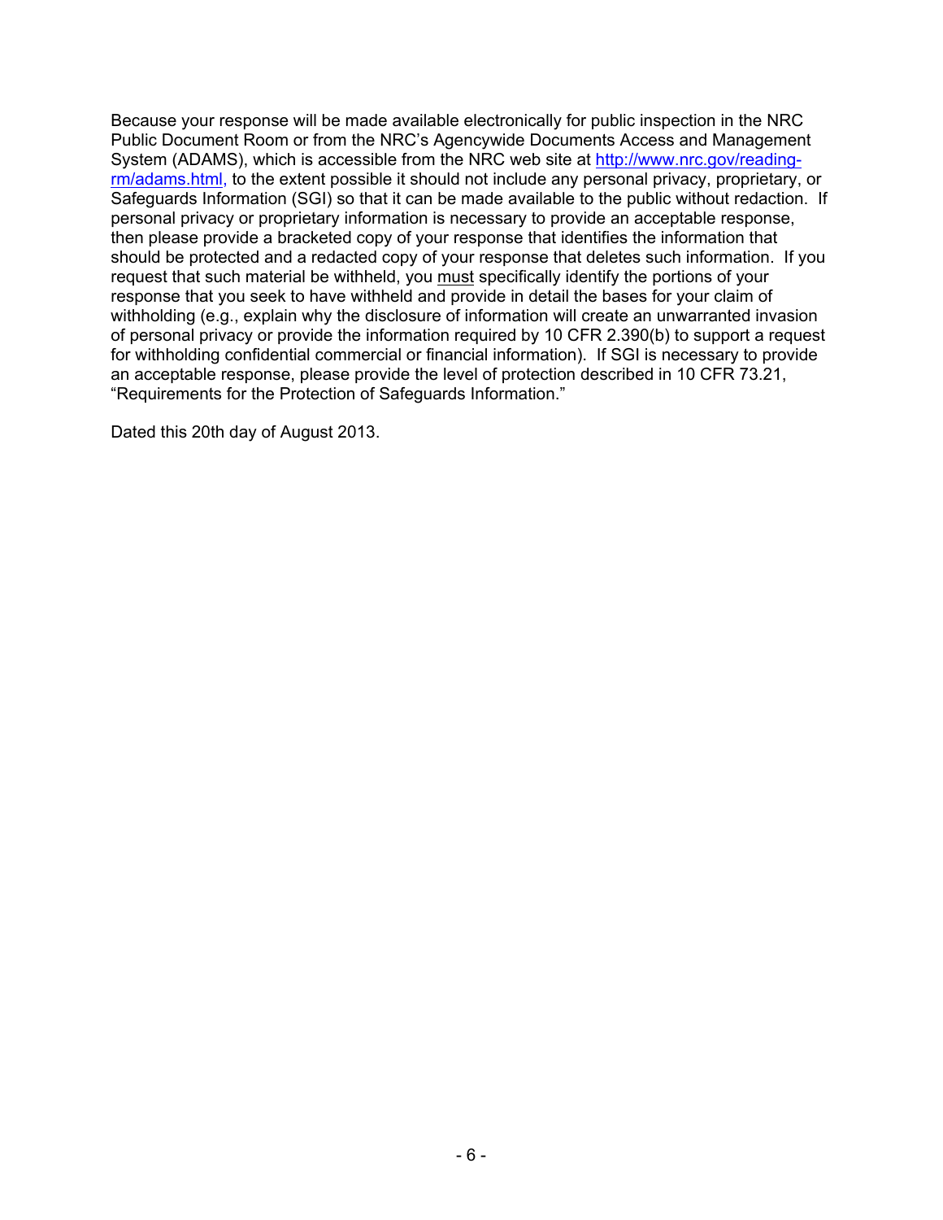Because your response will be made available electronically for public inspection in the NRC Public Document Room or from the NRC's Agencywide Documents Access and Management System (ADAMS), which is accessible from the NRC web site at [http://www.nrc.gov/reading-rm/adams.html](http://www.nrc.gov/reading-rm/adams.html), to the extent possible it should not include any personal privacy, proprietary, or Safeguards Information (SGI) so that it can be made available to the public without redaction. If personal privacy or proprietary information is necessary to provide an acceptable response, then please provide a bracketed copy of your response that identifies the information that should be protected and a redacted copy of your response that deletes such information. If you request that such material be withheld, you must specifically identify the portions of your response that you seek to have withheld and provide in detail the bases for your claim of withholding (e.g., explain why the disclosure of information will create an unwarranted invasion of personal privacy or provide the information required by 10 CFR 2.390(b) to support a request for withholding confidential commercial or financial information). If SGI is necessary to provide an acceptable response, please provide the level of protection described in 10 CFR 73.21, "Requirements for the Protection of Safeguards Information."

Dated this 20th day of August 2013.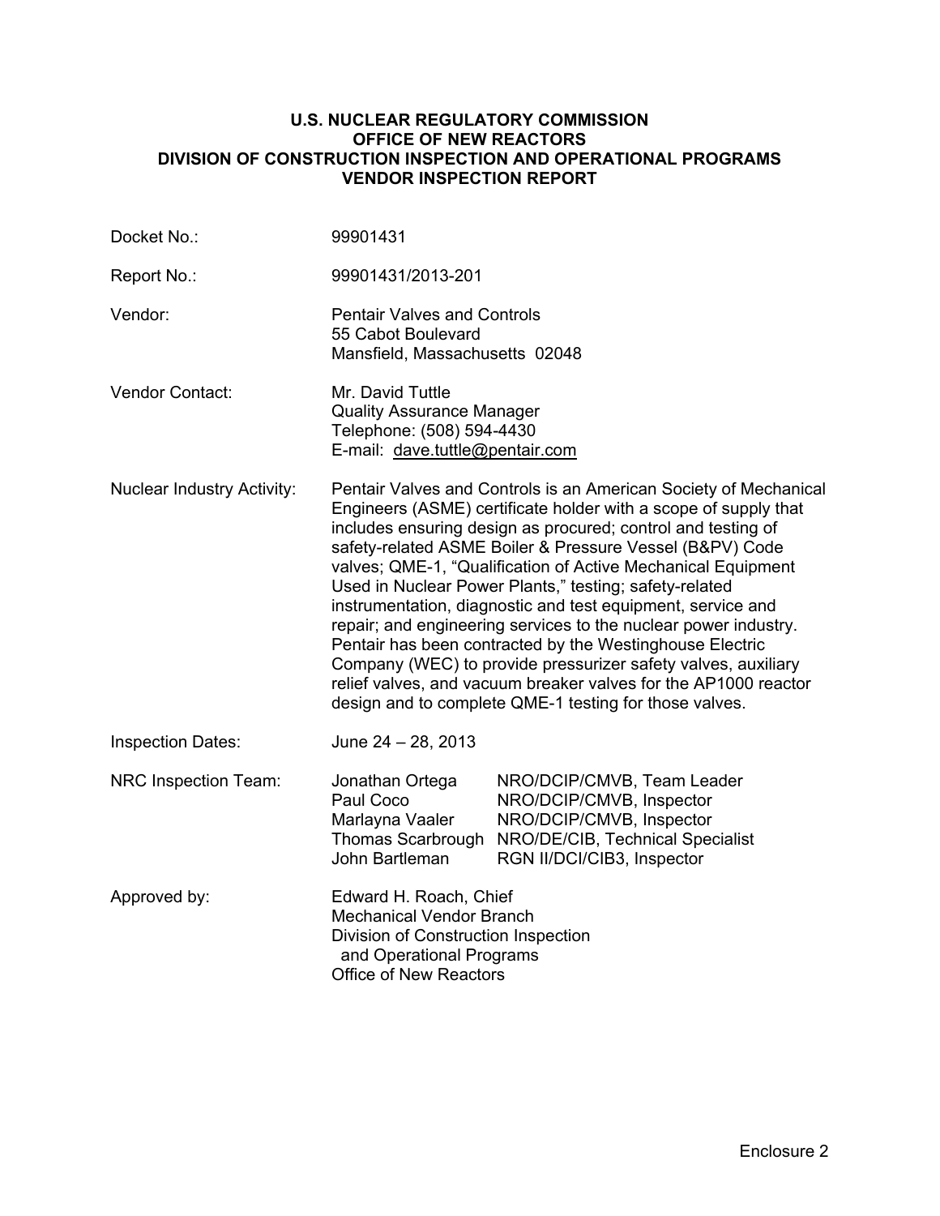**U.S. NUCLEAR REGULATORY COMMISSION**
**OFFICE OF NEW REACTORS**
**DIVISION OF CONSTRUCTION INSPECTION AND OPERATIONAL PROGRAMS**
**VENDOR INSPECTION REPORT**

| | |
|---|---|
| Docket No.: | 99901431 |
| Report No.: | 99901431/2013-201 |
| Vendor: | Pentair Valves and Controls<br>55 Cabot Boulevard<br>Mansfield, Massachusetts 02048 |
| Vendor Contact: | Mr. David Tuttle<br>Quality Assurance Manager<br>Telephone: (508) 594-4430<br>E-mail: dave.tuttle@pentair.com |
| Nuclear Industry Activity: | Pentair Valves and Controls is an American Society of Mechanical Engineers (ASME) certificate holder with a scope of supply that includes ensuring design as procured; control and testing of safety-related ASME Boiler & Pressure Vessel (B&PV) Code valves; QME-1, "Qualification of Active Mechanical Equipment Used in Nuclear Power Plants," testing; safety-related instrumentation, diagnostic and test equipment, service and repair; and engineering services to the nuclear power industry. Pentair has been contracted by the Westinghouse Electric Company (WEC) to provide pressurizer safety valves, auxiliary relief valves, and vacuum breaker valves for the AP1000 reactor design and to complete QME-1 testing for those valves. |
| Inspection Dates: | June 24 – 28, 2013 |
| NRC Inspection Team: | Jonathan Ortega — NRO/DCIP/CMVB, Team Leader<br>Paul Coco — NRO/DCIP/CMVB, Inspector<br>Marlayna Vaaler — NRO/DCIP/CMVB, Inspector<br>Thomas Scarbrough — NRO/DE/CIB, Technical Specialist<br>John Bartleman — RGN II/DCI/CIB3, Inspector |
| Approved by: | Edward H. Roach, Chief<br>Mechanical Vendor Branch<br>Division of Construction Inspection and Operational Programs<br>Office of New Reactors |

Enclosure 2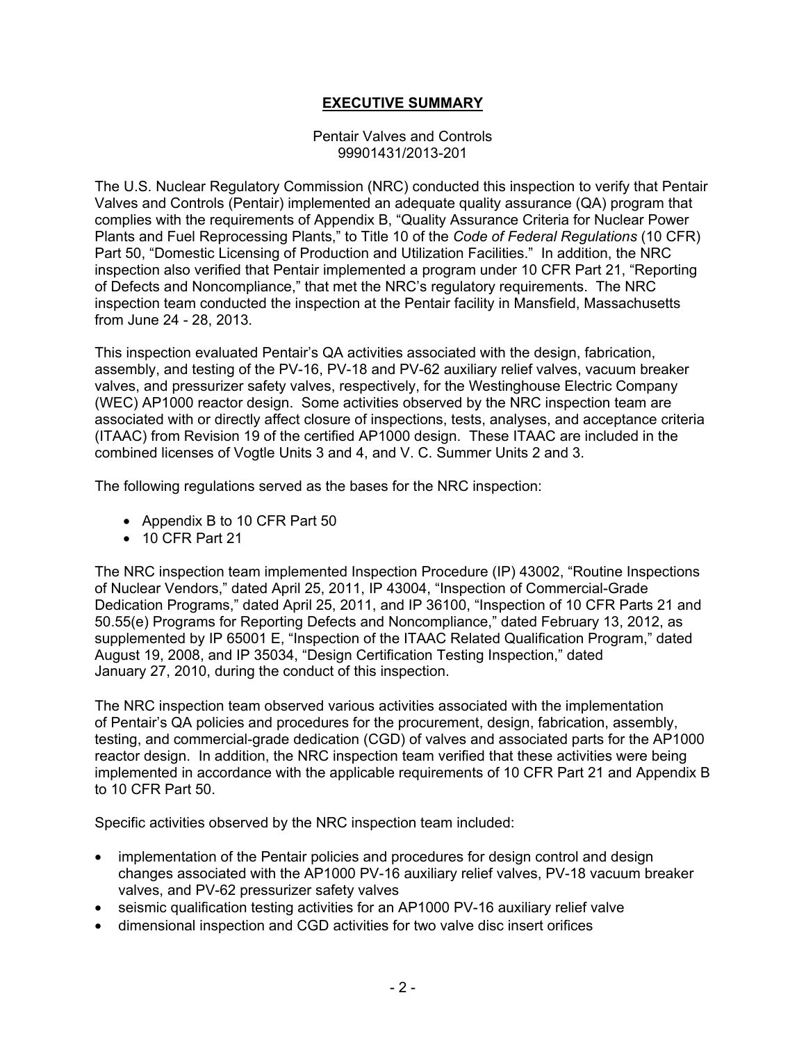# EXECUTIVE SUMMARY

Pentair Valves and Controls
99901431/2013-201

The U.S. Nuclear Regulatory Commission (NRC) conducted this inspection to verify that Pentair Valves and Controls (Pentair) implemented an adequate quality assurance (QA) program that complies with the requirements of Appendix B, "Quality Assurance Criteria for Nuclear Power Plants and Fuel Reprocessing Plants," to Title 10 of the *Code of Federal Regulations* (10 CFR) Part 50, "Domestic Licensing of Production and Utilization Facilities." In addition, the NRC inspection also verified that Pentair implemented a program under 10 CFR Part 21, "Reporting of Defects and Noncompliance," that met the NRC's regulatory requirements. The NRC inspection team conducted the inspection at the Pentair facility in Mansfield, Massachusetts from June 24 - 28, 2013.

This inspection evaluated Pentair's QA activities associated with the design, fabrication, assembly, and testing of the PV-16, PV-18 and PV-62 auxiliary relief valves, vacuum breaker valves, and pressurizer safety valves, respectively, for the Westinghouse Electric Company (WEC) AP1000 reactor design. Some activities observed by the NRC inspection team are associated with or directly affect closure of inspections, tests, analyses, and acceptance criteria (ITAAC) from Revision 19 of the certified AP1000 design. These ITAAC are included in the combined licenses of Vogtle Units 3 and 4, and V. C. Summer Units 2 and 3.

The following regulations served as the bases for the NRC inspection:

- Appendix B to 10 CFR Part 50
- 10 CFR Part 21

The NRC inspection team implemented Inspection Procedure (IP) 43002, "Routine Inspections of Nuclear Vendors," dated April 25, 2011, IP 43004, "Inspection of Commercial-Grade Dedication Programs," dated April 25, 2011, and IP 36100, "Inspection of 10 CFR Parts 21 and 50.55(e) Programs for Reporting Defects and Noncompliance," dated February 13, 2012, as supplemented by IP 65001 E, "Inspection of the ITAAC Related Qualification Program," dated August 19, 2008, and IP 35034, "Design Certification Testing Inspection," dated January 27, 2010, during the conduct of this inspection.

The NRC inspection team observed various activities associated with the implementation of Pentair's QA policies and procedures for the procurement, design, fabrication, assembly, testing, and commercial-grade dedication (CGD) of valves and associated parts for the AP1000 reactor design. In addition, the NRC inspection team verified that these activities were being implemented in accordance with the applicable requirements of 10 CFR Part 21 and Appendix B to 10 CFR Part 50.

Specific activities observed by the NRC inspection team included:

- implementation of the Pentair policies and procedures for design control and design changes associated with the AP1000 PV-16 auxiliary relief valves, PV-18 vacuum breaker valves, and PV-62 pressurizer safety valves
- seismic qualification testing activities for an AP1000 PV-16 auxiliary relief valve
- dimensional inspection and CGD activities for two valve disc insert orifices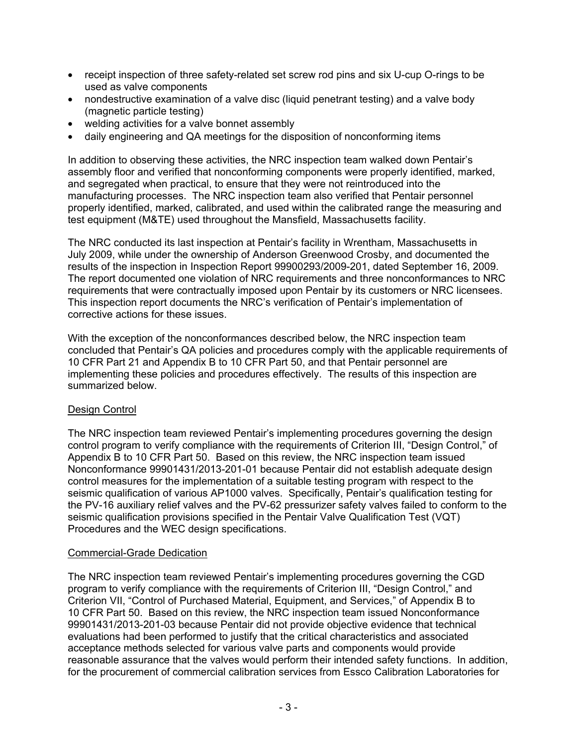- receipt inspection of three safety-related set screw rod pins and six U-cup O-rings to be used as valve components
- nondestructive examination of a valve disc (liquid penetrant testing) and a valve body (magnetic particle testing)
- welding activities for a valve bonnet assembly
- daily engineering and QA meetings for the disposition of nonconforming items

In addition to observing these activities, the NRC inspection team walked down Pentair's assembly floor and verified that nonconforming components were properly identified, marked, and segregated when practical, to ensure that they were not reintroduced into the manufacturing processes. The NRC inspection team also verified that Pentair personnel properly identified, marked, calibrated, and used within the calibrated range the measuring and test equipment (M&TE) used throughout the Mansfield, Massachusetts facility.

The NRC conducted its last inspection at Pentair's facility in Wrentham, Massachusetts in July 2009, while under the ownership of Anderson Greenwood Crosby, and documented the results of the inspection in Inspection Report 99900293/2009-201, dated September 16, 2009. The report documented one violation of NRC requirements and three nonconformances to NRC requirements that were contractually imposed upon Pentair by its customers or NRC licensees. This inspection report documents the NRC's verification of Pentair's implementation of corrective actions for these issues.

With the exception of the nonconformances described below, the NRC inspection team concluded that Pentair's QA policies and procedures comply with the applicable requirements of 10 CFR Part 21 and Appendix B to 10 CFR Part 50, and that Pentair personnel are implementing these policies and procedures effectively. The results of this inspection are summarized below.

## Design Control

The NRC inspection team reviewed Pentair's implementing procedures governing the design control program to verify compliance with the requirements of Criterion III, "Design Control," of Appendix B to 10 CFR Part 50. Based on this review, the NRC inspection team issued Nonconformance 99901431/2013-201-01 because Pentair did not establish adequate design control measures for the implementation of a suitable testing program with respect to the seismic qualification of various AP1000 valves. Specifically, Pentair's qualification testing for the PV-16 auxiliary relief valves and the PV-62 pressurizer safety valves failed to conform to the seismic qualification provisions specified in the Pentair Valve Qualification Test (VQT) Procedures and the WEC design specifications.

## Commercial-Grade Dedication

The NRC inspection team reviewed Pentair's implementing procedures governing the CGD program to verify compliance with the requirements of Criterion III, "Design Control," and Criterion VII, "Control of Purchased Material, Equipment, and Services," of Appendix B to 10 CFR Part 50. Based on this review, the NRC inspection team issued Nonconformance 99901431/2013-201-03 because Pentair did not provide objective evidence that technical evaluations had been performed to justify that the critical characteristics and associated acceptance methods selected for various valve parts and components would provide reasonable assurance that the valves would perform their intended safety functions. In addition, for the procurement of commercial calibration services from Essco Calibration Laboratories for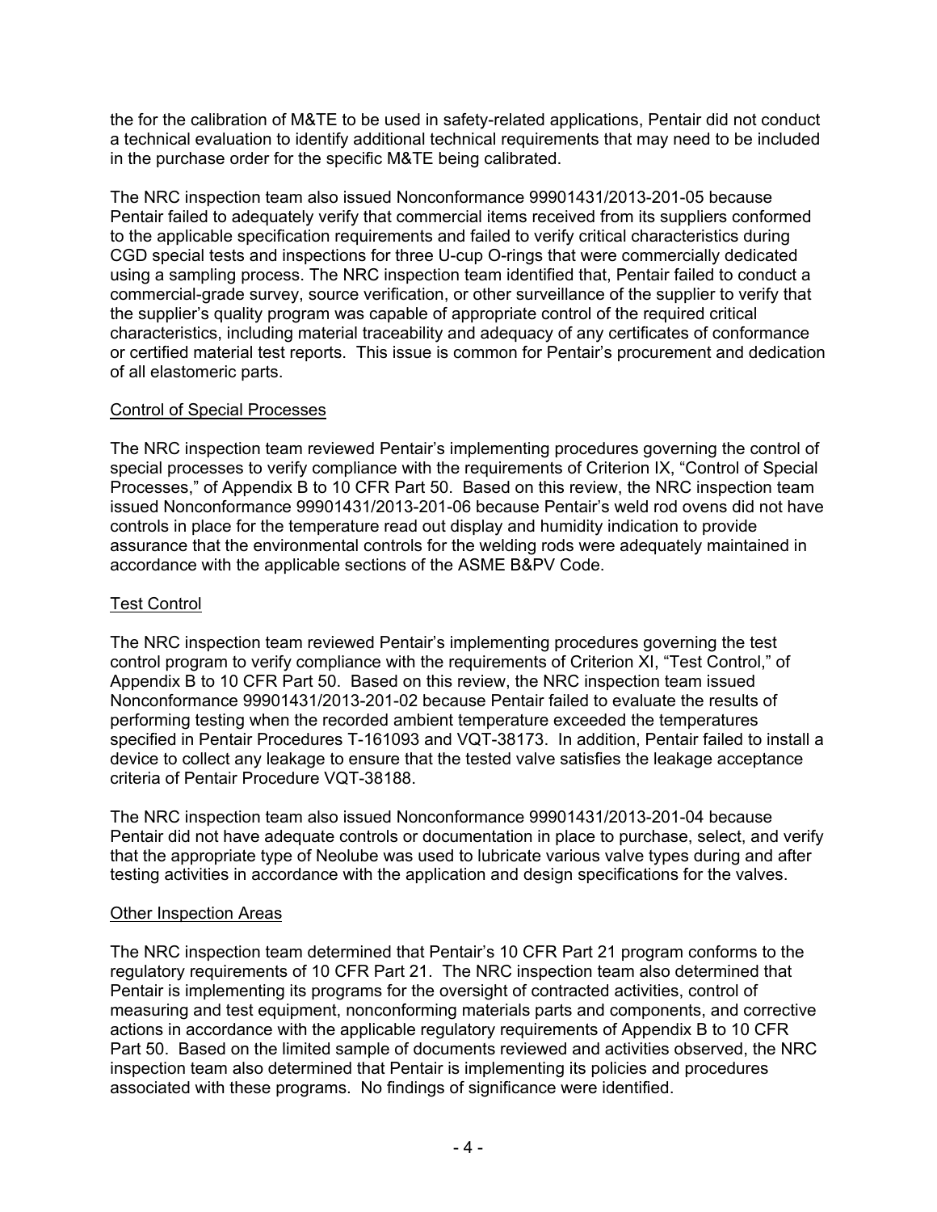the for the calibration of M&TE to be used in safety-related applications, Pentair did not conduct a technical evaluation to identify additional technical requirements that may need to be included in the purchase order for the specific M&TE being calibrated.

The NRC inspection team also issued Nonconformance 99901431/2013-201-05 because Pentair failed to adequately verify that commercial items received from its suppliers conformed to the applicable specification requirements and failed to verify critical characteristics during CGD special tests and inspections for three U-cup O-rings that were commercially dedicated using a sampling process. The NRC inspection team identified that, Pentair failed to conduct a commercial-grade survey, source verification, or other surveillance of the supplier to verify that the supplier's quality program was capable of appropriate control of the required critical characteristics, including material traceability and adequacy of any certificates of conformance or certified material test reports. This issue is common for Pentair's procurement and dedication of all elastomeric parts.

## Control of Special Processes

The NRC inspection team reviewed Pentair's implementing procedures governing the control of special processes to verify compliance with the requirements of Criterion IX, "Control of Special Processes," of Appendix B to 10 CFR Part 50. Based on this review, the NRC inspection team issued Nonconformance 99901431/2013-201-06 because Pentair's weld rod ovens did not have controls in place for the temperature read out display and humidity indication to provide assurance that the environmental controls for the welding rods were adequately maintained in accordance with the applicable sections of the ASME B&PV Code.

## Test Control

The NRC inspection team reviewed Pentair's implementing procedures governing the test control program to verify compliance with the requirements of Criterion XI, "Test Control," of Appendix B to 10 CFR Part 50. Based on this review, the NRC inspection team issued Nonconformance 99901431/2013-201-02 because Pentair failed to evaluate the results of performing testing when the recorded ambient temperature exceeded the temperatures specified in Pentair Procedures T-161093 and VQT-38173. In addition, Pentair failed to install a device to collect any leakage to ensure that the tested valve satisfies the leakage acceptance criteria of Pentair Procedure VQT-38188.

The NRC inspection team also issued Nonconformance 99901431/2013-201-04 because Pentair did not have adequate controls or documentation in place to purchase, select, and verify that the appropriate type of Neolube was used to lubricate various valve types during and after testing activities in accordance with the application and design specifications for the valves.

## Other Inspection Areas

The NRC inspection team determined that Pentair's 10 CFR Part 21 program conforms to the regulatory requirements of 10 CFR Part 21. The NRC inspection team also determined that Pentair is implementing its programs for the oversight of contracted activities, control of measuring and test equipment, nonconforming materials parts and components, and corrective actions in accordance with the applicable regulatory requirements of Appendix B to 10 CFR Part 50. Based on the limited sample of documents reviewed and activities observed, the NRC inspection team also determined that Pentair is implementing its policies and procedures associated with these programs. No findings of significance were identified.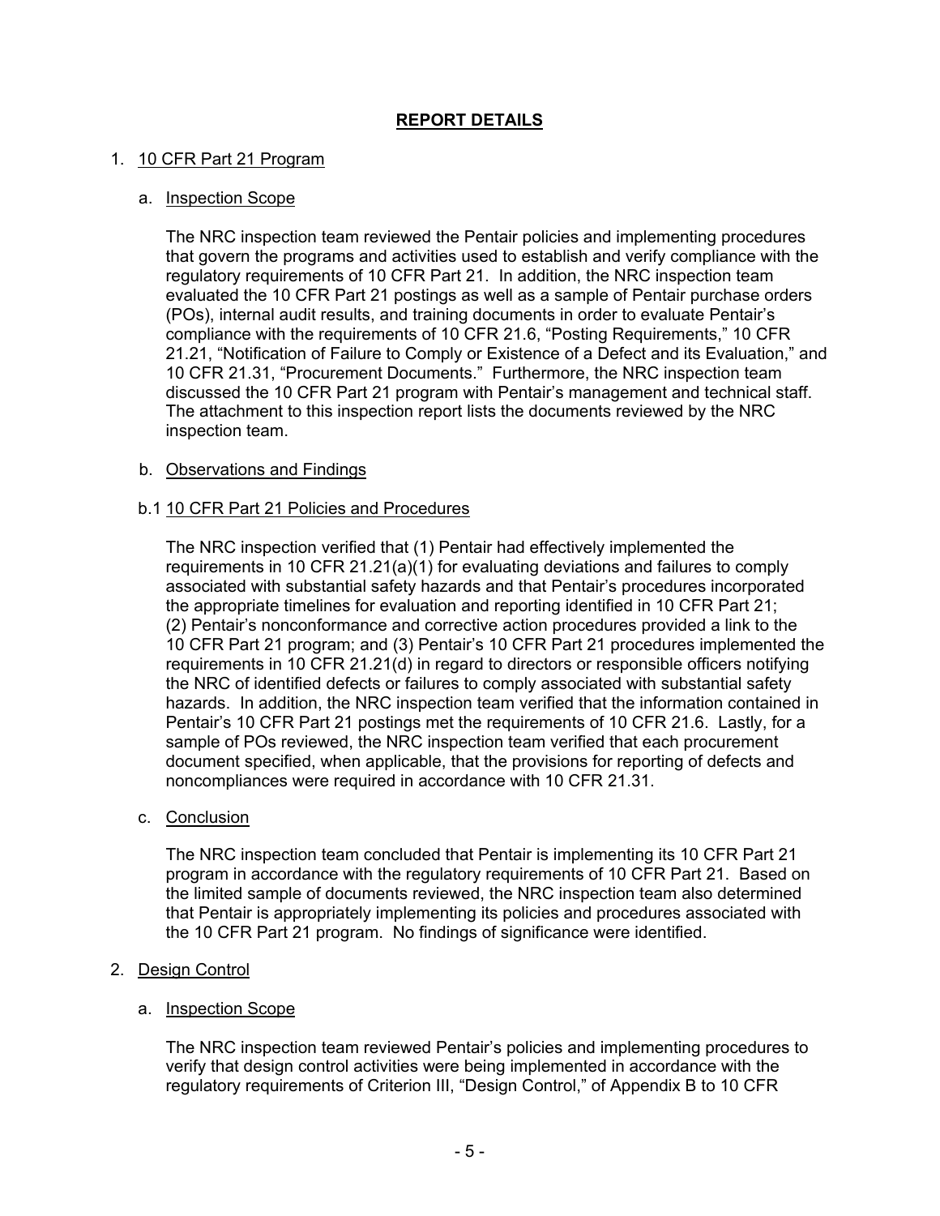## REPORT DETAILS

1. 10 CFR Part 21 Program

   a. Inspection Scope

   The NRC inspection team reviewed the Pentair policies and implementing procedures that govern the programs and activities used to establish and verify compliance with the regulatory requirements of 10 CFR Part 21. In addition, the NRC inspection team evaluated the 10 CFR Part 21 postings as well as a sample of Pentair purchase orders (POs), internal audit results, and training documents in order to evaluate Pentair's compliance with the requirements of 10 CFR 21.6, "Posting Requirements," 10 CFR 21.21, "Notification of Failure to Comply or Existence of a Defect and its Evaluation," and 10 CFR 21.31, "Procurement Documents." Furthermore, the NRC inspection team discussed the 10 CFR Part 21 program with Pentair's management and technical staff. The attachment to this inspection report lists the documents reviewed by the NRC inspection team.

   b. Observations and Findings

   b.1 10 CFR Part 21 Policies and Procedures

   The NRC inspection verified that (1) Pentair had effectively implemented the requirements in 10 CFR 21.21(a)(1) for evaluating deviations and failures to comply associated with substantial safety hazards and that Pentair's procedures incorporated the appropriate timelines for evaluation and reporting identified in 10 CFR Part 21; (2) Pentair's nonconformance and corrective action procedures provided a link to the 10 CFR Part 21 program; and (3) Pentair's 10 CFR Part 21 procedures implemented the requirements in 10 CFR 21.21(d) in regard to directors or responsible officers notifying the NRC of identified defects or failures to comply associated with substantial safety hazards. In addition, the NRC inspection team verified that the information contained in Pentair's 10 CFR Part 21 postings met the requirements of 10 CFR 21.6. Lastly, for a sample of POs reviewed, the NRC inspection team verified that each procurement document specified, when applicable, that the provisions for reporting of defects and noncompliances were required in accordance with 10 CFR 21.31.

   c. Conclusion

   The NRC inspection team concluded that Pentair is implementing its 10 CFR Part 21 program in accordance with the regulatory requirements of 10 CFR Part 21. Based on the limited sample of documents reviewed, the NRC inspection team also determined that Pentair is appropriately implementing its policies and procedures associated with the 10 CFR Part 21 program. No findings of significance were identified.

2. Design Control

   a. Inspection Scope

   The NRC inspection team reviewed Pentair's policies and implementing procedures to verify that design control activities were being implemented in accordance with the regulatory requirements of Criterion III, "Design Control," of Appendix B to 10 CFR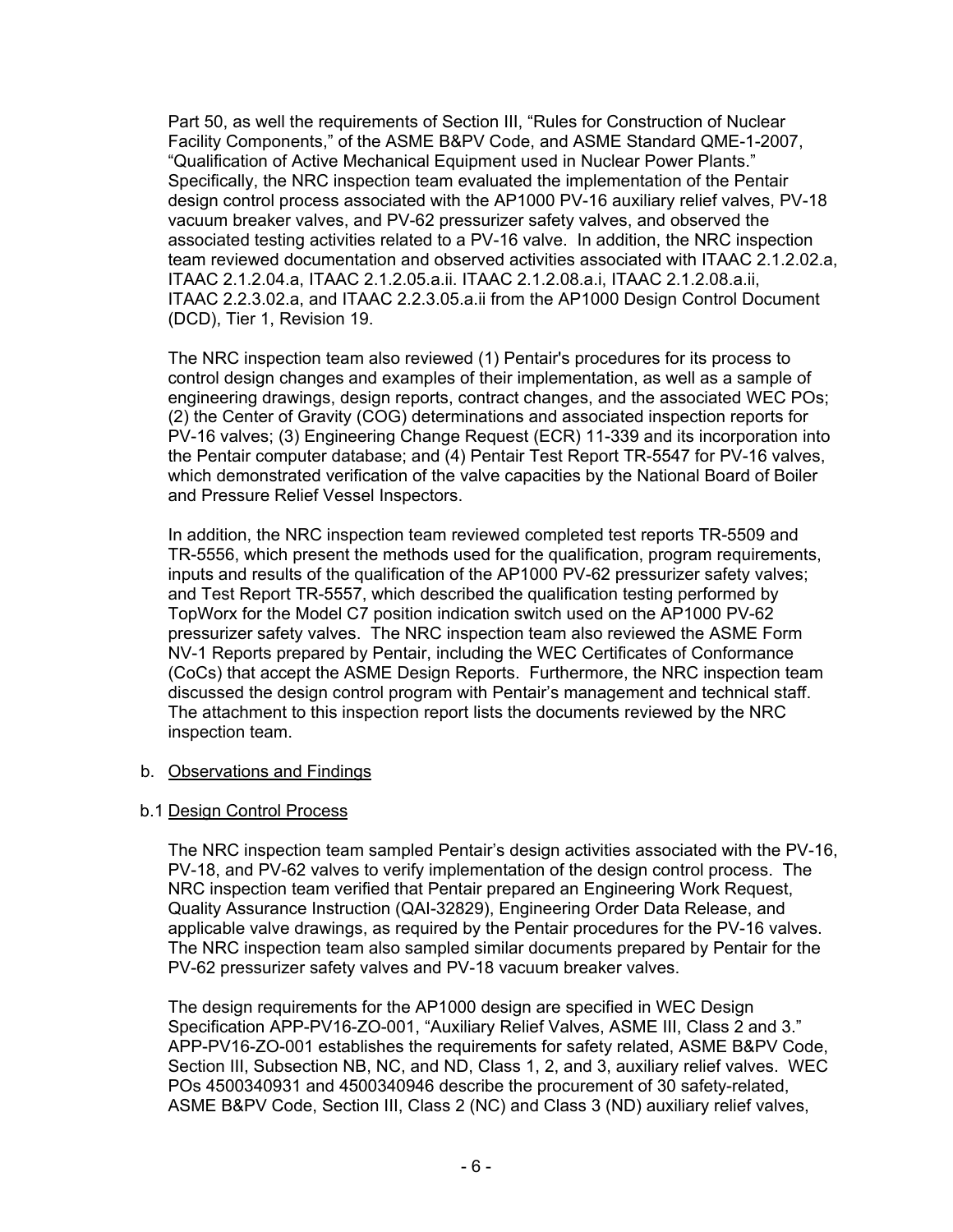Part 50, as well the requirements of Section III, "Rules for Construction of Nuclear Facility Components," of the ASME B&PV Code, and ASME Standard QME-1-2007, "Qualification of Active Mechanical Equipment used in Nuclear Power Plants." Specifically, the NRC inspection team evaluated the implementation of the Pentair design control process associated with the AP1000 PV-16 auxiliary relief valves, PV-18 vacuum breaker valves, and PV-62 pressurizer safety valves, and observed the associated testing activities related to a PV-16 valve. In addition, the NRC inspection team reviewed documentation and observed activities associated with ITAAC 2.1.2.02.a, ITAAC 2.1.2.04.a, ITAAC 2.1.2.05.a.ii. ITAAC 2.1.2.08.a.i, ITAAC 2.1.2.08.a.ii, ITAAC 2.2.3.02.a, and ITAAC 2.2.3.05.a.ii from the AP1000 Design Control Document (DCD), Tier 1, Revision 19.

The NRC inspection team also reviewed (1) Pentair's procedures for its process to control design changes and examples of their implementation, as well as a sample of engineering drawings, design reports, contract changes, and the associated WEC POs; (2) the Center of Gravity (COG) determinations and associated inspection reports for PV-16 valves; (3) Engineering Change Request (ECR) 11-339 and its incorporation into the Pentair computer database; and (4) Pentair Test Report TR-5547 for PV-16 valves, which demonstrated verification of the valve capacities by the National Board of Boiler and Pressure Relief Vessel Inspectors.

In addition, the NRC inspection team reviewed completed test reports TR-5509 and TR-5556, which present the methods used for the qualification, program requirements, inputs and results of the qualification of the AP1000 PV-62 pressurizer safety valves; and Test Report TR-5557, which described the qualification testing performed by TopWorx for the Model C7 position indication switch used on the AP1000 PV-62 pressurizer safety valves. The NRC inspection team also reviewed the ASME Form NV-1 Reports prepared by Pentair, including the WEC Certificates of Conformance (CoCs) that accept the ASME Design Reports. Furthermore, the NRC inspection team discussed the design control program with Pentair's management and technical staff. The attachment to this inspection report lists the documents reviewed by the NRC inspection team.

b. Observations and Findings

b.1 Design Control Process

The NRC inspection team sampled Pentair's design activities associated with the PV-16, PV-18, and PV-62 valves to verify implementation of the design control process. The NRC inspection team verified that Pentair prepared an Engineering Work Request, Quality Assurance Instruction (QAI-32829), Engineering Order Data Release, and applicable valve drawings, as required by the Pentair procedures for the PV-16 valves. The NRC inspection team also sampled similar documents prepared by Pentair for the PV-62 pressurizer safety valves and PV-18 vacuum breaker valves.

The design requirements for the AP1000 design are specified in WEC Design Specification APP-PV16-ZO-001, "Auxiliary Relief Valves, ASME III, Class 2 and 3." APP-PV16-ZO-001 establishes the requirements for safety related, ASME B&PV Code, Section III, Subsection NB, NC, and ND, Class 1, 2, and 3, auxiliary relief valves. WEC POs 4500340931 and 4500340946 describe the procurement of 30 safety-related, ASME B&PV Code, Section III, Class 2 (NC) and Class 3 (ND) auxiliary relief valves,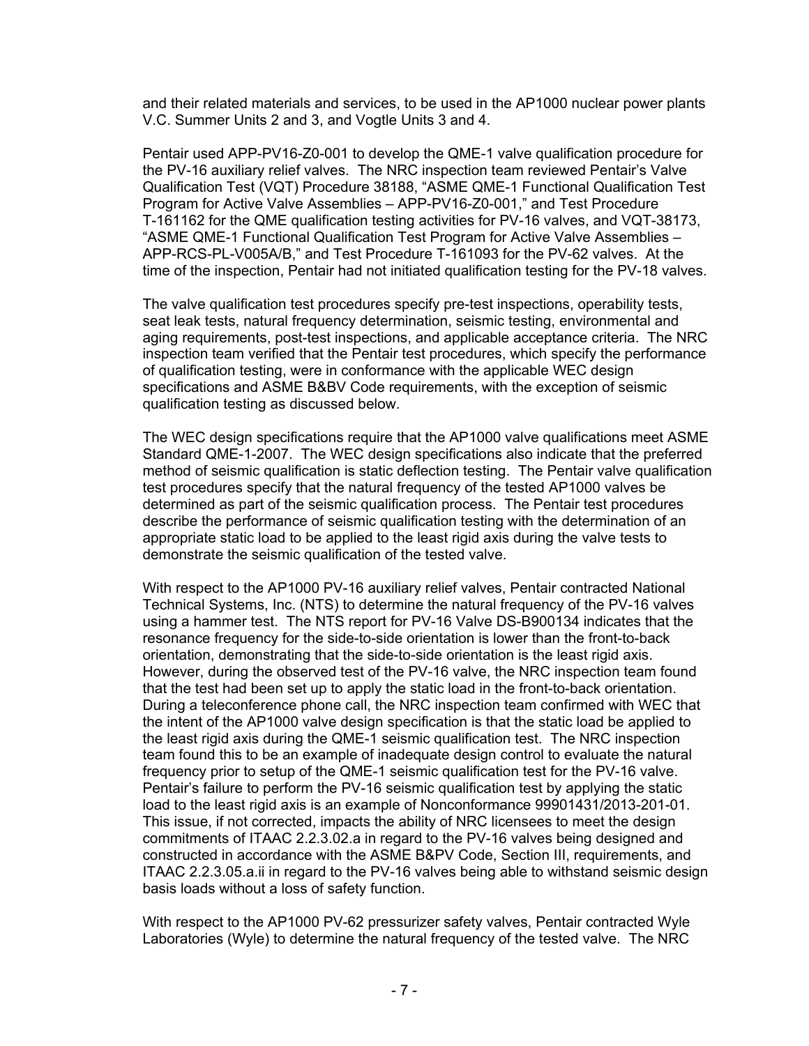and their related materials and services, to be used in the AP1000 nuclear power plants V.C. Summer Units 2 and 3, and Vogtle Units 3 and 4.

Pentair used APP-PV16-Z0-001 to develop the QME-1 valve qualification procedure for the PV-16 auxiliary relief valves. The NRC inspection team reviewed Pentair's Valve Qualification Test (VQT) Procedure 38188, "ASME QME-1 Functional Qualification Test Program for Active Valve Assemblies – APP-PV16-Z0-001," and Test Procedure T-161162 for the QME qualification testing activities for PV-16 valves, and VQT-38173, "ASME QME-1 Functional Qualification Test Program for Active Valve Assemblies – APP-RCS-PL-V005A/B," and Test Procedure T-161093 for the PV-62 valves. At the time of the inspection, Pentair had not initiated qualification testing for the PV-18 valves.

The valve qualification test procedures specify pre-test inspections, operability tests, seat leak tests, natural frequency determination, seismic testing, environmental and aging requirements, post-test inspections, and applicable acceptance criteria. The NRC inspection team verified that the Pentair test procedures, which specify the performance of qualification testing, were in conformance with the applicable WEC design specifications and ASME B&BV Code requirements, with the exception of seismic qualification testing as discussed below.

The WEC design specifications require that the AP1000 valve qualifications meet ASME Standard QME-1-2007. The WEC design specifications also indicate that the preferred method of seismic qualification is static deflection testing. The Pentair valve qualification test procedures specify that the natural frequency of the tested AP1000 valves be determined as part of the seismic qualification process. The Pentair test procedures describe the performance of seismic qualification testing with the determination of an appropriate static load to be applied to the least rigid axis during the valve tests to demonstrate the seismic qualification of the tested valve.

With respect to the AP1000 PV-16 auxiliary relief valves, Pentair contracted National Technical Systems, Inc. (NTS) to determine the natural frequency of the PV-16 valves using a hammer test. The NTS report for PV-16 Valve DS-B900134 indicates that the resonance frequency for the side-to-side orientation is lower than the front-to-back orientation, demonstrating that the side-to-side orientation is the least rigid axis. However, during the observed test of the PV-16 valve, the NRC inspection team found that the test had been set up to apply the static load in the front-to-back orientation. During a teleconference phone call, the NRC inspection team confirmed with WEC that the intent of the AP1000 valve design specification is that the static load be applied to the least rigid axis during the QME-1 seismic qualification test. The NRC inspection team found this to be an example of inadequate design control to evaluate the natural frequency prior to setup of the QME-1 seismic qualification test for the PV-16 valve. Pentair's failure to perform the PV-16 seismic qualification test by applying the static load to the least rigid axis is an example of Nonconformance 99901431/2013-201-01. This issue, if not corrected, impacts the ability of NRC licensees to meet the design commitments of ITAAC 2.2.3.02.a in regard to the PV-16 valves being designed and constructed in accordance with the ASME B&PV Code, Section III, requirements, and ITAAC 2.2.3.05.a.ii in regard to the PV-16 valves being able to withstand seismic design basis loads without a loss of safety function.

With respect to the AP1000 PV-62 pressurizer safety valves, Pentair contracted Wyle Laboratories (Wyle) to determine the natural frequency of the tested valve. The NRC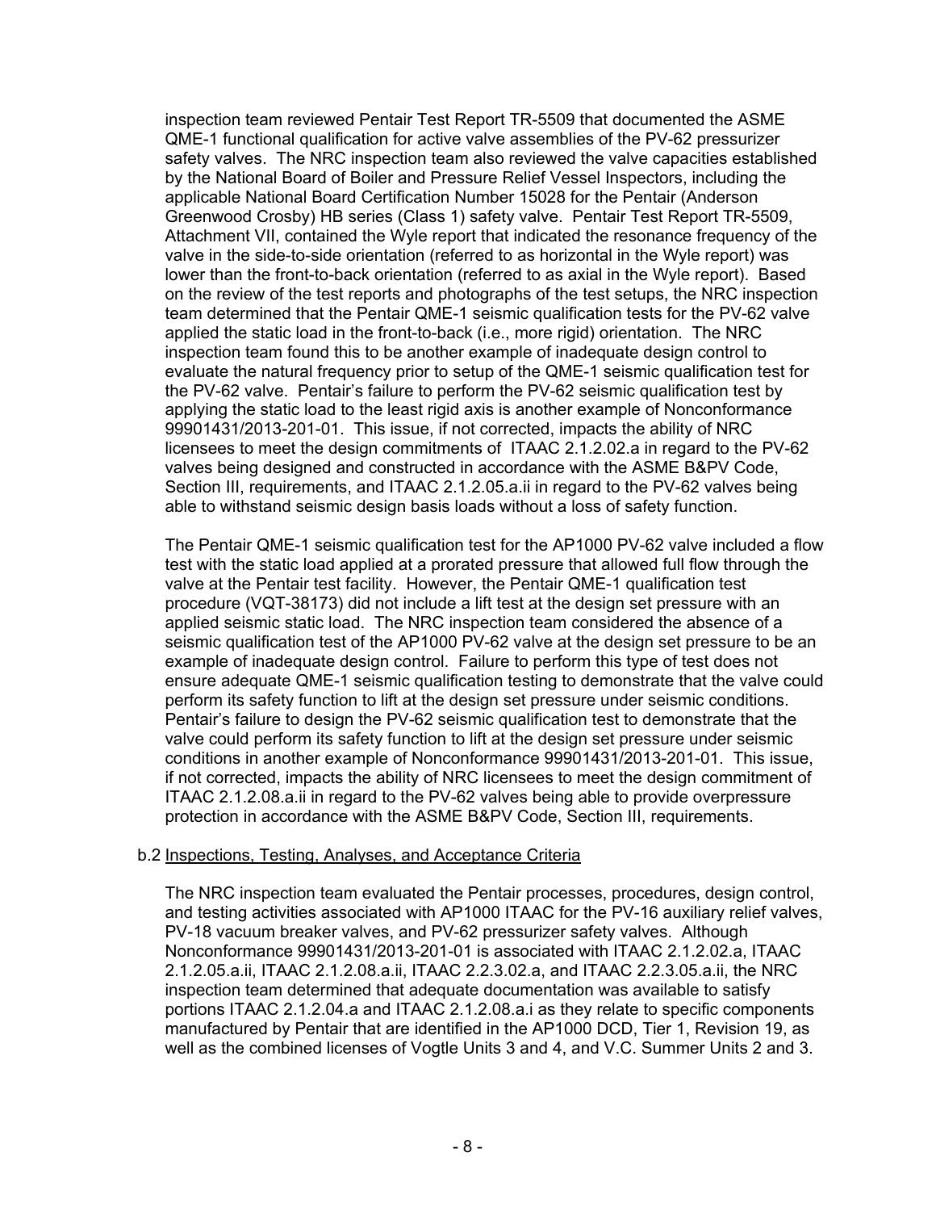inspection team reviewed Pentair Test Report TR-5509 that documented the ASME QME-1 functional qualification for active valve assemblies of the PV-62 pressurizer safety valves. The NRC inspection team also reviewed the valve capacities established by the National Board of Boiler and Pressure Relief Vessel Inspectors, including the applicable National Board Certification Number 15028 for the Pentair (Anderson Greenwood Crosby) HB series (Class 1) safety valve. Pentair Test Report TR-5509, Attachment VII, contained the Wyle report that indicated the resonance frequency of the valve in the side-to-side orientation (referred to as horizontal in the Wyle report) was lower than the front-to-back orientation (referred to as axial in the Wyle report). Based on the review of the test reports and photographs of the test setups, the NRC inspection team determined that the Pentair QME-1 seismic qualification tests for the PV-62 valve applied the static load in the front-to-back (i.e., more rigid) orientation. The NRC inspection team found this to be another example of inadequate design control to evaluate the natural frequency prior to setup of the QME-1 seismic qualification test for the PV-62 valve. Pentair's failure to perform the PV-62 seismic qualification test by applying the static load to the least rigid axis is another example of Nonconformance 99901431/2013-201-01. This issue, if not corrected, impacts the ability of NRC licensees to meet the design commitments of ITAAC 2.1.2.02.a in regard to the PV-62 valves being designed and constructed in accordance with the ASME B&PV Code, Section III, requirements, and ITAAC 2.1.2.05.a.ii in regard to the PV-62 valves being able to withstand seismic design basis loads without a loss of safety function.

The Pentair QME-1 seismic qualification test for the AP1000 PV-62 valve included a flow test with the static load applied at a prorated pressure that allowed full flow through the valve at the Pentair test facility. However, the Pentair QME-1 qualification test procedure (VQT-38173) did not include a lift test at the design set pressure with an applied seismic static load. The NRC inspection team considered the absence of a seismic qualification test of the AP1000 PV-62 valve at the design set pressure to be an example of inadequate design control. Failure to perform this type of test does not ensure adequate QME-1 seismic qualification testing to demonstrate that the valve could perform its safety function to lift at the design set pressure under seismic conditions. Pentair's failure to design the PV-62 seismic qualification test to demonstrate that the valve could perform its safety function to lift at the design set pressure under seismic conditions in another example of Nonconformance 99901431/2013-201-01. This issue, if not corrected, impacts the ability of NRC licensees to meet the design commitment of ITAAC 2.1.2.08.a.ii in regard to the PV-62 valves being able to provide overpressure protection in accordance with the ASME B&PV Code, Section III, requirements.

b.2 Inspections, Testing, Analyses, and Acceptance Criteria

The NRC inspection team evaluated the Pentair processes, procedures, design control, and testing activities associated with AP1000 ITAAC for the PV-16 auxiliary relief valves, PV-18 vacuum breaker valves, and PV-62 pressurizer safety valves. Although Nonconformance 99901431/2013-201-01 is associated with ITAAC 2.1.2.02.a, ITAAC 2.1.2.05.a.ii, ITAAC 2.1.2.08.a.ii, ITAAC 2.2.3.02.a, and ITAAC 2.2.3.05.a.ii, the NRC inspection team determined that adequate documentation was available to satisfy portions ITAAC 2.1.2.04.a and ITAAC 2.1.2.08.a.i as they relate to specific components manufactured by Pentair that are identified in the AP1000 DCD, Tier 1, Revision 19, as well as the combined licenses of Vogtle Units 3 and 4, and V.C. Summer Units 2 and 3.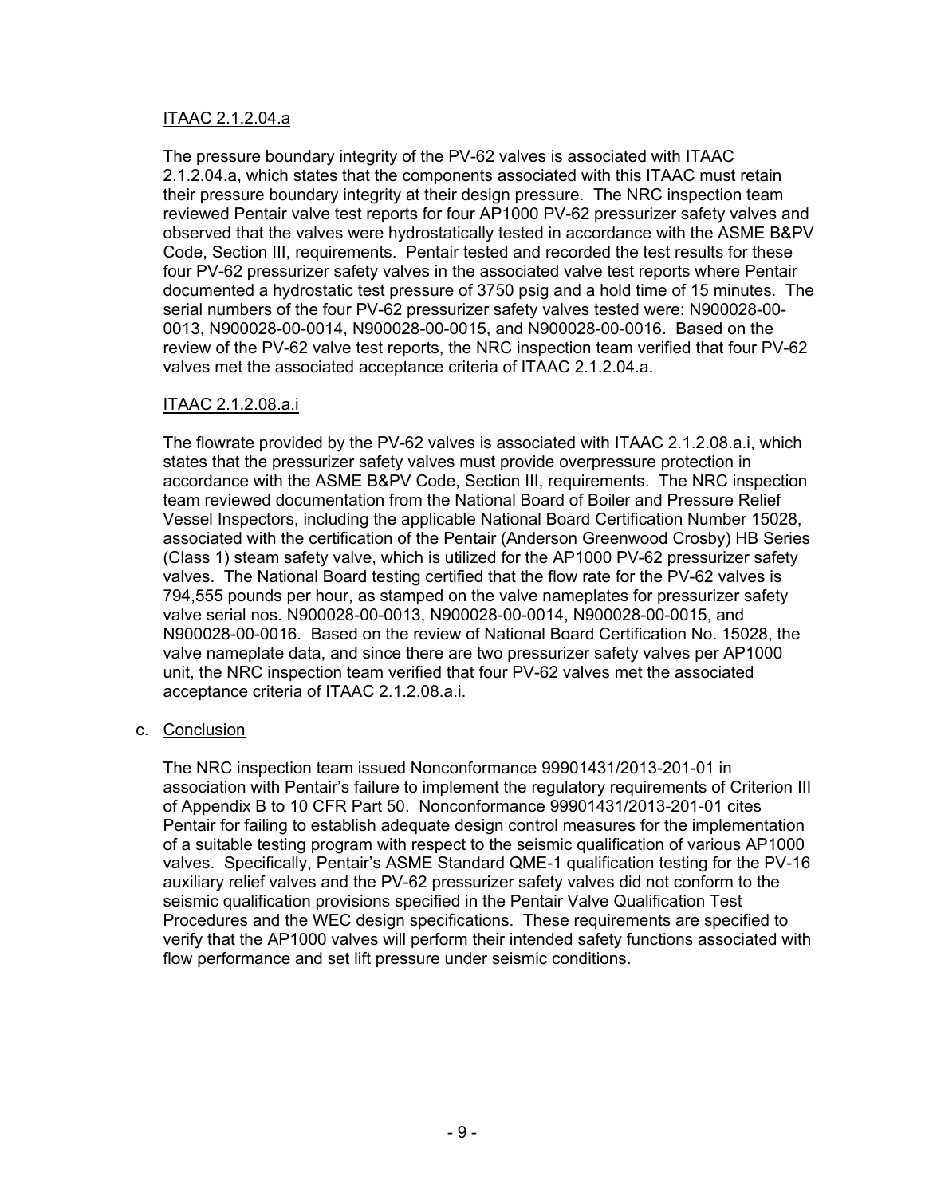ITAAC 2.1.2.04.a

The pressure boundary integrity of the PV-62 valves is associated with ITAAC 2.1.2.04.a, which states that the components associated with this ITAAC must retain their pressure boundary integrity at their design pressure. The NRC inspection team reviewed Pentair valve test reports for four AP1000 PV-62 pressurizer safety valves and observed that the valves were hydrostatically tested in accordance with the ASME B&PV Code, Section III, requirements. Pentair tested and recorded the test results for these four PV-62 pressurizer safety valves in the associated valve test reports where Pentair documented a hydrostatic test pressure of 3750 psig and a hold time of 15 minutes. The serial numbers of the four PV-62 pressurizer safety valves tested were: N900028-00-0013, N900028-00-0014, N900028-00-0015, and N900028-00-0016. Based on the review of the PV-62 valve test reports, the NRC inspection team verified that four PV-62 valves met the associated acceptance criteria of ITAAC 2.1.2.04.a.

ITAAC 2.1.2.08.a.i

The flowrate provided by the PV-62 valves is associated with ITAAC 2.1.2.08.a.i, which states that the pressurizer safety valves must provide overpressure protection in accordance with the ASME B&PV Code, Section III, requirements. The NRC inspection team reviewed documentation from the National Board of Boiler and Pressure Relief Vessel Inspectors, including the applicable National Board Certification Number 15028, associated with the certification of the Pentair (Anderson Greenwood Crosby) HB Series (Class 1) steam safety valve, which is utilized for the AP1000 PV-62 pressurizer safety valves. The National Board testing certified that the flow rate for the PV-62 valves is 794,555 pounds per hour, as stamped on the valve nameplates for pressurizer safety valve serial nos. N900028-00-0013, N900028-00-0014, N900028-00-0015, and N900028-00-0016. Based on the review of National Board Certification No. 15028, the valve nameplate data, and since there are two pressurizer safety valves per AP1000 unit, the NRC inspection team verified that four PV-62 valves met the associated acceptance criteria of ITAAC 2.1.2.08.a.i.

c. Conclusion

The NRC inspection team issued Nonconformance 99901431/2013-201-01 in association with Pentair's failure to implement the regulatory requirements of Criterion III of Appendix B to 10 CFR Part 50. Nonconformance 99901431/2013-201-01 cites Pentair for failing to establish adequate design control measures for the implementation of a suitable testing program with respect to the seismic qualification of various AP1000 valves. Specifically, Pentair's ASME Standard QME-1 qualification testing for the PV-16 auxiliary relief valves and the PV-62 pressurizer safety valves did not conform to the seismic qualification provisions specified in the Pentair Valve Qualification Test Procedures and the WEC design specifications. These requirements are specified to verify that the AP1000 valves will perform their intended safety functions associated with flow performance and set lift pressure under seismic conditions.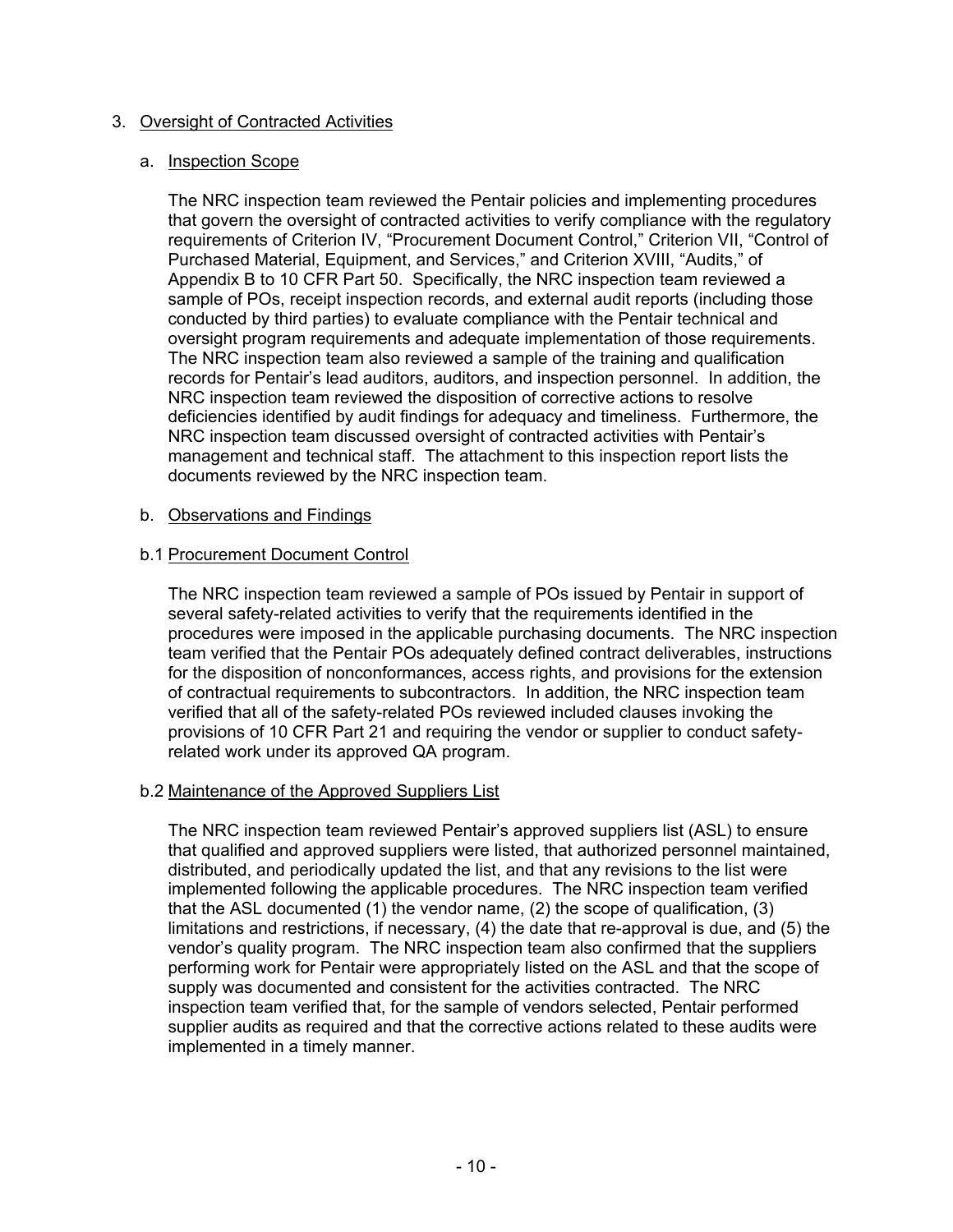## 3. Oversight of Contracted Activities

### a. Inspection Scope

The NRC inspection team reviewed the Pentair policies and implementing procedures that govern the oversight of contracted activities to verify compliance with the regulatory requirements of Criterion IV, "Procurement Document Control," Criterion VII, "Control of Purchased Material, Equipment, and Services," and Criterion XVIII, "Audits," of Appendix B to 10 CFR Part 50. Specifically, the NRC inspection team reviewed a sample of POs, receipt inspection records, and external audit reports (including those conducted by third parties) to evaluate compliance with the Pentair technical and oversight program requirements and adequate implementation of those requirements. The NRC inspection team also reviewed a sample of the training and qualification records for Pentair's lead auditors, auditors, and inspection personnel. In addition, the NRC inspection team reviewed the disposition of corrective actions to resolve deficiencies identified by audit findings for adequacy and timeliness. Furthermore, the NRC inspection team discussed oversight of contracted activities with Pentair's management and technical staff. The attachment to this inspection report lists the documents reviewed by the NRC inspection team.

### b. Observations and Findings

#### b.1 Procurement Document Control

The NRC inspection team reviewed a sample of POs issued by Pentair in support of several safety-related activities to verify that the requirements identified in the procedures were imposed in the applicable purchasing documents. The NRC inspection team verified that the Pentair POs adequately defined contract deliverables, instructions for the disposition of nonconformances, access rights, and provisions for the extension of contractual requirements to subcontractors. In addition, the NRC inspection team verified that all of the safety-related POs reviewed included clauses invoking the provisions of 10 CFR Part 21 and requiring the vendor or supplier to conduct safety-related work under its approved QA program.

#### b.2 Maintenance of the Approved Suppliers List

The NRC inspection team reviewed Pentair's approved suppliers list (ASL) to ensure that qualified and approved suppliers were listed, that authorized personnel maintained, distributed, and periodically updated the list, and that any revisions to the list were implemented following the applicable procedures. The NRC inspection team verified that the ASL documented (1) the vendor name, (2) the scope of qualification, (3) limitations and restrictions, if necessary, (4) the date that re-approval is due, and (5) the vendor's quality program. The NRC inspection team also confirmed that the suppliers performing work for Pentair were appropriately listed on the ASL and that the scope of supply was documented and consistent for the activities contracted. The NRC inspection team verified that, for the sample of vendors selected, Pentair performed supplier audits as required and that the corrective actions related to these audits were implemented in a timely manner.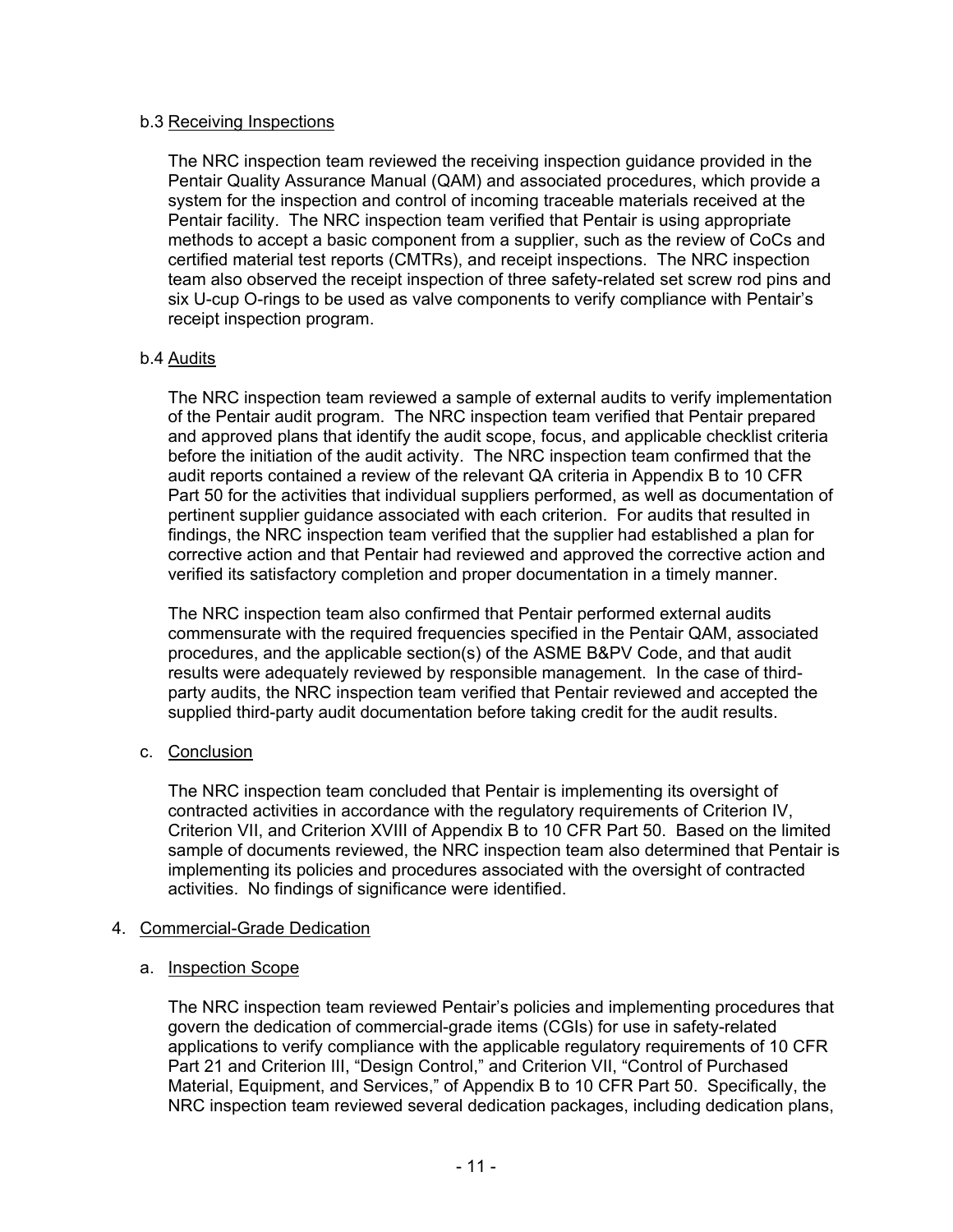b.3 Receiving Inspections

The NRC inspection team reviewed the receiving inspection guidance provided in the Pentair Quality Assurance Manual (QAM) and associated procedures, which provide a system for the inspection and control of incoming traceable materials received at the Pentair facility. The NRC inspection team verified that Pentair is using appropriate methods to accept a basic component from a supplier, such as the review of CoCs and certified material test reports (CMTRs), and receipt inspections. The NRC inspection team also observed the receipt inspection of three safety-related set screw rod pins and six U-cup O-rings to be used as valve components to verify compliance with Pentair's receipt inspection program.

b.4 Audits

The NRC inspection team reviewed a sample of external audits to verify implementation of the Pentair audit program. The NRC inspection team verified that Pentair prepared and approved plans that identify the audit scope, focus, and applicable checklist criteria before the initiation of the audit activity. The NRC inspection team confirmed that the audit reports contained a review of the relevant QA criteria in Appendix B to 10 CFR Part 50 for the activities that individual suppliers performed, as well as documentation of pertinent supplier guidance associated with each criterion. For audits that resulted in findings, the NRC inspection team verified that the supplier had established a plan for corrective action and that Pentair had reviewed and approved the corrective action and verified its satisfactory completion and proper documentation in a timely manner.

The NRC inspection team also confirmed that Pentair performed external audits commensurate with the required frequencies specified in the Pentair QAM, associated procedures, and the applicable section(s) of the ASME B&PV Code, and that audit results were adequately reviewed by responsible management. In the case of third-party audits, the NRC inspection team verified that Pentair reviewed and accepted the supplied third-party audit documentation before taking credit for the audit results.

c. Conclusion

The NRC inspection team concluded that Pentair is implementing its oversight of contracted activities in accordance with the regulatory requirements of Criterion IV, Criterion VII, and Criterion XVIII of Appendix B to 10 CFR Part 50. Based on the limited sample of documents reviewed, the NRC inspection team also determined that Pentair is implementing its policies and procedures associated with the oversight of contracted activities. No findings of significance were identified.

4. Commercial-Grade Dedication

a. Inspection Scope

The NRC inspection team reviewed Pentair's policies and implementing procedures that govern the dedication of commercial-grade items (CGIs) for use in safety-related applications to verify compliance with the applicable regulatory requirements of 10 CFR Part 21 and Criterion III, "Design Control," and Criterion VII, "Control of Purchased Material, Equipment, and Services," of Appendix B to 10 CFR Part 50. Specifically, the NRC inspection team reviewed several dedication packages, including dedication plans,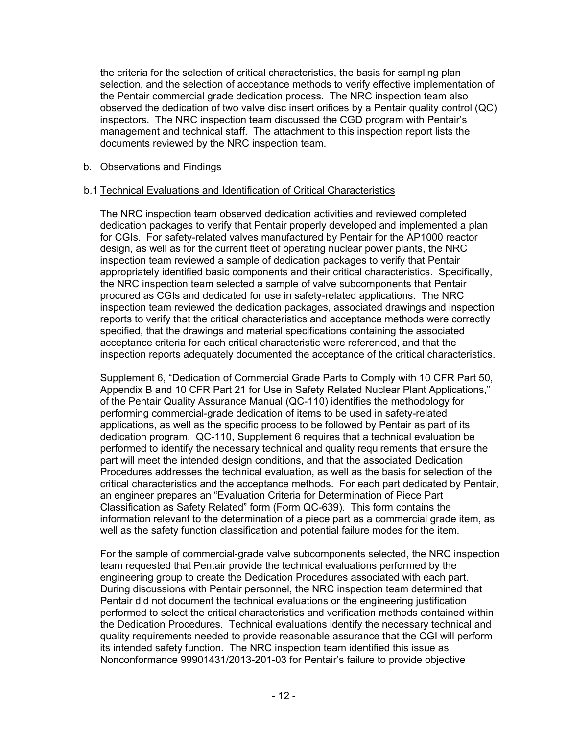the criteria for the selection of critical characteristics, the basis for sampling plan selection, and the selection of acceptance methods to verify effective implementation of the Pentair commercial grade dedication process. The NRC inspection team also observed the dedication of two valve disc insert orifices by a Pentair quality control (QC) inspectors. The NRC inspection team discussed the CGD program with Pentair's management and technical staff. The attachment to this inspection report lists the documents reviewed by the NRC inspection team.

b. Observations and Findings

b.1 Technical Evaluations and Identification of Critical Characteristics

The NRC inspection team observed dedication activities and reviewed completed dedication packages to verify that Pentair properly developed and implemented a plan for CGIs. For safety-related valves manufactured by Pentair for the AP1000 reactor design, as well as for the current fleet of operating nuclear power plants, the NRC inspection team reviewed a sample of dedication packages to verify that Pentair appropriately identified basic components and their critical characteristics. Specifically, the NRC inspection team selected a sample of valve subcomponents that Pentair procured as CGIs and dedicated for use in safety-related applications. The NRC inspection team reviewed the dedication packages, associated drawings and inspection reports to verify that the critical characteristics and acceptance methods were correctly specified, that the drawings and material specifications containing the associated acceptance criteria for each critical characteristic were referenced, and that the inspection reports adequately documented the acceptance of the critical characteristics.

Supplement 6, "Dedication of Commercial Grade Parts to Comply with 10 CFR Part 50, Appendix B and 10 CFR Part 21 for Use in Safety Related Nuclear Plant Applications," of the Pentair Quality Assurance Manual (QC-110) identifies the methodology for performing commercial-grade dedication of items to be used in safety-related applications, as well as the specific process to be followed by Pentair as part of its dedication program. QC-110, Supplement 6 requires that a technical evaluation be performed to identify the necessary technical and quality requirements that ensure the part will meet the intended design conditions, and that the associated Dedication Procedures addresses the technical evaluation, as well as the basis for selection of the critical characteristics and the acceptance methods. For each part dedicated by Pentair, an engineer prepares an "Evaluation Criteria for Determination of Piece Part Classification as Safety Related" form (Form QC-639). This form contains the information relevant to the determination of a piece part as a commercial grade item, as well as the safety function classification and potential failure modes for the item.

For the sample of commercial-grade valve subcomponents selected, the NRC inspection team requested that Pentair provide the technical evaluations performed by the engineering group to create the Dedication Procedures associated with each part. During discussions with Pentair personnel, the NRC inspection team determined that Pentair did not document the technical evaluations or the engineering justification performed to select the critical characteristics and verification methods contained within the Dedication Procedures. Technical evaluations identify the necessary technical and quality requirements needed to provide reasonable assurance that the CGI will perform its intended safety function. The NRC inspection team identified this issue as Nonconformance 99901431/2013-201-03 for Pentair's failure to provide objective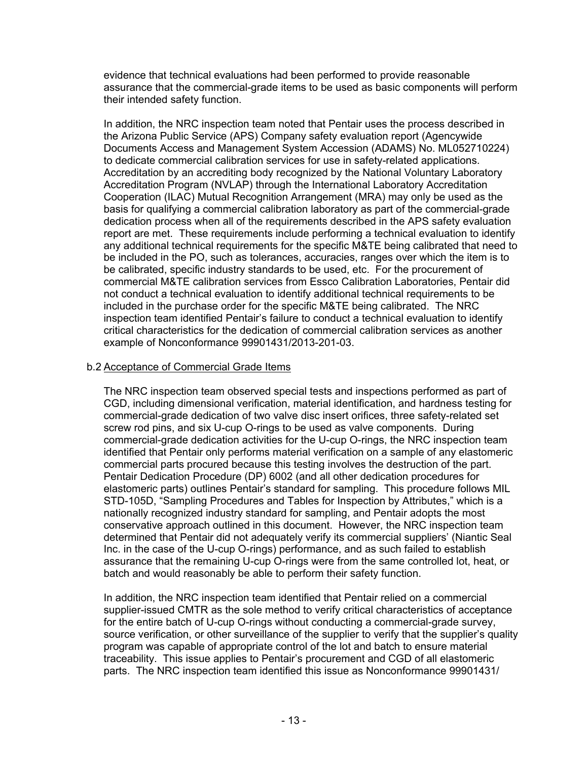evidence that technical evaluations had been performed to provide reasonable assurance that the commercial-grade items to be used as basic components will perform their intended safety function.

In addition, the NRC inspection team noted that Pentair uses the process described in the Arizona Public Service (APS) Company safety evaluation report (Agencywide Documents Access and Management System Accession (ADAMS) No. ML052710224) to dedicate commercial calibration services for use in safety-related applications. Accreditation by an accrediting body recognized by the National Voluntary Laboratory Accreditation Program (NVLAP) through the International Laboratory Accreditation Cooperation (ILAC) Mutual Recognition Arrangement (MRA) may only be used as the basis for qualifying a commercial calibration laboratory as part of the commercial-grade dedication process when all of the requirements described in the APS safety evaluation report are met. These requirements include performing a technical evaluation to identify any additional technical requirements for the specific M&TE being calibrated that need to be included in the PO, such as tolerances, accuracies, ranges over which the item is to be calibrated, specific industry standards to be used, etc. For the procurement of commercial M&TE calibration services from Essco Calibration Laboratories, Pentair did not conduct a technical evaluation to identify additional technical requirements to be included in the purchase order for the specific M&TE being calibrated. The NRC inspection team identified Pentair's failure to conduct a technical evaluation to identify critical characteristics for the dedication of commercial calibration services as another example of Nonconformance 99901431/2013-201-03.

b.2 Acceptance of Commercial Grade Items

The NRC inspection team observed special tests and inspections performed as part of CGD, including dimensional verification, material identification, and hardness testing for commercial-grade dedication of two valve disc insert orifices, three safety-related set screw rod pins, and six U-cup O-rings to be used as valve components. During commercial-grade dedication activities for the U-cup O-rings, the NRC inspection team identified that Pentair only performs material verification on a sample of any elastomeric commercial parts procured because this testing involves the destruction of the part. Pentair Dedication Procedure (DP) 6002 (and all other dedication procedures for elastomeric parts) outlines Pentair's standard for sampling. This procedure follows MIL STD-105D, "Sampling Procedures and Tables for Inspection by Attributes," which is a nationally recognized industry standard for sampling, and Pentair adopts the most conservative approach outlined in this document. However, the NRC inspection team determined that Pentair did not adequately verify its commercial suppliers' (Niantic Seal Inc. in the case of the U-cup O-rings) performance, and as such failed to establish assurance that the remaining U-cup O-rings were from the same controlled lot, heat, or batch and would reasonably be able to perform their safety function.

In addition, the NRC inspection team identified that Pentair relied on a commercial supplier-issued CMTR as the sole method to verify critical characteristics of acceptance for the entire batch of U-cup O-rings without conducting a commercial-grade survey, source verification, or other surveillance of the supplier to verify that the supplier's quality program was capable of appropriate control of the lot and batch to ensure material traceability. This issue applies to Pentair's procurement and CGD of all elastomeric parts. The NRC inspection team identified this issue as Nonconformance 99901431/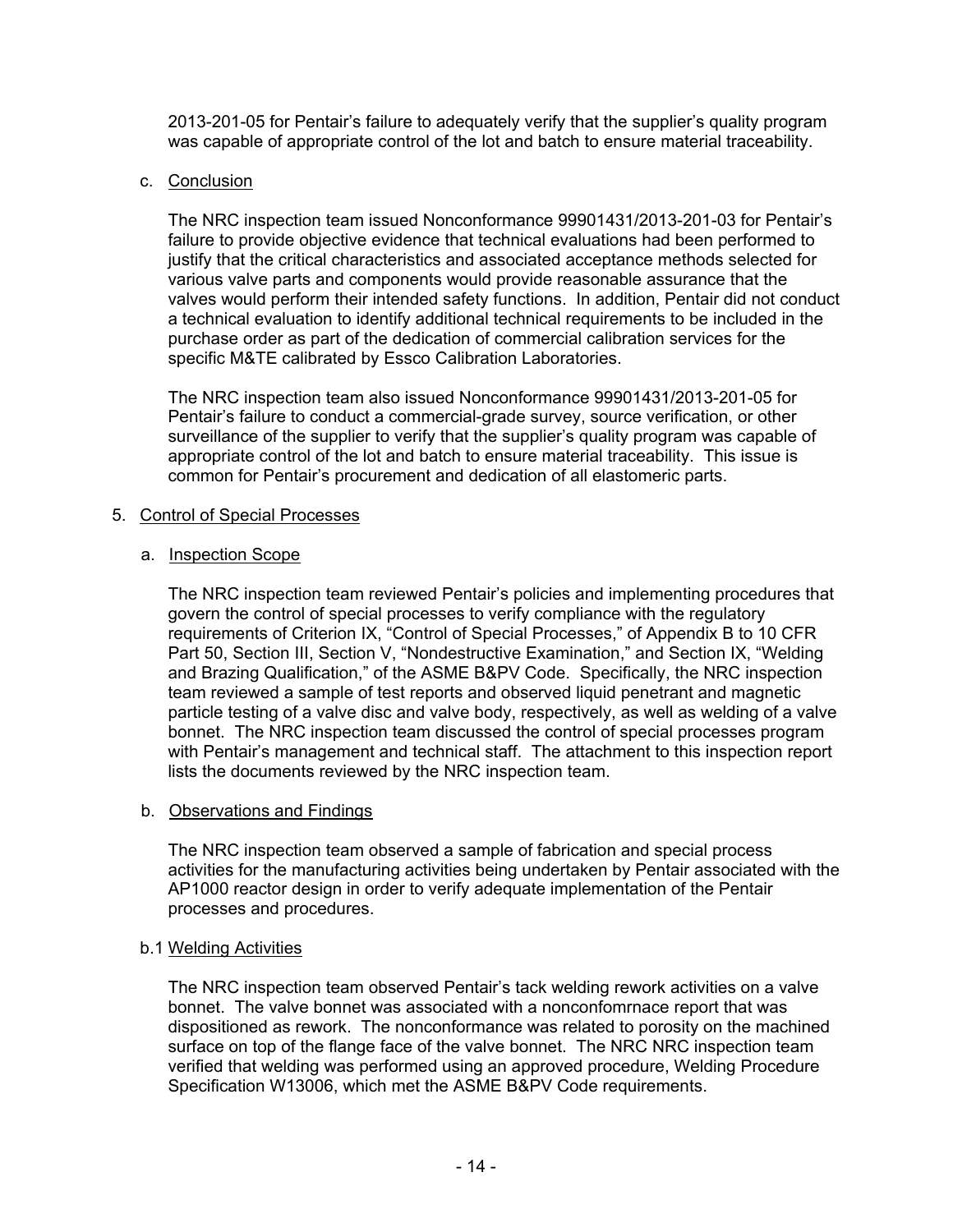2013-201-05 for Pentair's failure to adequately verify that the supplier's quality program was capable of appropriate control of the lot and batch to ensure material traceability.

c. Conclusion

The NRC inspection team issued Nonconformance 99901431/2013-201-03 for Pentair's failure to provide objective evidence that technical evaluations had been performed to justify that the critical characteristics and associated acceptance methods selected for various valve parts and components would provide reasonable assurance that the valves would perform their intended safety functions. In addition, Pentair did not conduct a technical evaluation to identify additional technical requirements to be included in the purchase order as part of the dedication of commercial calibration services for the specific M&TE calibrated by Essco Calibration Laboratories.

The NRC inspection team also issued Nonconformance 99901431/2013-201-05 for Pentair's failure to conduct a commercial-grade survey, source verification, or other surveillance of the supplier to verify that the supplier's quality program was capable of appropriate control of the lot and batch to ensure material traceability. This issue is common for Pentair's procurement and dedication of all elastomeric parts.

## 5. Control of Special Processes

a. Inspection Scope

The NRC inspection team reviewed Pentair's policies and implementing procedures that govern the control of special processes to verify compliance with the regulatory requirements of Criterion IX, "Control of Special Processes," of Appendix B to 10 CFR Part 50, Section III, Section V, "Nondestructive Examination," and Section IX, "Welding and Brazing Qualification," of the ASME B&PV Code. Specifically, the NRC inspection team reviewed a sample of test reports and observed liquid penetrant and magnetic particle testing of a valve disc and valve body, respectively, as well as welding of a valve bonnet. The NRC inspection team discussed the control of special processes program with Pentair's management and technical staff. The attachment to this inspection report lists the documents reviewed by the NRC inspection team.

b. Observations and Findings

The NRC inspection team observed a sample of fabrication and special process activities for the manufacturing activities being undertaken by Pentair associated with the AP1000 reactor design in order to verify adequate implementation of the Pentair processes and procedures.

b.1 Welding Activities

The NRC inspection team observed Pentair's tack welding rework activities on a valve bonnet. The valve bonnet was associated with a nonconfomrnace report that was dispositioned as rework. The nonconformance was related to porosity on the machined surface on top of the flange face of the valve bonnet. The NRC NRC inspection team verified that welding was performed using an approved procedure, Welding Procedure Specification W13006, which met the ASME B&PV Code requirements.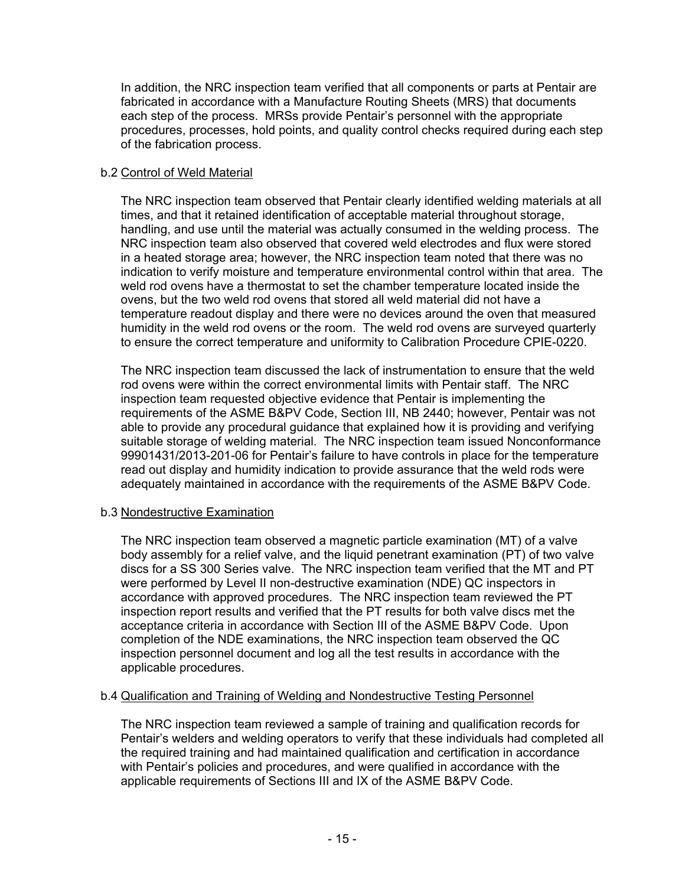In addition, the NRC inspection team verified that all components or parts at Pentair are fabricated in accordance with a Manufacture Routing Sheets (MRS) that documents each step of the process. MRSs provide Pentair's personnel with the appropriate procedures, processes, hold points, and quality control checks required during each step of the fabrication process.

b.2 Control of Weld Material

The NRC inspection team observed that Pentair clearly identified welding materials at all times, and that it retained identification of acceptable material throughout storage, handling, and use until the material was actually consumed in the welding process. The NRC inspection team also observed that covered weld electrodes and flux were stored in a heated storage area; however, the NRC inspection team noted that there was no indication to verify moisture and temperature environmental control within that area. The weld rod ovens have a thermostat to set the chamber temperature located inside the ovens, but the two weld rod ovens that stored all weld material did not have a temperature readout display and there were no devices around the oven that measured humidity in the weld rod ovens or the room. The weld rod ovens are surveyed quarterly to ensure the correct temperature and uniformity to Calibration Procedure CPIE-0220.

The NRC inspection team discussed the lack of instrumentation to ensure that the weld rod ovens were within the correct environmental limits with Pentair staff. The NRC inspection team requested objective evidence that Pentair is implementing the requirements of the ASME B&PV Code, Section III, NB 2440; however, Pentair was not able to provide any procedural guidance that explained how it is providing and verifying suitable storage of welding material. The NRC inspection team issued Nonconformance 99901431/2013-201-06 for Pentair's failure to have controls in place for the temperature read out display and humidity indication to provide assurance that the weld rods were adequately maintained in accordance with the requirements of the ASME B&PV Code.

b.3 Nondestructive Examination

The NRC inspection team observed a magnetic particle examination (MT) of a valve body assembly for a relief valve, and the liquid penetrant examination (PT) of two valve discs for a SS 300 Series valve. The NRC inspection team verified that the MT and PT were performed by Level II non-destructive examination (NDE) QC inspectors in accordance with approved procedures. The NRC inspection team reviewed the PT inspection report results and verified that the PT results for both valve discs met the acceptance criteria in accordance with Section III of the ASME B&PV Code. Upon completion of the NDE examinations, the NRC inspection team observed the QC inspection personnel document and log all the test results in accordance with the applicable procedures.

b.4 Qualification and Training of Welding and Nondestructive Testing Personnel

The NRC inspection team reviewed a sample of training and qualification records for Pentair's welders and welding operators to verify that these individuals had completed all the required training and had maintained qualification and certification in accordance with Pentair's policies and procedures, and were qualified in accordance with the applicable requirements of Sections III and IX of the ASME B&PV Code.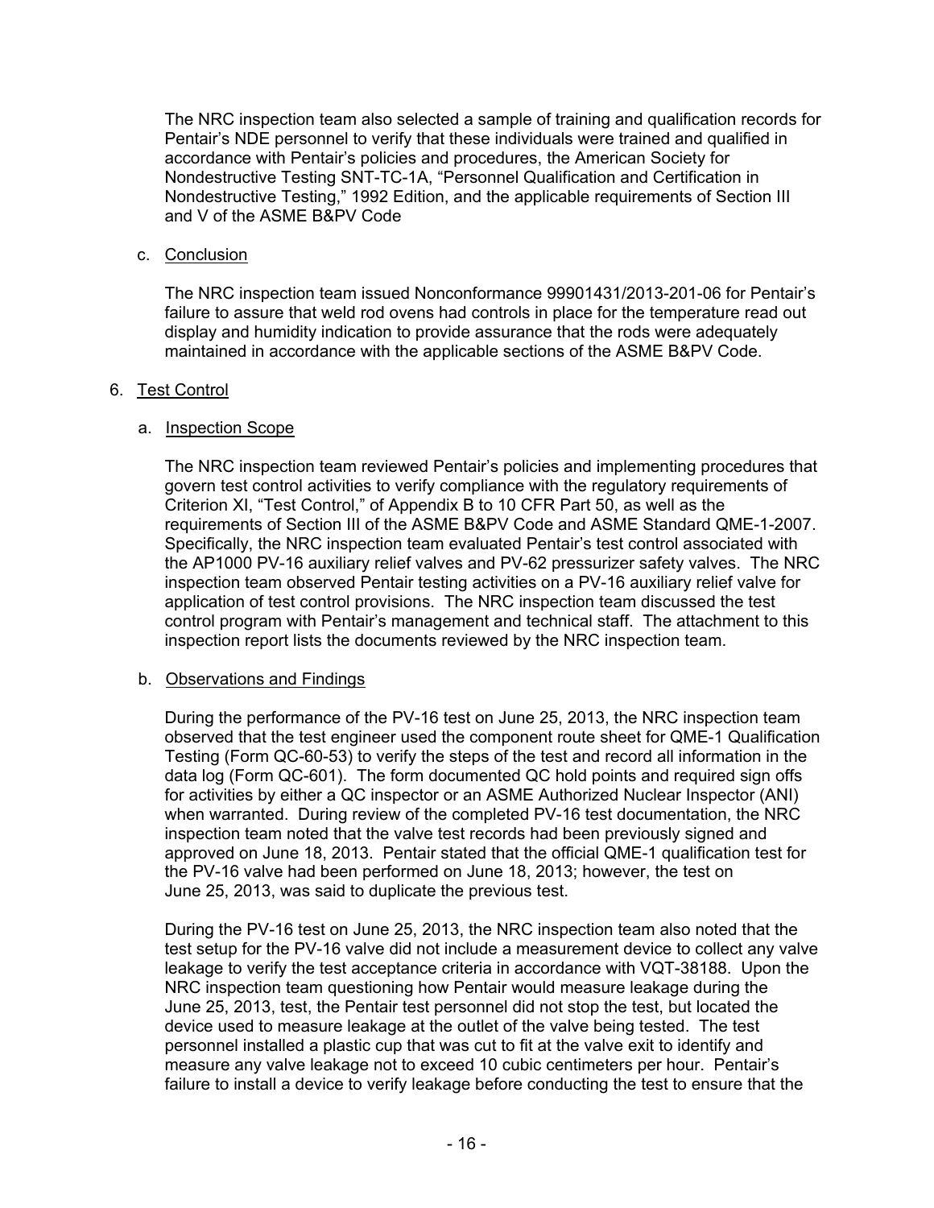The NRC inspection team also selected a sample of training and qualification records for Pentair's NDE personnel to verify that these individuals were trained and qualified in accordance with Pentair's policies and procedures, the American Society for Nondestructive Testing SNT-TC-1A, "Personnel Qualification and Certification in Nondestructive Testing," 1992 Edition, and the applicable requirements of Section III and V of the ASME B&PV Code

c. Conclusion

The NRC inspection team issued Nonconformance 99901431/2013-201-06 for Pentair's failure to assure that weld rod ovens had controls in place for the temperature read out display and humidity indication to provide assurance that the rods were adequately maintained in accordance with the applicable sections of the ASME B&PV Code.

6. Test Control

a. Inspection Scope

The NRC inspection team reviewed Pentair's policies and implementing procedures that govern test control activities to verify compliance with the regulatory requirements of Criterion XI, "Test Control," of Appendix B to 10 CFR Part 50, as well as the requirements of Section III of the ASME B&PV Code and ASME Standard QME-1-2007. Specifically, the NRC inspection team evaluated Pentair's test control associated with the AP1000 PV-16 auxiliary relief valves and PV-62 pressurizer safety valves. The NRC inspection team observed Pentair testing activities on a PV-16 auxiliary relief valve for application of test control provisions. The NRC inspection team discussed the test control program with Pentair's management and technical staff. The attachment to this inspection report lists the documents reviewed by the NRC inspection team.

b. Observations and Findings

During the performance of the PV-16 test on June 25, 2013, the NRC inspection team observed that the test engineer used the component route sheet for QME-1 Qualification Testing (Form QC-60-53) to verify the steps of the test and record all information in the data log (Form QC-601). The form documented QC hold points and required sign offs for activities by either a QC inspector or an ASME Authorized Nuclear Inspector (ANI) when warranted. During review of the completed PV-16 test documentation, the NRC inspection team noted that the valve test records had been previously signed and approved on June 18, 2013. Pentair stated that the official QME-1 qualification test for the PV-16 valve had been performed on June 18, 2013; however, the test on June 25, 2013, was said to duplicate the previous test.

During the PV-16 test on June 25, 2013, the NRC inspection team also noted that the test setup for the PV-16 valve did not include a measurement device to collect any valve leakage to verify the test acceptance criteria in accordance with VQT-38188. Upon the NRC inspection team questioning how Pentair would measure leakage during the June 25, 2013, test, the Pentair test personnel did not stop the test, but located the device used to measure leakage at the outlet of the valve being tested. The test personnel installed a plastic cup that was cut to fit at the valve exit to identify and measure any valve leakage not to exceed 10 cubic centimeters per hour. Pentair's failure to install a device to verify leakage before conducting the test to ensure that the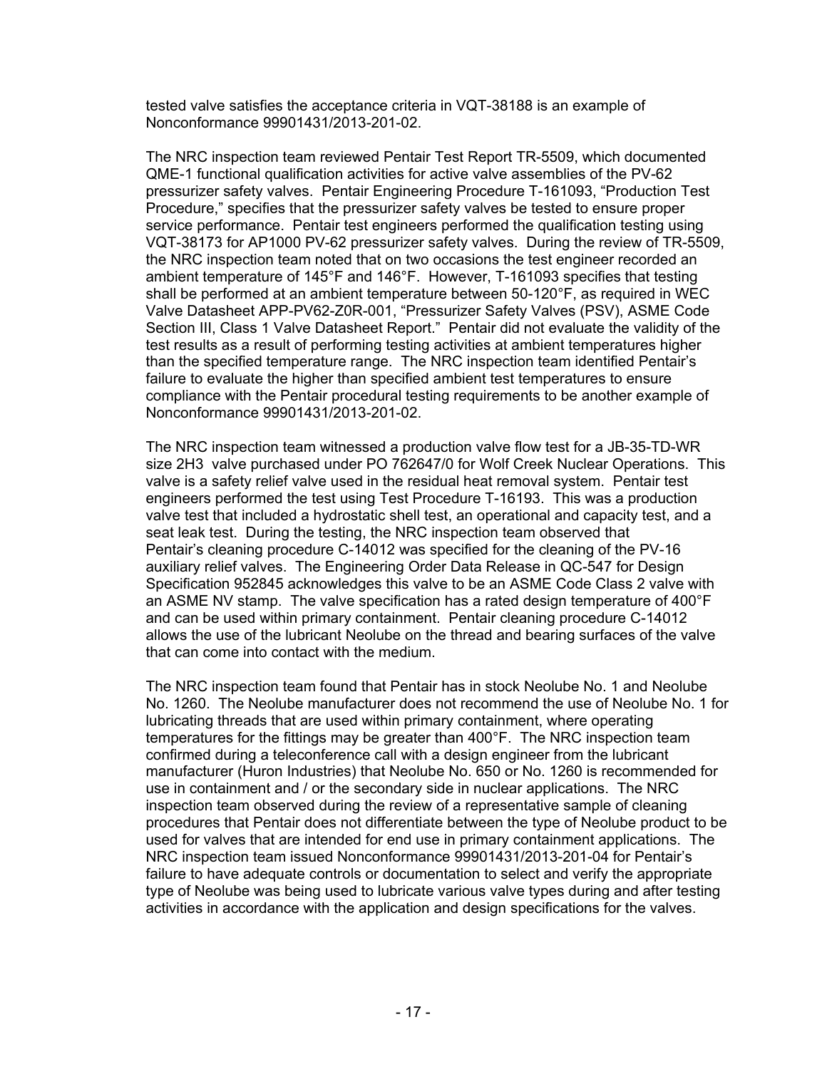tested valve satisfies the acceptance criteria in VQT-38188 is an example of Nonconformance 99901431/2013-201-02.

The NRC inspection team reviewed Pentair Test Report TR-5509, which documented QME-1 functional qualification activities for active valve assemblies of the PV-62 pressurizer safety valves. Pentair Engineering Procedure T-161093, "Production Test Procedure," specifies that the pressurizer safety valves be tested to ensure proper service performance. Pentair test engineers performed the qualification testing using VQT-38173 for AP1000 PV-62 pressurizer safety valves. During the review of TR-5509, the NRC inspection team noted that on two occasions the test engineer recorded an ambient temperature of 145°F and 146°F. However, T-161093 specifies that testing shall be performed at an ambient temperature between 50-120°F, as required in WEC Valve Datasheet APP-PV62-Z0R-001, "Pressurizer Safety Valves (PSV), ASME Code Section III, Class 1 Valve Datasheet Report." Pentair did not evaluate the validity of the test results as a result of performing testing activities at ambient temperatures higher than the specified temperature range. The NRC inspection team identified Pentair's failure to evaluate the higher than specified ambient test temperatures to ensure compliance with the Pentair procedural testing requirements to be another example of Nonconformance 99901431/2013-201-02.

The NRC inspection team witnessed a production valve flow test for a JB-35-TD-WR size 2H3 valve purchased under PO 762647/0 for Wolf Creek Nuclear Operations. This valve is a safety relief valve used in the residual heat removal system. Pentair test engineers performed the test using Test Procedure T-16193. This was a production valve test that included a hydrostatic shell test, an operational and capacity test, and a seat leak test. During the testing, the NRC inspection team observed that Pentair's cleaning procedure C-14012 was specified for the cleaning of the PV-16 auxiliary relief valves. The Engineering Order Data Release in QC-547 for Design Specification 952845 acknowledges this valve to be an ASME Code Class 2 valve with an ASME NV stamp. The valve specification has a rated design temperature of 400°F and can be used within primary containment. Pentair cleaning procedure C-14012 allows the use of the lubricant Neolube on the thread and bearing surfaces of the valve that can come into contact with the medium.

The NRC inspection team found that Pentair has in stock Neolube No. 1 and Neolube No. 1260. The Neolube manufacturer does not recommend the use of Neolube No. 1 for lubricating threads that are used within primary containment, where operating temperatures for the fittings may be greater than 400°F. The NRC inspection team confirmed during a teleconference call with a design engineer from the lubricant manufacturer (Huron Industries) that Neolube No. 650 or No. 1260 is recommended for use in containment and / or the secondary side in nuclear applications. The NRC inspection team observed during the review of a representative sample of cleaning procedures that Pentair does not differentiate between the type of Neolube product to be used for valves that are intended for end use in primary containment applications. The NRC inspection team issued Nonconformance 99901431/2013-201-04 for Pentair's failure to have adequate controls or documentation to select and verify the appropriate type of Neolube was being used to lubricate various valve types during and after testing activities in accordance with the application and design specifications for the valves.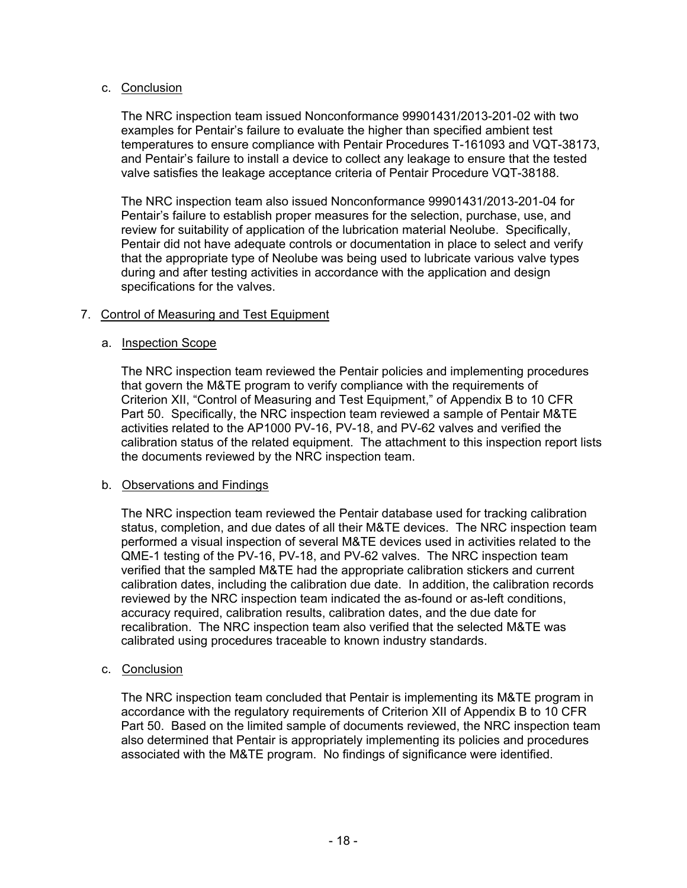c. Conclusion

The NRC inspection team issued Nonconformance 99901431/2013-201-02 with two examples for Pentair's failure to evaluate the higher than specified ambient test temperatures to ensure compliance with Pentair Procedures T-161093 and VQT-38173, and Pentair's failure to install a device to collect any leakage to ensure that the tested valve satisfies the leakage acceptance criteria of Pentair Procedure VQT-38188.

The NRC inspection team also issued Nonconformance 99901431/2013-201-04 for Pentair's failure to establish proper measures for the selection, purchase, use, and review for suitability of application of the lubrication material Neolube. Specifically, Pentair did not have adequate controls or documentation in place to select and verify that the appropriate type of Neolube was being used to lubricate various valve types during and after testing activities in accordance with the application and design specifications for the valves.

7. Control of Measuring and Test Equipment

a. Inspection Scope

The NRC inspection team reviewed the Pentair policies and implementing procedures that govern the M&TE program to verify compliance with the requirements of Criterion XII, "Control of Measuring and Test Equipment," of Appendix B to 10 CFR Part 50. Specifically, the NRC inspection team reviewed a sample of Pentair M&TE activities related to the AP1000 PV-16, PV-18, and PV-62 valves and verified the calibration status of the related equipment. The attachment to this inspection report lists the documents reviewed by the NRC inspection team.

b. Observations and Findings

The NRC inspection team reviewed the Pentair database used for tracking calibration status, completion, and due dates of all their M&TE devices. The NRC inspection team performed a visual inspection of several M&TE devices used in activities related to the QME-1 testing of the PV-16, PV-18, and PV-62 valves. The NRC inspection team verified that the sampled M&TE had the appropriate calibration stickers and current calibration dates, including the calibration due date. In addition, the calibration records reviewed by the NRC inspection team indicated the as-found or as-left conditions, accuracy required, calibration results, calibration dates, and the due date for recalibration. The NRC inspection team also verified that the selected M&TE was calibrated using procedures traceable to known industry standards.

c. Conclusion

The NRC inspection team concluded that Pentair is implementing its M&TE program in accordance with the regulatory requirements of Criterion XII of Appendix B to 10 CFR Part 50. Based on the limited sample of documents reviewed, the NRC inspection team also determined that Pentair is appropriately implementing its policies and procedures associated with the M&TE program. No findings of significance were identified.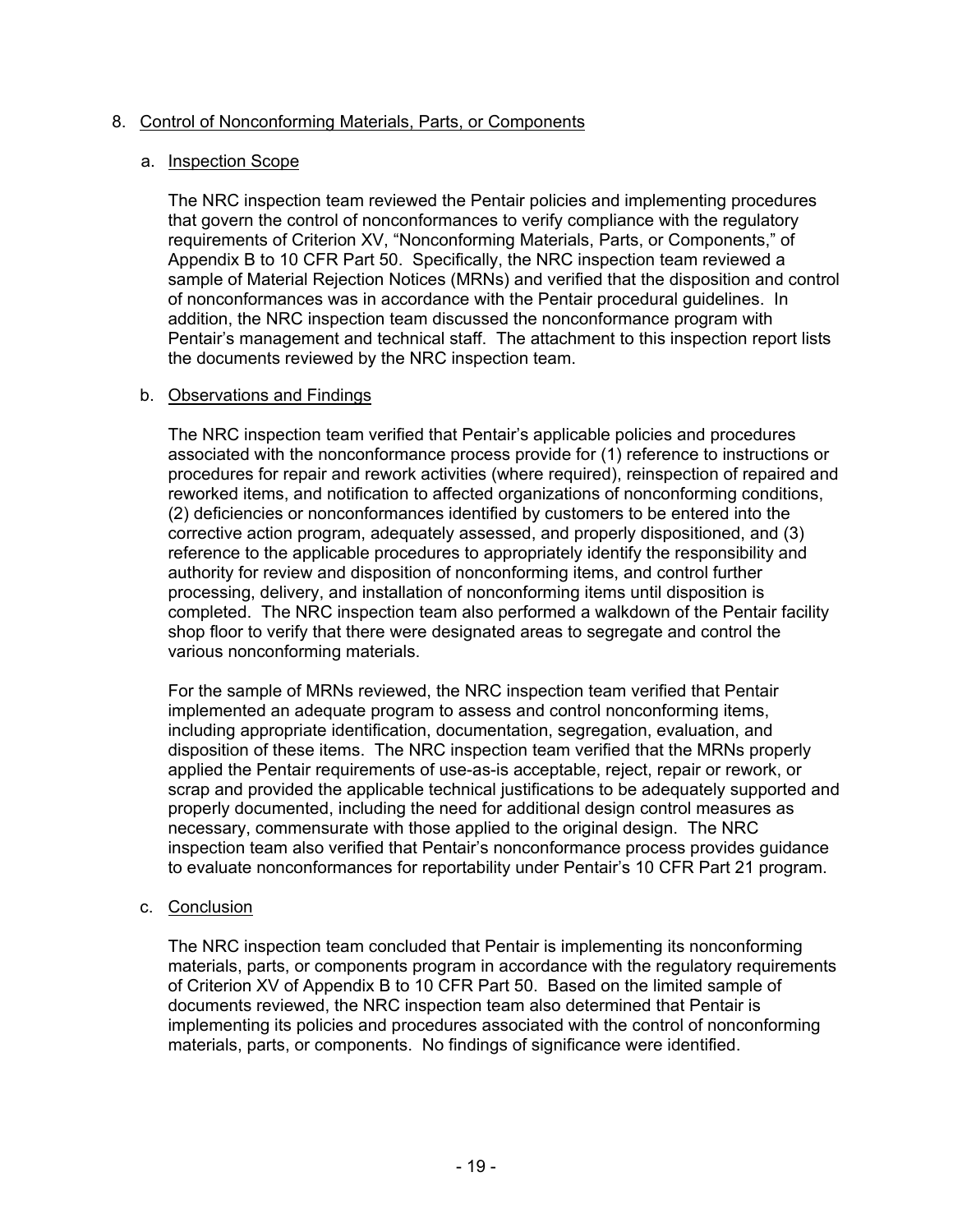8. Control of Nonconforming Materials, Parts, or Components

a. Inspection Scope

The NRC inspection team reviewed the Pentair policies and implementing procedures that govern the control of nonconformances to verify compliance with the regulatory requirements of Criterion XV, "Nonconforming Materials, Parts, or Components," of Appendix B to 10 CFR Part 50. Specifically, the NRC inspection team reviewed a sample of Material Rejection Notices (MRNs) and verified that the disposition and control of nonconformances was in accordance with the Pentair procedural guidelines. In addition, the NRC inspection team discussed the nonconformance program with Pentair's management and technical staff. The attachment to this inspection report lists the documents reviewed by the NRC inspection team.

b. Observations and Findings

The NRC inspection team verified that Pentair's applicable policies and procedures associated with the nonconformance process provide for (1) reference to instructions or procedures for repair and rework activities (where required), reinspection of repaired and reworked items, and notification to affected organizations of nonconforming conditions, (2) deficiencies or nonconformances identified by customers to be entered into the corrective action program, adequately assessed, and properly dispositioned, and (3) reference to the applicable procedures to appropriately identify the responsibility and authority for review and disposition of nonconforming items, and control further processing, delivery, and installation of nonconforming items until disposition is completed. The NRC inspection team also performed a walkdown of the Pentair facility shop floor to verify that there were designated areas to segregate and control the various nonconforming materials.

For the sample of MRNs reviewed, the NRC inspection team verified that Pentair implemented an adequate program to assess and control nonconforming items, including appropriate identification, documentation, segregation, evaluation, and disposition of these items. The NRC inspection team verified that the MRNs properly applied the Pentair requirements of use-as-is acceptable, reject, repair or rework, or scrap and provided the applicable technical justifications to be adequately supported and properly documented, including the need for additional design control measures as necessary, commensurate with those applied to the original design. The NRC inspection team also verified that Pentair's nonconformance process provides guidance to evaluate nonconformances for reportability under Pentair's 10 CFR Part 21 program.

c. Conclusion

The NRC inspection team concluded that Pentair is implementing its nonconforming materials, parts, or components program in accordance with the regulatory requirements of Criterion XV of Appendix B to 10 CFR Part 50. Based on the limited sample of documents reviewed, the NRC inspection team also determined that Pentair is implementing its policies and procedures associated with the control of nonconforming materials, parts, or components. No findings of significance were identified.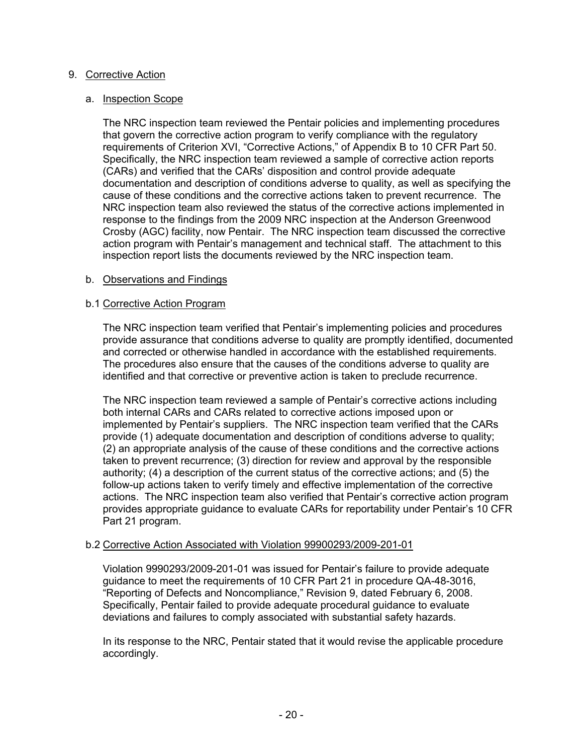## 9. Corrective Action

### a. Inspection Scope

The NRC inspection team reviewed the Pentair policies and implementing procedures that govern the corrective action program to verify compliance with the regulatory requirements of Criterion XVI, "Corrective Actions," of Appendix B to 10 CFR Part 50. Specifically, the NRC inspection team reviewed a sample of corrective action reports (CARs) and verified that the CARs' disposition and control provide adequate documentation and description of conditions adverse to quality, as well as specifying the cause of these conditions and the corrective actions taken to prevent recurrence. The NRC inspection team also reviewed the status of the corrective actions implemented in response to the findings from the 2009 NRC inspection at the Anderson Greenwood Crosby (AGC) facility, now Pentair. The NRC inspection team discussed the corrective action program with Pentair's management and technical staff. The attachment to this inspection report lists the documents reviewed by the NRC inspection team.

### b. Observations and Findings

#### b.1 Corrective Action Program

The NRC inspection team verified that Pentair's implementing policies and procedures provide assurance that conditions adverse to quality are promptly identified, documented and corrected or otherwise handled in accordance with the established requirements. The procedures also ensure that the causes of the conditions adverse to quality are identified and that corrective or preventive action is taken to preclude recurrence.

The NRC inspection team reviewed a sample of Pentair's corrective actions including both internal CARs and CARs related to corrective actions imposed upon or implemented by Pentair's suppliers. The NRC inspection team verified that the CARs provide (1) adequate documentation and description of conditions adverse to quality; (2) an appropriate analysis of the cause of these conditions and the corrective actions taken to prevent recurrence; (3) direction for review and approval by the responsible authority; (4) a description of the current status of the corrective actions; and (5) the follow-up actions taken to verify timely and effective implementation of the corrective actions. The NRC inspection team also verified that Pentair's corrective action program provides appropriate guidance to evaluate CARs for reportability under Pentair's 10 CFR Part 21 program.

#### b.2 Corrective Action Associated with Violation 99900293/2009-201-01

Violation 9990293/2009-201-01 was issued for Pentair's failure to provide adequate guidance to meet the requirements of 10 CFR Part 21 in procedure QA-48-3016, "Reporting of Defects and Noncompliance," Revision 9, dated February 6, 2008. Specifically, Pentair failed to provide adequate procedural guidance to evaluate deviations and failures to comply associated with substantial safety hazards.

In its response to the NRC, Pentair stated that it would revise the applicable procedure accordingly.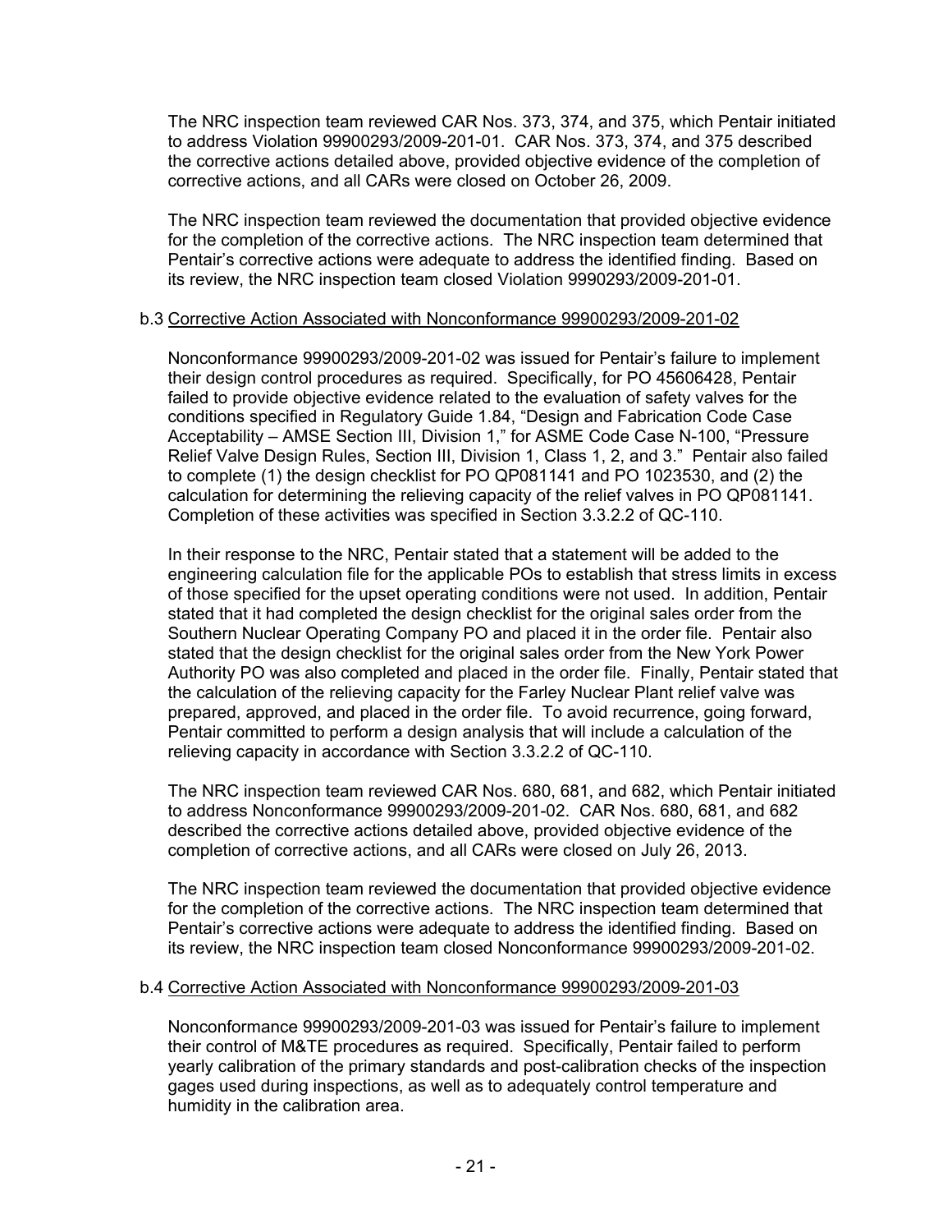The NRC inspection team reviewed CAR Nos. 373, 374, and 375, which Pentair initiated to address Violation 99900293/2009-201-01. CAR Nos. 373, 374, and 375 described the corrective actions detailed above, provided objective evidence of the completion of corrective actions, and all CARs were closed on October 26, 2009.

The NRC inspection team reviewed the documentation that provided objective evidence for the completion of the corrective actions. The NRC inspection team determined that Pentair's corrective actions were adequate to address the identified finding. Based on its review, the NRC inspection team closed Violation 9990293/2009-201-01.

b.3 Corrective Action Associated with Nonconformance 99900293/2009-201-02

Nonconformance 99900293/2009-201-02 was issued for Pentair's failure to implement their design control procedures as required. Specifically, for PO 45606428, Pentair failed to provide objective evidence related to the evaluation of safety valves for the conditions specified in Regulatory Guide 1.84, "Design and Fabrication Code Case Acceptability – AMSE Section III, Division 1," for ASME Code Case N-100, "Pressure Relief Valve Design Rules, Section III, Division 1, Class 1, 2, and 3." Pentair also failed to complete (1) the design checklist for PO QP081141 and PO 1023530, and (2) the calculation for determining the relieving capacity of the relief valves in PO QP081141. Completion of these activities was specified in Section 3.3.2.2 of QC-110.

In their response to the NRC, Pentair stated that a statement will be added to the engineering calculation file for the applicable POs to establish that stress limits in excess of those specified for the upset operating conditions were not used. In addition, Pentair stated that it had completed the design checklist for the original sales order from the Southern Nuclear Operating Company PO and placed it in the order file. Pentair also stated that the design checklist for the original sales order from the New York Power Authority PO was also completed and placed in the order file. Finally, Pentair stated that the calculation of the relieving capacity for the Farley Nuclear Plant relief valve was prepared, approved, and placed in the order file. To avoid recurrence, going forward, Pentair committed to perform a design analysis that will include a calculation of the relieving capacity in accordance with Section 3.3.2.2 of QC-110.

The NRC inspection team reviewed CAR Nos. 680, 681, and 682, which Pentair initiated to address Nonconformance 99900293/2009-201-02. CAR Nos. 680, 681, and 682 described the corrective actions detailed above, provided objective evidence of the completion of corrective actions, and all CARs were closed on July 26, 2013.

The NRC inspection team reviewed the documentation that provided objective evidence for the completion of the corrective actions. The NRC inspection team determined that Pentair's corrective actions were adequate to address the identified finding. Based on its review, the NRC inspection team closed Nonconformance 99900293/2009-201-02.

b.4 Corrective Action Associated with Nonconformance 99900293/2009-201-03

Nonconformance 99900293/2009-201-03 was issued for Pentair's failure to implement their control of M&TE procedures as required. Specifically, Pentair failed to perform yearly calibration of the primary standards and post-calibration checks of the inspection gages used during inspections, as well as to adequately control temperature and humidity in the calibration area.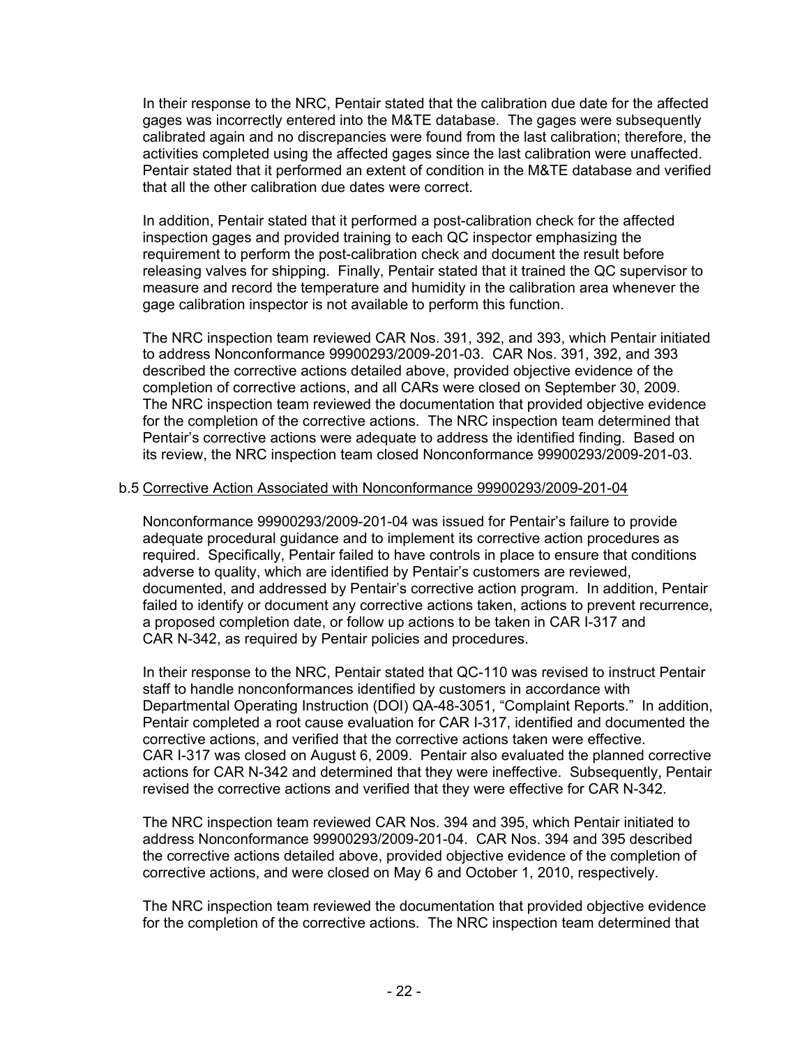In their response to the NRC, Pentair stated that the calibration due date for the affected gages was incorrectly entered into the M&TE database. The gages were subsequently calibrated again and no discrepancies were found from the last calibration; therefore, the activities completed using the affected gages since the last calibration were unaffected. Pentair stated that it performed an extent of condition in the M&TE database and verified that all the other calibration due dates were correct.

In addition, Pentair stated that it performed a post-calibration check for the affected inspection gages and provided training to each QC inspector emphasizing the requirement to perform the post-calibration check and document the result before releasing valves for shipping. Finally, Pentair stated that it trained the QC supervisor to measure and record the temperature and humidity in the calibration area whenever the gage calibration inspector is not available to perform this function.

The NRC inspection team reviewed CAR Nos. 391, 392, and 393, which Pentair initiated to address Nonconformance 99900293/2009-201-03. CAR Nos. 391, 392, and 393 described the corrective actions detailed above, provided objective evidence of the completion of corrective actions, and all CARs were closed on September 30, 2009. The NRC inspection team reviewed the documentation that provided objective evidence for the completion of the corrective actions. The NRC inspection team determined that Pentair's corrective actions were adequate to address the identified finding. Based on its review, the NRC inspection team closed Nonconformance 99900293/2009-201-03.

b.5 Corrective Action Associated with Nonconformance 99900293/2009-201-04

Nonconformance 99900293/2009-201-04 was issued for Pentair's failure to provide adequate procedural guidance and to implement its corrective action procedures as required. Specifically, Pentair failed to have controls in place to ensure that conditions adverse to quality, which are identified by Pentair's customers are reviewed, documented, and addressed by Pentair's corrective action program. In addition, Pentair failed to identify or document any corrective actions taken, actions to prevent recurrence, a proposed completion date, or follow up actions to be taken in CAR I-317 and CAR N-342, as required by Pentair policies and procedures.

In their response to the NRC, Pentair stated that QC-110 was revised to instruct Pentair staff to handle nonconformances identified by customers in accordance with Departmental Operating Instruction (DOI) QA-48-3051, "Complaint Reports." In addition, Pentair completed a root cause evaluation for CAR I-317, identified and documented the corrective actions, and verified that the corrective actions taken were effective. CAR I-317 was closed on August 6, 2009. Pentair also evaluated the planned corrective actions for CAR N-342 and determined that they were ineffective. Subsequently, Pentair revised the corrective actions and verified that they were effective for CAR N-342.

The NRC inspection team reviewed CAR Nos. 394 and 395, which Pentair initiated to address Nonconformance 99900293/2009-201-04. CAR Nos. 394 and 395 described the corrective actions detailed above, provided objective evidence of the completion of corrective actions, and were closed on May 6 and October 1, 2010, respectively.

The NRC inspection team reviewed the documentation that provided objective evidence for the completion of the corrective actions. The NRC inspection team determined that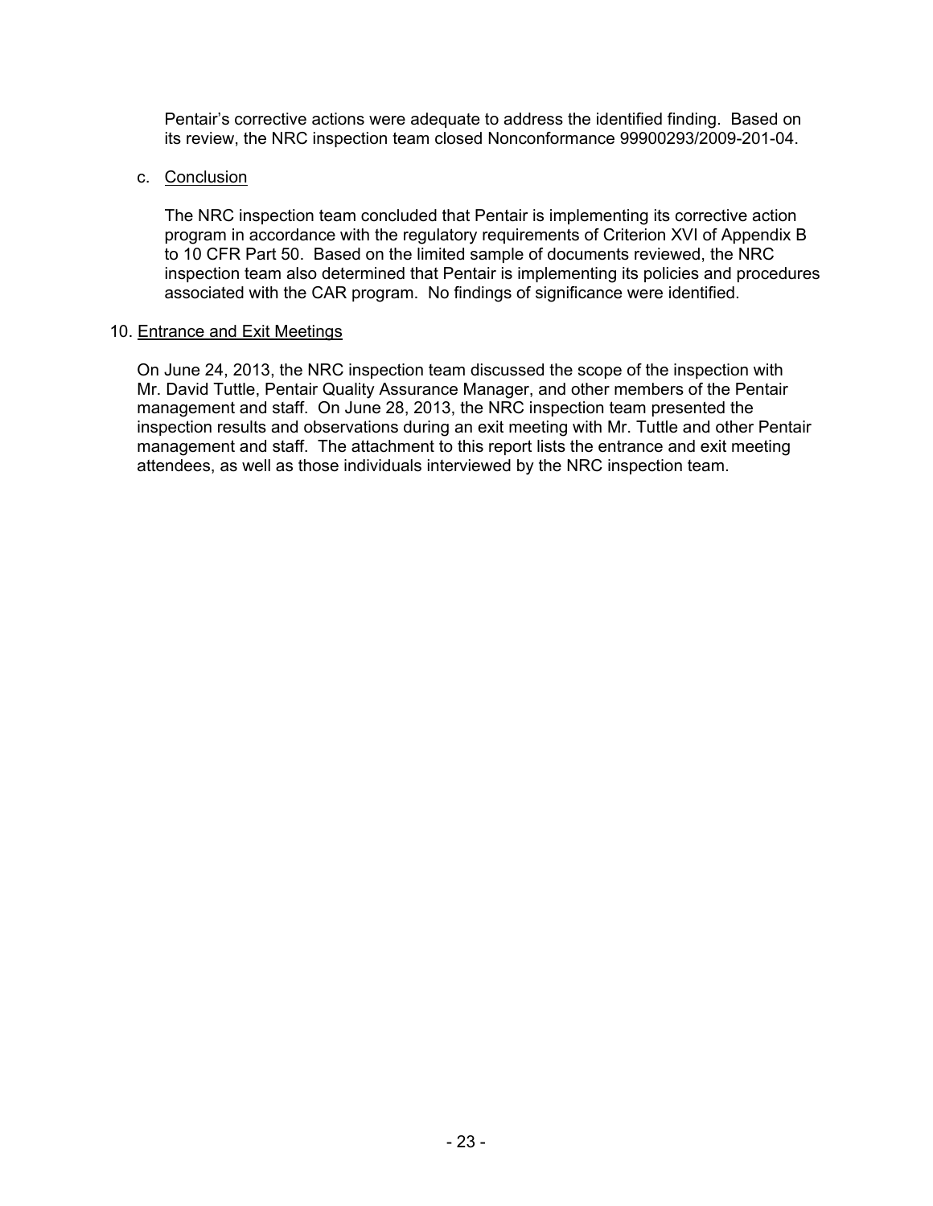Pentair's corrective actions were adequate to address the identified finding. Based on its review, the NRC inspection team closed Nonconformance 99900293/2009-201-04.

c. Conclusion

The NRC inspection team concluded that Pentair is implementing its corrective action program in accordance with the regulatory requirements of Criterion XVI of Appendix B to 10 CFR Part 50. Based on the limited sample of documents reviewed, the NRC inspection team also determined that Pentair is implementing its policies and procedures associated with the CAR program. No findings of significance were identified.

10. Entrance and Exit Meetings

On June 24, 2013, the NRC inspection team discussed the scope of the inspection with Mr. David Tuttle, Pentair Quality Assurance Manager, and other members of the Pentair management and staff. On June 28, 2013, the NRC inspection team presented the inspection results and observations during an exit meeting with Mr. Tuttle and other Pentair management and staff. The attachment to this report lists the entrance and exit meeting attendees, as well as those individuals interviewed by the NRC inspection team.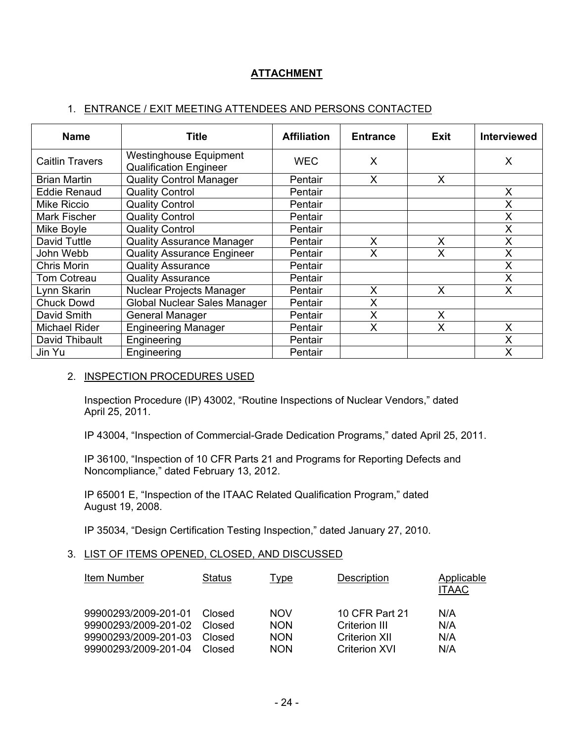## ATTACHMENT

1. ENTRANCE / EXIT MEETING ATTENDEES AND PERSONS CONTACTED

| Name | Title | Affiliation | Entrance | Exit | Interviewed |
|---|---|---|---|---|---|
| Caitlin Travers | Westinghouse Equipment Qualification Engineer | WEC | X | | X |
| Brian Martin | Quality Control Manager | Pentair | X | X | |
| Eddie Renaud | Quality Control | Pentair | | | X |
| Mike Riccio | Quality Control | Pentair | | | X |
| Mark Fischer | Quality Control | Pentair | | | X |
| Mike Boyle | Quality Control | Pentair | | | X |
| David Tuttle | Quality Assurance Manager | Pentair | X | X | X |
| John Webb | Quality Assurance Engineer | Pentair | X | X | X |
| Chris Morin | Quality Assurance | Pentair | | | X |
| Tom Cotreau | Quality Assurance | Pentair | | | X |
| Lynn Skarin | Nuclear Projects Manager | Pentair | X | X | X |
| Chuck Dowd | Global Nuclear Sales Manager | Pentair | X | | |
| David Smith | General Manager | Pentair | X | X | |
| Michael Rider | Engineering Manager | Pentair | X | X | X |
| David Thibault | Engineering | Pentair | | | X |
| Jin Yu | Engineering | Pentair | | | X |

2. INSPECTION PROCEDURES USED

Inspection Procedure (IP) 43002, "Routine Inspections of Nuclear Vendors," dated April 25, 2011.

IP 43004, "Inspection of Commercial-Grade Dedication Programs," dated April 25, 2011.

IP 36100, "Inspection of 10 CFR Parts 21 and Programs for Reporting Defects and Noncompliance," dated February 13, 2012.

IP 65001 E, "Inspection of the ITAAC Related Qualification Program," dated August 19, 2008.

IP 35034, "Design Certification Testing Inspection," dated January 27, 2010.

3. LIST OF ITEMS OPENED, CLOSED, AND DISCUSSED

| Item Number | Status | Type | Description | Applicable ITAAC |
|---|---|---|---|---|
| 99900293/2009-201-01 | Closed | NOV | 10 CFR Part 21 | N/A |
| 99900293/2009-201-02 | Closed | NON | Criterion III | N/A |
| 99900293/2009-201-03 | Closed | NON | Criterion XII | N/A |
| 99900293/2009-201-04 | Closed | NON | Criterion XVI | N/A |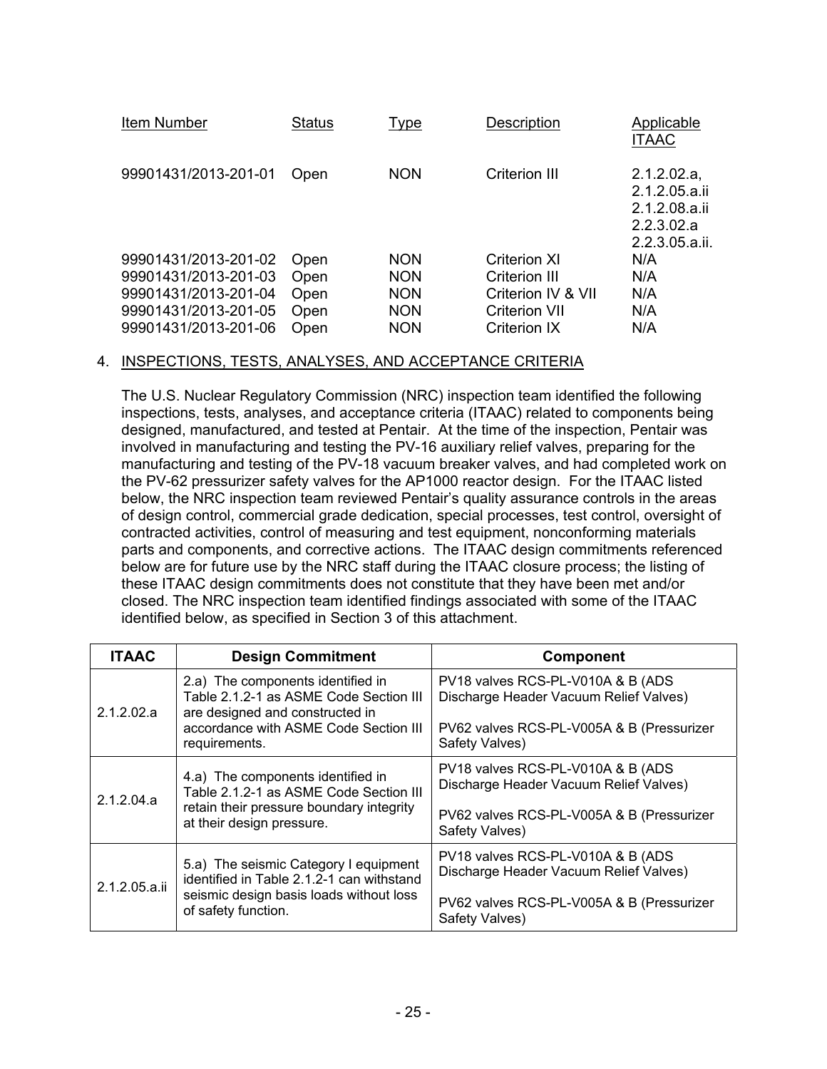| Item Number | Status | Type | Description | Applicable ITAAC |
|---|---|---|---|---|
| 99901431/2013-201-01 | Open | NON | Criterion III | 2.1.2.02.a, 2.1.2.05.a.ii 2.1.2.08.a.ii 2.2.3.02.a 2.2.3.05.a.ii. |
| 99901431/2013-201-02 | Open | NON | Criterion XI | N/A |
| 99901431/2013-201-03 | Open | NON | Criterion III | N/A |
| 99901431/2013-201-04 | Open | NON | Criterion IV & VII | N/A |
| 99901431/2013-201-05 | Open | NON | Criterion VII | N/A |
| 99901431/2013-201-06 | Open | NON | Criterion IX | N/A |

## 4. INSPECTIONS, TESTS, ANALYSES, AND ACCEPTANCE CRITERIA

The U.S. Nuclear Regulatory Commission (NRC) inspection team identified the following inspections, tests, analyses, and acceptance criteria (ITAAC) related to components being designed, manufactured, and tested at Pentair. At the time of the inspection, Pentair was involved in manufacturing and testing the PV-16 auxiliary relief valves, preparing for the manufacturing and testing of the PV-18 vacuum breaker valves, and had completed work on the PV-62 pressurizer safety valves for the AP1000 reactor design. For the ITAAC listed below, the NRC inspection team reviewed Pentair's quality assurance controls in the areas of design control, commercial grade dedication, special processes, test control, oversight of contracted activities, control of measuring and test equipment, nonconforming materials parts and components, and corrective actions. The ITAAC design commitments referenced below are for future use by the NRC staff during the ITAAC closure process; the listing of these ITAAC design commitments does not constitute that they have been met and/or closed. The NRC inspection team identified findings associated with some of the ITAAC identified below, as specified in Section 3 of this attachment.

| ITAAC | Design Commitment | Component |
|---|---|---|
| 2.1.2.02.a | 2.a) The components identified in Table 2.1.2-1 as ASME Code Section III are designed and constructed in accordance with ASME Code Section III requirements. | PV18 valves RCS-PL-V010A & B (ADS Discharge Header Vacuum Relief Valves)<br><br>PV62 valves RCS-PL-V005A & B (Pressurizer Safety Valves) |
| 2.1.2.04.a | 4.a) The components identified in Table 2.1.2-1 as ASME Code Section III retain their pressure boundary integrity at their design pressure. | PV18 valves RCS-PL-V010A & B (ADS Discharge Header Vacuum Relief Valves)<br><br>PV62 valves RCS-PL-V005A & B (Pressurizer Safety Valves) |
| 2.1.2.05.a.ii | 5.a) The seismic Category I equipment identified in Table 2.1.2-1 can withstand seismic design basis loads without loss of safety function. | PV18 valves RCS-PL-V010A & B (ADS Discharge Header Vacuum Relief Valves)<br><br>PV62 valves RCS-PL-V005A & B (Pressurizer Safety Valves) |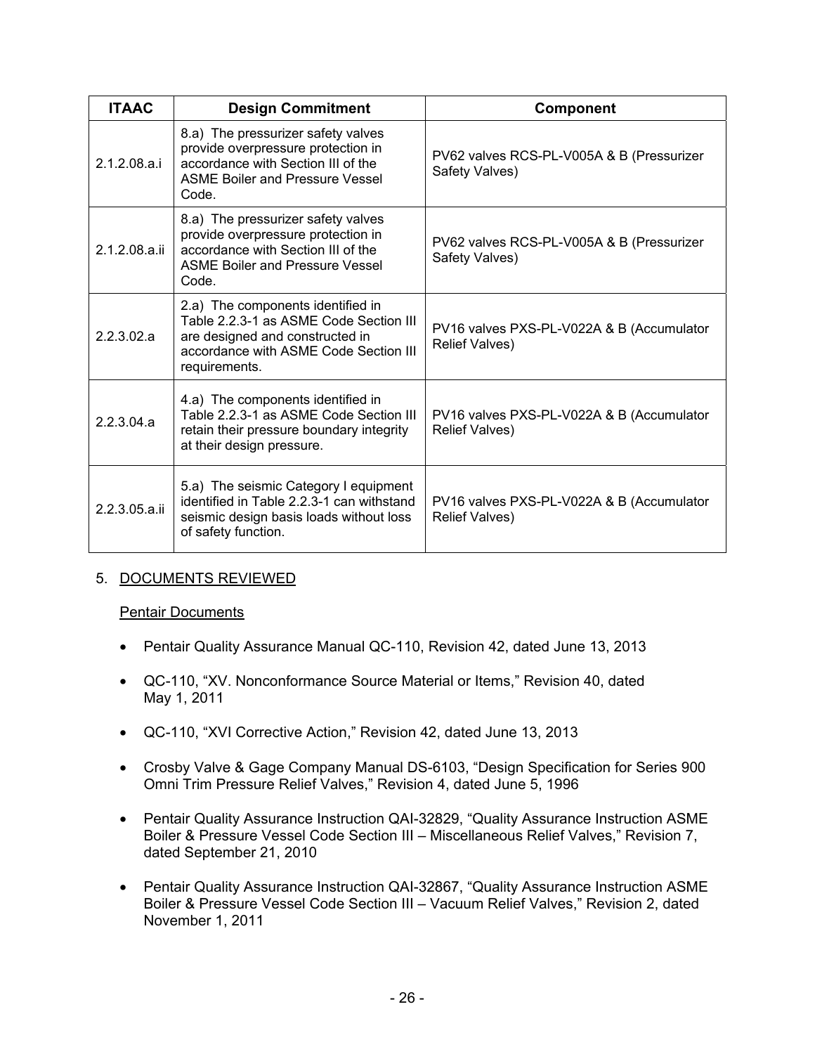| ITAAC | Design Commitment | Component |
|---|---|---|
| 2.1.2.08.a.i | 8.a) The pressurizer safety valves provide overpressure protection in accordance with Section III of the ASME Boiler and Pressure Vessel Code. | PV62 valves RCS-PL-V005A & B (Pressurizer Safety Valves) |
| 2.1.2.08.a.ii | 8.a) The pressurizer safety valves provide overpressure protection in accordance with Section III of the ASME Boiler and Pressure Vessel Code. | PV62 valves RCS-PL-V005A & B (Pressurizer Safety Valves) |
| 2.2.3.02.a | 2.a) The components identified in Table 2.2.3-1 as ASME Code Section III are designed and constructed in accordance with ASME Code Section III requirements. | PV16 valves PXS-PL-V022A & B (Accumulator Relief Valves) |
| 2.2.3.04.a | 4.a) The components identified in Table 2.2.3-1 as ASME Code Section III retain their pressure boundary integrity at their design pressure. | PV16 valves PXS-PL-V022A & B (Accumulator Relief Valves) |
| 2.2.3.05.a.ii | 5.a) The seismic Category I equipment identified in Table 2.2.3-1 can withstand seismic design basis loads without loss of safety function. | PV16 valves PXS-PL-V022A & B (Accumulator Relief Valves) |

## 5. DOCUMENTS REVIEWED

Pentair Documents

- Pentair Quality Assurance Manual QC-110, Revision 42, dated June 13, 2013
- QC-110, "XV. Nonconformance Source Material or Items," Revision 40, dated May 1, 2011
- QC-110, "XVI Corrective Action," Revision 42, dated June 13, 2013
- Crosby Valve & Gage Company Manual DS-6103, "Design Specification for Series 900 Omni Trim Pressure Relief Valves," Revision 4, dated June 5, 1996
- Pentair Quality Assurance Instruction QAI-32829, "Quality Assurance Instruction ASME Boiler & Pressure Vessel Code Section III – Miscellaneous Relief Valves," Revision 7, dated September 21, 2010
- Pentair Quality Assurance Instruction QAI-32867, "Quality Assurance Instruction ASME Boiler & Pressure Vessel Code Section III – Vacuum Relief Valves," Revision 2, dated November 1, 2011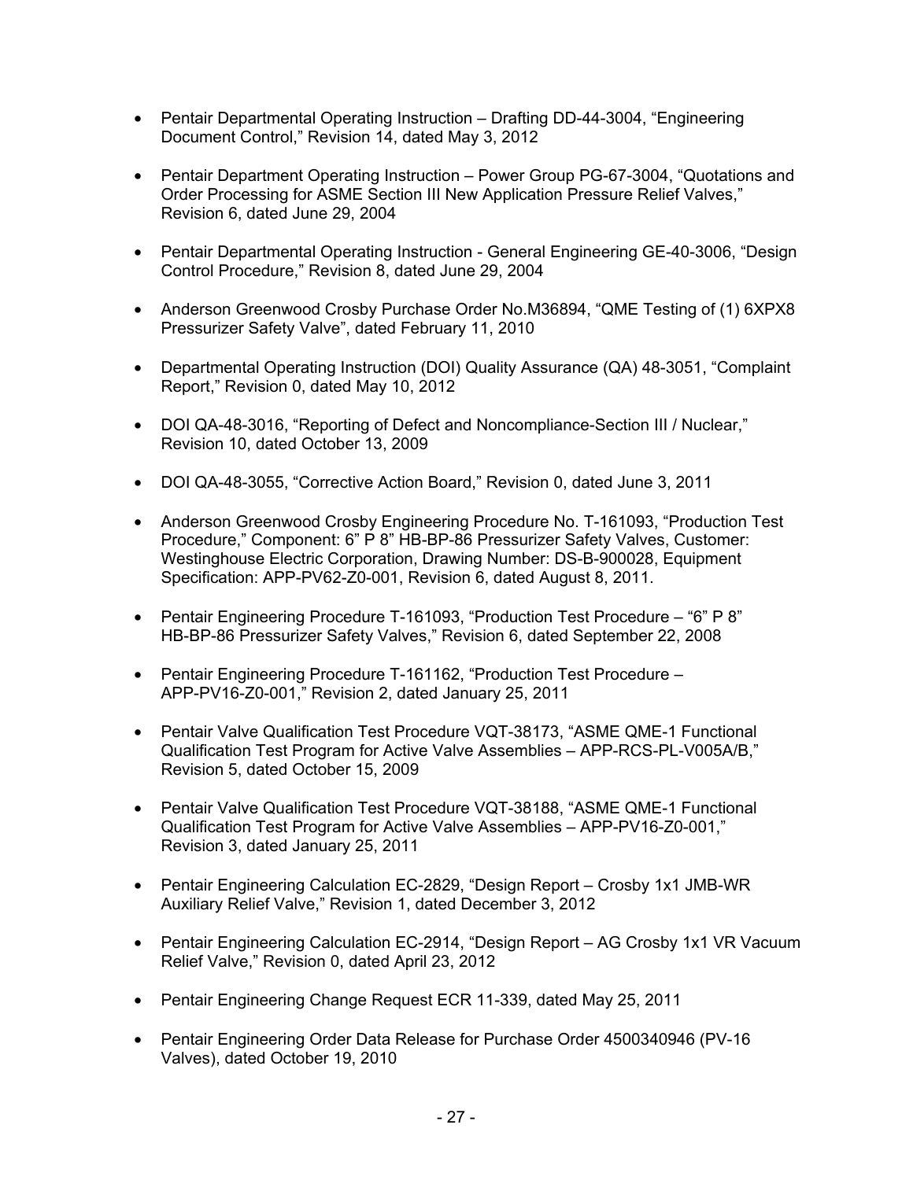- Pentair Departmental Operating Instruction – Drafting DD-44-3004, "Engineering Document Control," Revision 14, dated May 3, 2012

- Pentair Department Operating Instruction – Power Group PG-67-3004, "Quotations and Order Processing for ASME Section III New Application Pressure Relief Valves," Revision 6, dated June 29, 2004

- Pentair Departmental Operating Instruction - General Engineering GE-40-3006, "Design Control Procedure," Revision 8, dated June 29, 2004

- Anderson Greenwood Crosby Purchase Order No.M36894, "QME Testing of (1) 6XPX8 Pressurizer Safety Valve", dated February 11, 2010

- Departmental Operating Instruction (DOI) Quality Assurance (QA) 48-3051, "Complaint Report," Revision 0, dated May 10, 2012

- DOI QA-48-3016, "Reporting of Defect and Noncompliance-Section III / Nuclear," Revision 10, dated October 13, 2009

- DOI QA-48-3055, "Corrective Action Board," Revision 0, dated June 3, 2011

- Anderson Greenwood Crosby Engineering Procedure No. T-161093, "Production Test Procedure," Component: 6" P 8" HB-BP-86 Pressurizer Safety Valves, Customer: Westinghouse Electric Corporation, Drawing Number: DS-B-900028, Equipment Specification: APP-PV62-Z0-001, Revision 6, dated August 8, 2011.

- Pentair Engineering Procedure T-161093, "Production Test Procedure – "6" P 8" HB-BP-86 Pressurizer Safety Valves," Revision 6, dated September 22, 2008

- Pentair Engineering Procedure T-161162, "Production Test Procedure – APP-PV16-Z0-001," Revision 2, dated January 25, 2011

- Pentair Valve Qualification Test Procedure VQT-38173, "ASME QME-1 Functional Qualification Test Program for Active Valve Assemblies – APP-RCS-PL-V005A/B," Revision 5, dated October 15, 2009

- Pentair Valve Qualification Test Procedure VQT-38188, "ASME QME-1 Functional Qualification Test Program for Active Valve Assemblies – APP-PV16-Z0-001," Revision 3, dated January 25, 2011

- Pentair Engineering Calculation EC-2829, "Design Report – Crosby 1x1 JMB-WR Auxiliary Relief Valve," Revision 1, dated December 3, 2012

- Pentair Engineering Calculation EC-2914, "Design Report – AG Crosby 1x1 VR Vacuum Relief Valve," Revision 0, dated April 23, 2012

- Pentair Engineering Change Request ECR 11-339, dated May 25, 2011

- Pentair Engineering Order Data Release for Purchase Order 4500340946 (PV-16 Valves), dated October 19, 2010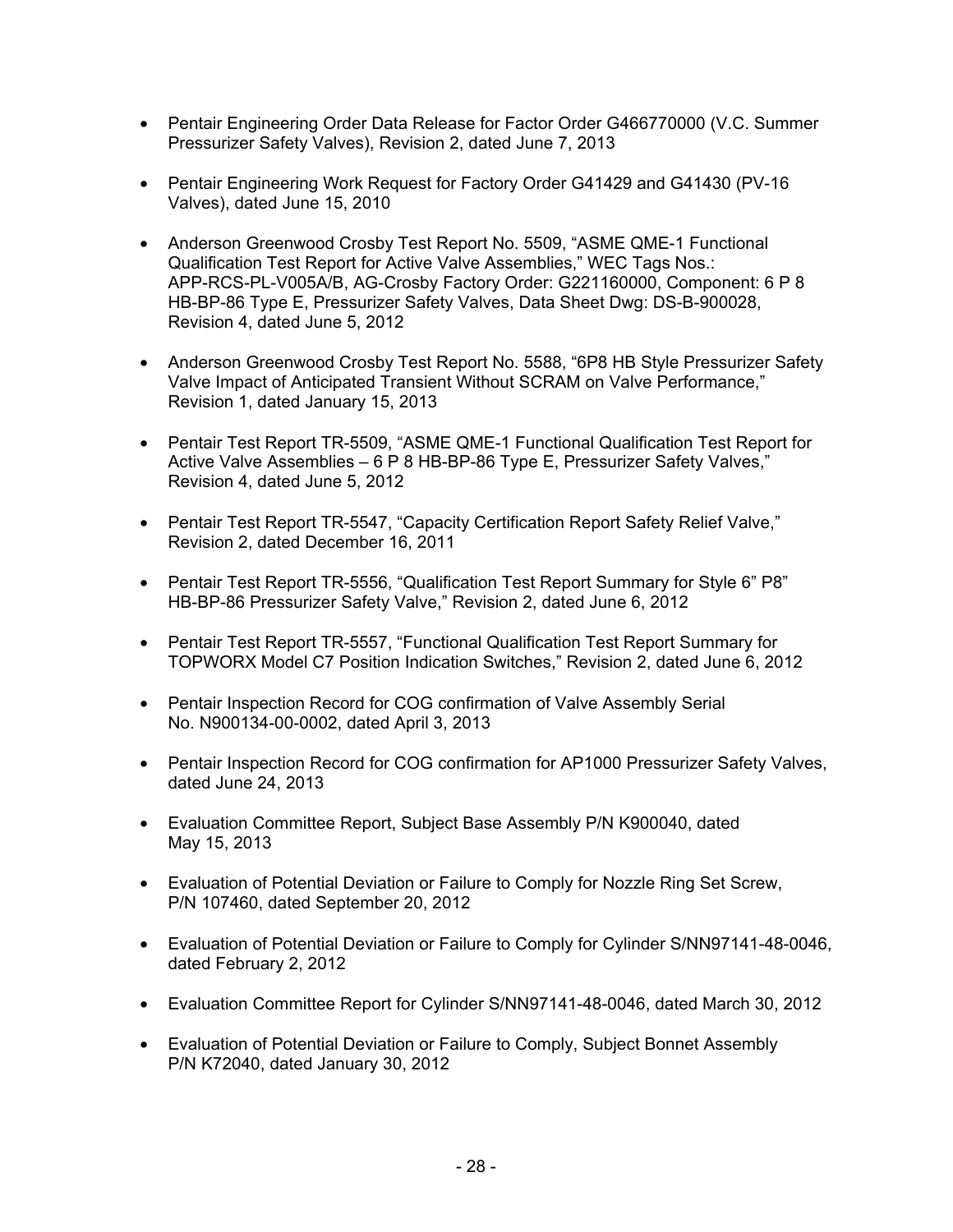- Pentair Engineering Order Data Release for Factor Order G466770000 (V.C. Summer Pressurizer Safety Valves), Revision 2, dated June 7, 2013

- Pentair Engineering Work Request for Factory Order G41429 and G41430 (PV-16 Valves), dated June 15, 2010

- Anderson Greenwood Crosby Test Report No. 5509, "ASME QME-1 Functional Qualification Test Report for Active Valve Assemblies," WEC Tags Nos.: APP-RCS-PL-V005A/B, AG-Crosby Factory Order: G221160000, Component: 6 P 8 HB-BP-86 Type E, Pressurizer Safety Valves, Data Sheet Dwg: DS-B-900028, Revision 4, dated June 5, 2012

- Anderson Greenwood Crosby Test Report No. 5588, "6P8 HB Style Pressurizer Safety Valve Impact of Anticipated Transient Without SCRAM on Valve Performance," Revision 1, dated January 15, 2013

- Pentair Test Report TR-5509, "ASME QME-1 Functional Qualification Test Report for Active Valve Assemblies – 6 P 8 HB-BP-86 Type E, Pressurizer Safety Valves," Revision 4, dated June 5, 2012

- Pentair Test Report TR-5547, "Capacity Certification Report Safety Relief Valve," Revision 2, dated December 16, 2011

- Pentair Test Report TR-5556, "Qualification Test Report Summary for Style 6" P8" HB-BP-86 Pressurizer Safety Valve," Revision 2, dated June 6, 2012

- Pentair Test Report TR-5557, "Functional Qualification Test Report Summary for TOPWORX Model C7 Position Indication Switches," Revision 2, dated June 6, 2012

- Pentair Inspection Record for COG confirmation of Valve Assembly Serial No. N900134-00-0002, dated April 3, 2013

- Pentair Inspection Record for COG confirmation for AP1000 Pressurizer Safety Valves, dated June 24, 2013

- Evaluation Committee Report, Subject Base Assembly P/N K900040, dated May 15, 2013

- Evaluation of Potential Deviation or Failure to Comply for Nozzle Ring Set Screw, P/N 107460, dated September 20, 2012

- Evaluation of Potential Deviation or Failure to Comply for Cylinder S/NN97141-48-0046, dated February 2, 2012

- Evaluation Committee Report for Cylinder S/NN97141-48-0046, dated March 30, 2012

- Evaluation of Potential Deviation or Failure to Comply, Subject Bonnet Assembly P/N K72040, dated January 30, 2012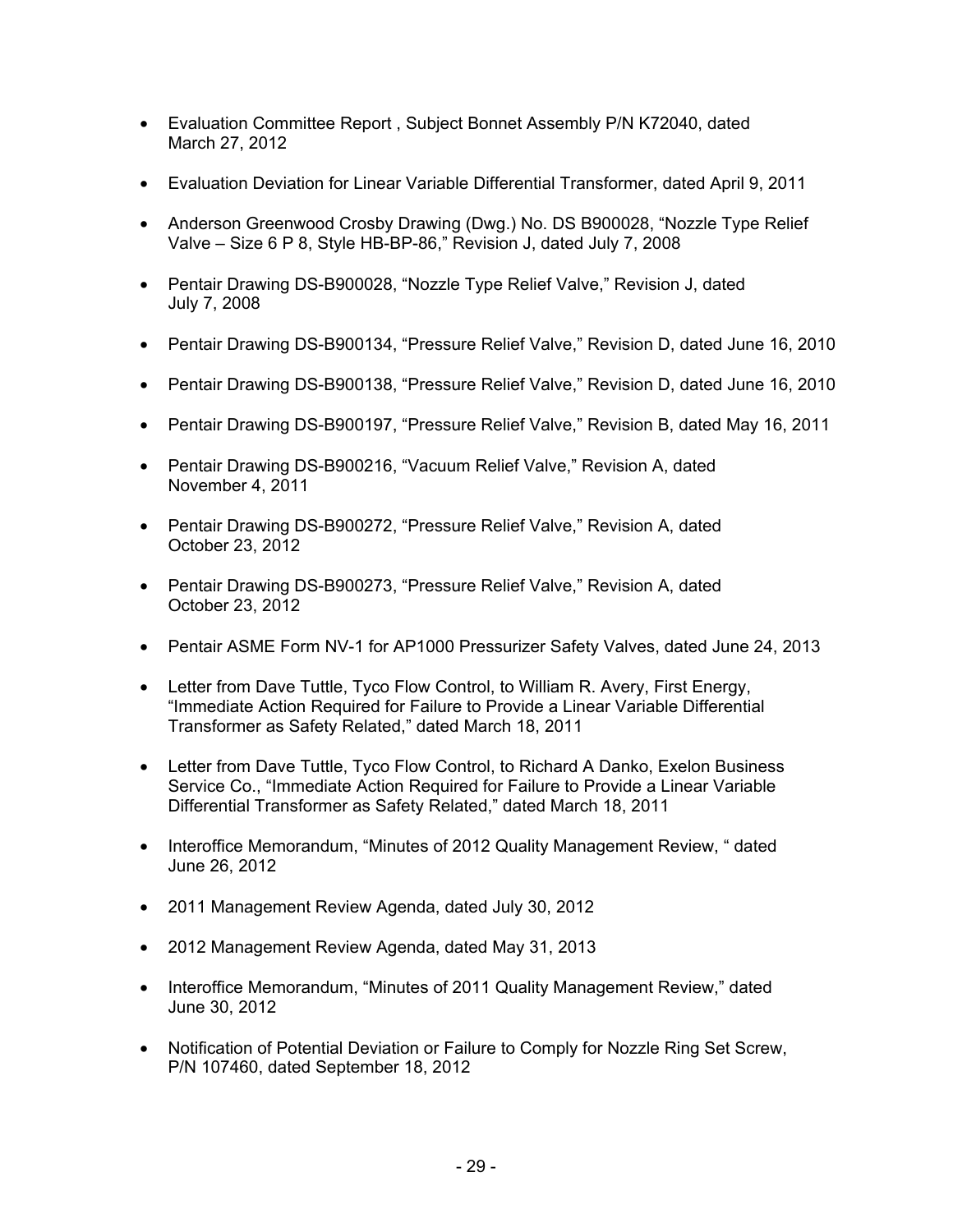- Evaluation Committee Report , Subject Bonnet Assembly P/N K72040, dated March 27, 2012
- Evaluation Deviation for Linear Variable Differential Transformer, dated April 9, 2011
- Anderson Greenwood Crosby Drawing (Dwg.) No. DS B900028, "Nozzle Type Relief Valve – Size 6 P 8, Style HB-BP-86," Revision J, dated July 7, 2008
- Pentair Drawing DS-B900028, "Nozzle Type Relief Valve," Revision J, dated July 7, 2008
- Pentair Drawing DS-B900134, "Pressure Relief Valve," Revision D, dated June 16, 2010
- Pentair Drawing DS-B900138, "Pressure Relief Valve," Revision D, dated June 16, 2010
- Pentair Drawing DS-B900197, "Pressure Relief Valve," Revision B, dated May 16, 2011
- Pentair Drawing DS-B900216, "Vacuum Relief Valve," Revision A, dated November 4, 2011
- Pentair Drawing DS-B900272, "Pressure Relief Valve," Revision A, dated October 23, 2012
- Pentair Drawing DS-B900273, "Pressure Relief Valve," Revision A, dated October 23, 2012
- Pentair ASME Form NV-1 for AP1000 Pressurizer Safety Valves, dated June 24, 2013
- Letter from Dave Tuttle, Tyco Flow Control, to William R. Avery, First Energy, "Immediate Action Required for Failure to Provide a Linear Variable Differential Transformer as Safety Related," dated March 18, 2011
- Letter from Dave Tuttle, Tyco Flow Control, to Richard A Danko, Exelon Business Service Co., "Immediate Action Required for Failure to Provide a Linear Variable Differential Transformer as Safety Related," dated March 18, 2011
- Interoffice Memorandum, "Minutes of 2012 Quality Management Review, " dated June 26, 2012
- 2011 Management Review Agenda, dated July 30, 2012
- 2012 Management Review Agenda, dated May 31, 2013
- Interoffice Memorandum, "Minutes of 2011 Quality Management Review," dated June 30, 2012
- Notification of Potential Deviation or Failure to Comply for Nozzle Ring Set Screw, P/N 107460, dated September 18, 2012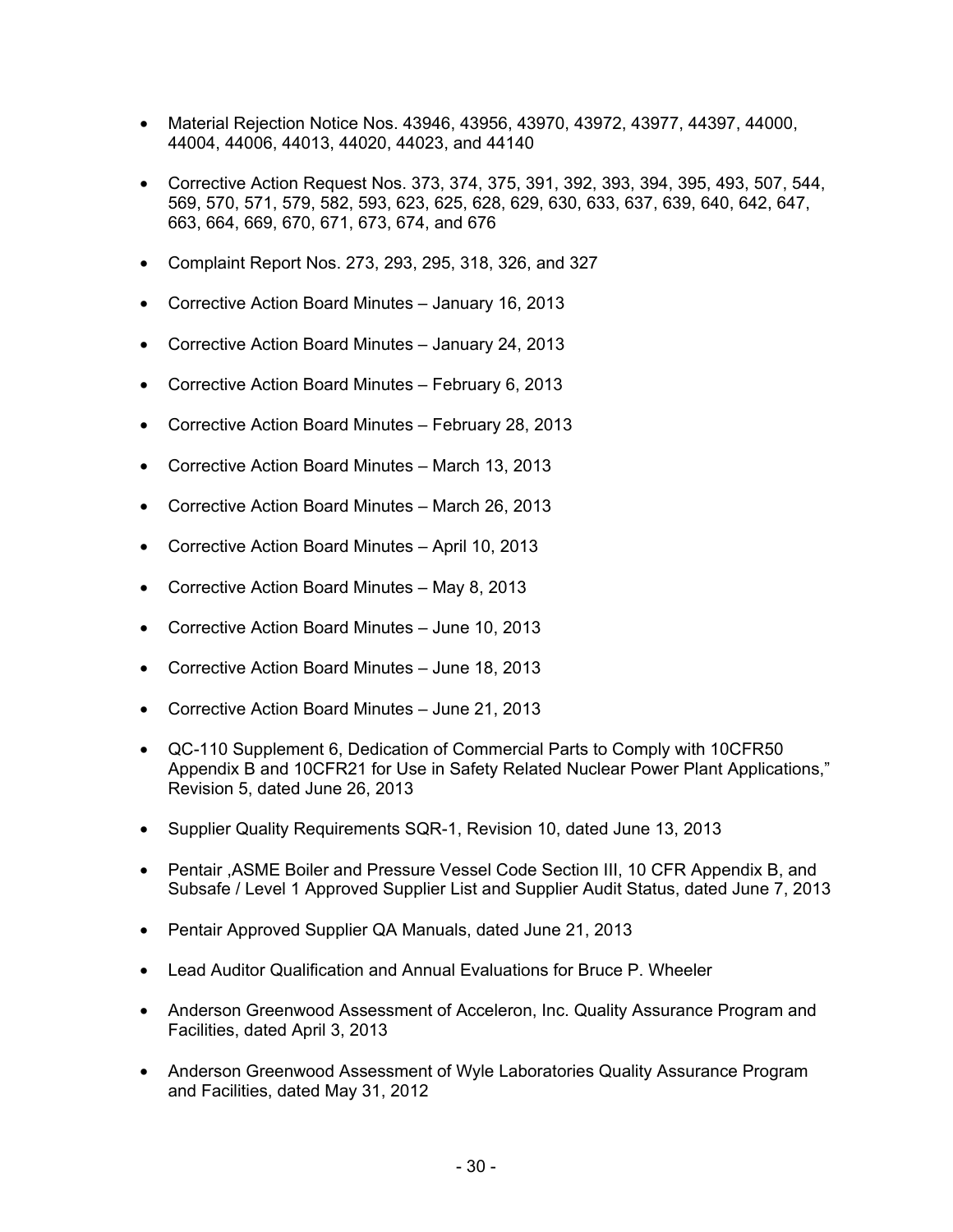- Material Rejection Notice Nos. 43946, 43956, 43970, 43972, 43977, 44397, 44000, 44004, 44006, 44013, 44020, 44023, and 44140
- Corrective Action Request Nos. 373, 374, 375, 391, 392, 393, 394, 395, 493, 507, 544, 569, 570, 571, 579, 582, 593, 623, 625, 628, 629, 630, 633, 637, 639, 640, 642, 647, 663, 664, 669, 670, 671, 673, 674, and 676
- Complaint Report Nos. 273, 293, 295, 318, 326, and 327
- Corrective Action Board Minutes – January 16, 2013
- Corrective Action Board Minutes – January 24, 2013
- Corrective Action Board Minutes – February 6, 2013
- Corrective Action Board Minutes – February 28, 2013
- Corrective Action Board Minutes – March 13, 2013
- Corrective Action Board Minutes – March 26, 2013
- Corrective Action Board Minutes – April 10, 2013
- Corrective Action Board Minutes – May 8, 2013
- Corrective Action Board Minutes – June 10, 2013
- Corrective Action Board Minutes – June 18, 2013
- Corrective Action Board Minutes – June 21, 2013
- QC-110 Supplement 6, Dedication of Commercial Parts to Comply with 10CFR50 Appendix B and 10CFR21 for Use in Safety Related Nuclear Power Plant Applications," Revision 5, dated June 26, 2013
- Supplier Quality Requirements SQR-1, Revision 10, dated June 13, 2013
- Pentair ,ASME Boiler and Pressure Vessel Code Section III, 10 CFR Appendix B, and Subsafe / Level 1 Approved Supplier List and Supplier Audit Status, dated June 7, 2013
- Pentair Approved Supplier QA Manuals, dated June 21, 2013
- Lead Auditor Qualification and Annual Evaluations for Bruce P. Wheeler
- Anderson Greenwood Assessment of Acceleron, Inc. Quality Assurance Program and Facilities, dated April 3, 2013
- Anderson Greenwood Assessment of Wyle Laboratories Quality Assurance Program and Facilities, dated May 31, 2012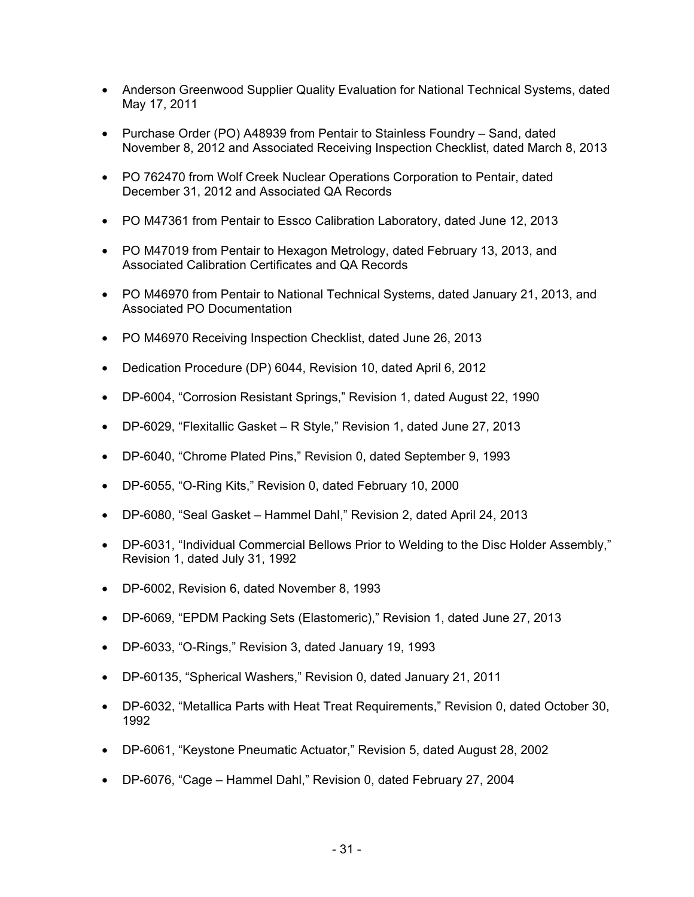- Anderson Greenwood Supplier Quality Evaluation for National Technical Systems, dated May 17, 2011
- Purchase Order (PO) A48939 from Pentair to Stainless Foundry – Sand, dated November 8, 2012 and Associated Receiving Inspection Checklist, dated March 8, 2013
- PO 762470 from Wolf Creek Nuclear Operations Corporation to Pentair, dated December 31, 2012 and Associated QA Records
- PO M47361 from Pentair to Essco Calibration Laboratory, dated June 12, 2013
- PO M47019 from Pentair to Hexagon Metrology, dated February 13, 2013, and Associated Calibration Certificates and QA Records
- PO M46970 from Pentair to National Technical Systems, dated January 21, 2013, and Associated PO Documentation
- PO M46970 Receiving Inspection Checklist, dated June 26, 2013
- Dedication Procedure (DP) 6044, Revision 10, dated April 6, 2012
- DP-6004, "Corrosion Resistant Springs," Revision 1, dated August 22, 1990
- DP-6029, "Flexitallic Gasket – R Style," Revision 1, dated June 27, 2013
- DP-6040, "Chrome Plated Pins," Revision 0, dated September 9, 1993
- DP-6055, "O-Ring Kits," Revision 0, dated February 10, 2000
- DP-6080, "Seal Gasket – Hammel Dahl," Revision 2, dated April 24, 2013
- DP-6031, "Individual Commercial Bellows Prior to Welding to the Disc Holder Assembly," Revision 1, dated July 31, 1992
- DP-6002, Revision 6, dated November 8, 1993
- DP-6069, "EPDM Packing Sets (Elastomeric)," Revision 1, dated June 27, 2013
- DP-6033, "O-Rings," Revision 3, dated January 19, 1993
- DP-60135, "Spherical Washers," Revision 0, dated January 21, 2011
- DP-6032, "Metallica Parts with Heat Treat Requirements," Revision 0, dated October 30, 1992
- DP-6061, "Keystone Pneumatic Actuator," Revision 5, dated August 28, 2002
- DP-6076, "Cage – Hammel Dahl," Revision 0, dated February 27, 2004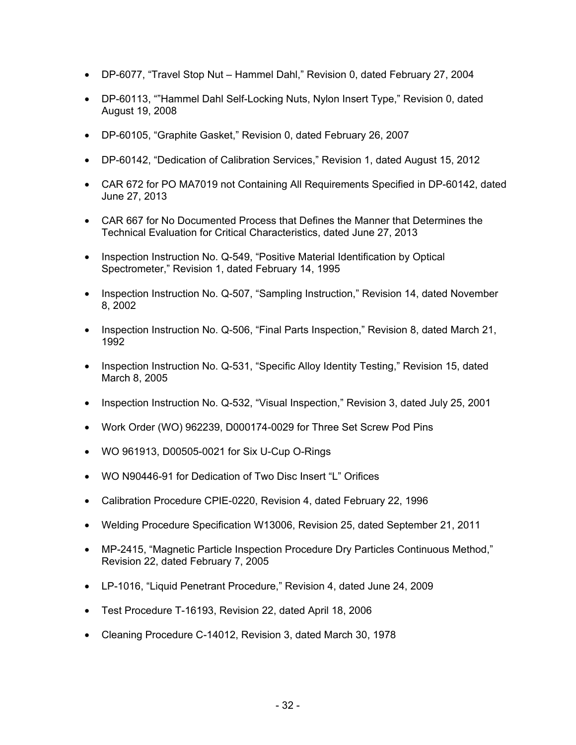- DP-6077, “Travel Stop Nut – Hammel Dahl,” Revision 0, dated February 27, 2004
- DP-60113, “”Hammel Dahl Self-Locking Nuts, Nylon Insert Type,” Revision 0, dated August 19, 2008
- DP-60105, “Graphite Gasket,” Revision 0, dated February 26, 2007
- DP-60142, “Dedication of Calibration Services,” Revision 1, dated August 15, 2012
- CAR 672 for PO MA7019 not Containing All Requirements Specified in DP-60142, dated June 27, 2013
- CAR 667 for No Documented Process that Defines the Manner that Determines the Technical Evaluation for Critical Characteristics, dated June 27, 2013
- Inspection Instruction No. Q-549, “Positive Material Identification by Optical Spectrometer,” Revision 1, dated February 14, 1995
- Inspection Instruction No. Q-507, “Sampling Instruction,” Revision 14, dated November 8, 2002
- Inspection Instruction No. Q-506, “Final Parts Inspection,” Revision 8, dated March 21, 1992
- Inspection Instruction No. Q-531, “Specific Alloy Identity Testing,” Revision 15, dated March 8, 2005
- Inspection Instruction No. Q-532, “Visual Inspection,” Revision 3, dated July 25, 2001
- Work Order (WO) 962239, D000174-0029 for Three Set Screw Pod Pins
- WO 961913, D00505-0021 for Six U-Cup O-Rings
- WO N90446-91 for Dedication of Two Disc Insert “L” Orifices
- Calibration Procedure CPIE-0220, Revision 4, dated February 22, 1996
- Welding Procedure Specification W13006, Revision 25, dated September 21, 2011
- MP-2415, “Magnetic Particle Inspection Procedure Dry Particles Continuous Method,” Revision 22, dated February 7, 2005
- LP-1016, “Liquid Penetrant Procedure,” Revision 4, dated June 24, 2009
- Test Procedure T-16193, Revision 22, dated April 18, 2006
- Cleaning Procedure C-14012, Revision 3, dated March 30, 1978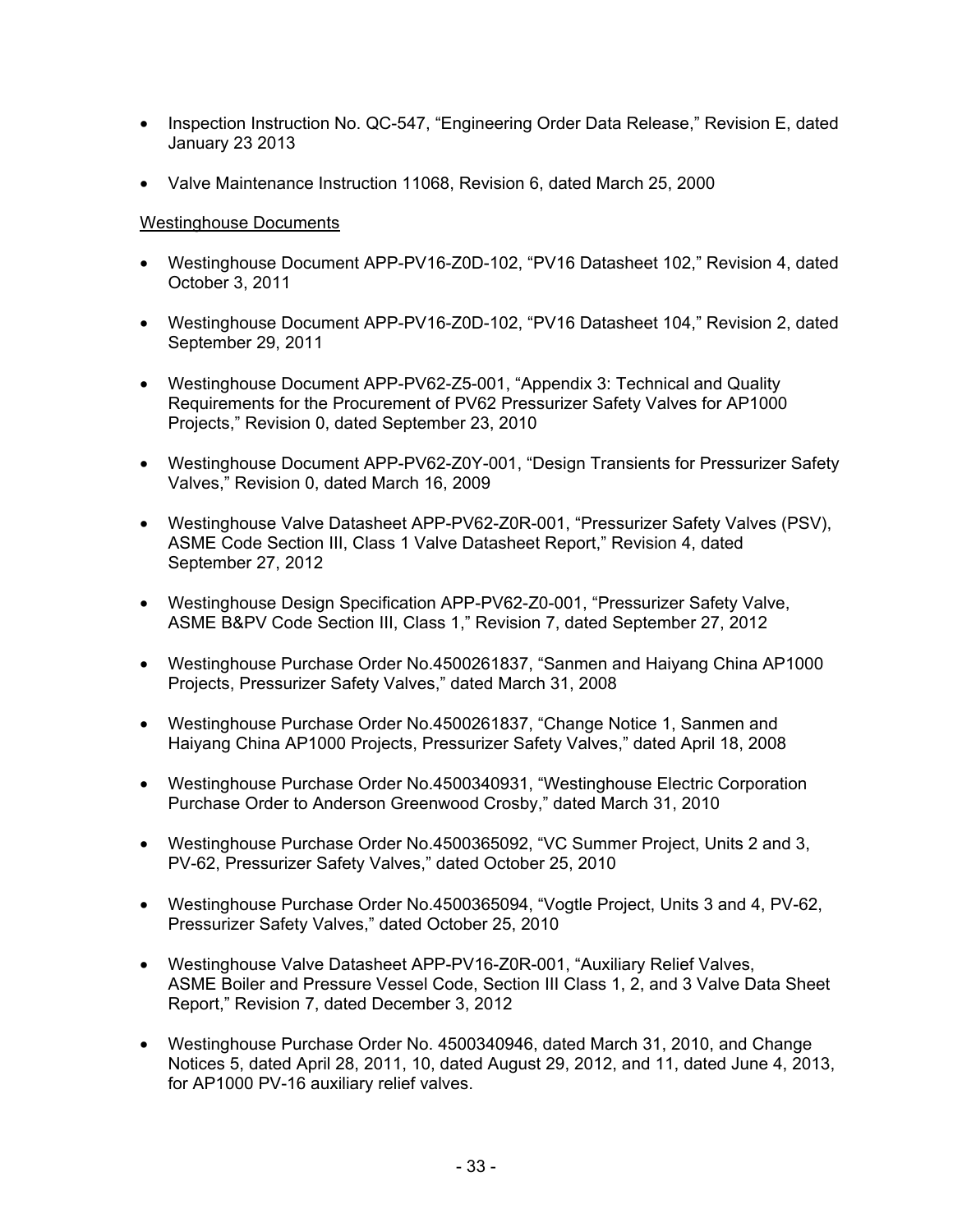- Inspection Instruction No. QC-547, "Engineering Order Data Release," Revision E, dated January 23 2013
- Valve Maintenance Instruction 11068, Revision 6, dated March 25, 2000

Westinghouse Documents

- Westinghouse Document APP-PV16-Z0D-102, "PV16 Datasheet 102," Revision 4, dated October 3, 2011
- Westinghouse Document APP-PV16-Z0D-102, "PV16 Datasheet 104," Revision 2, dated September 29, 2011
- Westinghouse Document APP-PV62-Z5-001, "Appendix 3: Technical and Quality Requirements for the Procurement of PV62 Pressurizer Safety Valves for AP1000 Projects," Revision 0, dated September 23, 2010
- Westinghouse Document APP-PV62-Z0Y-001, "Design Transients for Pressurizer Safety Valves," Revision 0, dated March 16, 2009
- Westinghouse Valve Datasheet APP-PV62-Z0R-001, "Pressurizer Safety Valves (PSV), ASME Code Section III, Class 1 Valve Datasheet Report," Revision 4, dated September 27, 2012
- Westinghouse Design Specification APP-PV62-Z0-001, "Pressurizer Safety Valve, ASME B&PV Code Section III, Class 1," Revision 7, dated September 27, 2012
- Westinghouse Purchase Order No.4500261837, "Sanmen and Haiyang China AP1000 Projects, Pressurizer Safety Valves," dated March 31, 2008
- Westinghouse Purchase Order No.4500261837, "Change Notice 1, Sanmen and Haiyang China AP1000 Projects, Pressurizer Safety Valves," dated April 18, 2008
- Westinghouse Purchase Order No.4500340931, "Westinghouse Electric Corporation Purchase Order to Anderson Greenwood Crosby," dated March 31, 2010
- Westinghouse Purchase Order No.4500365092, "VC Summer Project, Units 2 and 3, PV-62, Pressurizer Safety Valves," dated October 25, 2010
- Westinghouse Purchase Order No.4500365094, "Vogtle Project, Units 3 and 4, PV-62, Pressurizer Safety Valves," dated October 25, 2010
- Westinghouse Valve Datasheet APP-PV16-Z0R-001, "Auxiliary Relief Valves, ASME Boiler and Pressure Vessel Code, Section III Class 1, 2, and 3 Valve Data Sheet Report," Revision 7, dated December 3, 2012
- Westinghouse Purchase Order No. 4500340946, dated March 31, 2010, and Change Notices 5, dated April 28, 2011, 10, dated August 29, 2012, and 11, dated June 4, 2013, for AP1000 PV-16 auxiliary relief valves.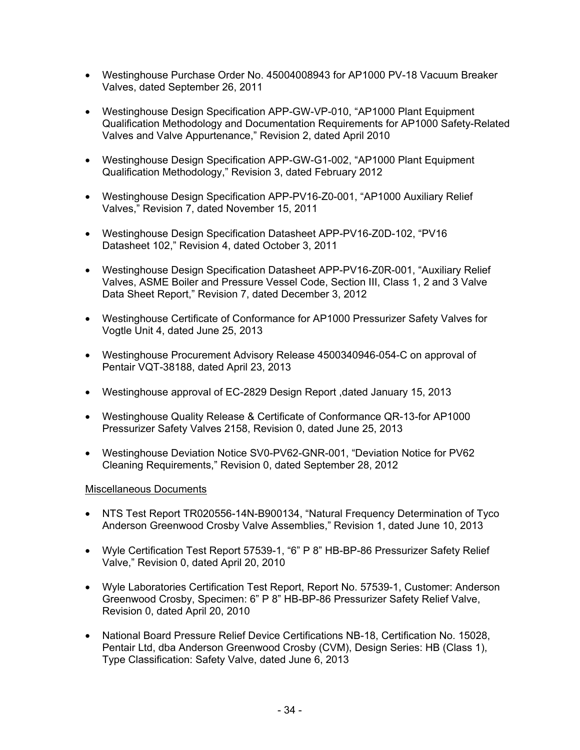- Westinghouse Purchase Order No. 45004008943 for AP1000 PV-18 Vacuum Breaker Valves, dated September 26, 2011

- Westinghouse Design Specification APP-GW-VP-010, "AP1000 Plant Equipment Qualification Methodology and Documentation Requirements for AP1000 Safety-Related Valves and Valve Appurtenance," Revision 2, dated April 2010

- Westinghouse Design Specification APP-GW-G1-002, "AP1000 Plant Equipment Qualification Methodology," Revision 3, dated February 2012

- Westinghouse Design Specification APP-PV16-Z0-001, "AP1000 Auxiliary Relief Valves," Revision 7, dated November 15, 2011

- Westinghouse Design Specification Datasheet APP-PV16-Z0D-102, "PV16 Datasheet 102," Revision 4, dated October 3, 2011

- Westinghouse Design Specification Datasheet APP-PV16-Z0R-001, "Auxiliary Relief Valves, ASME Boiler and Pressure Vessel Code, Section III, Class 1, 2 and 3 Valve Data Sheet Report," Revision 7, dated December 3, 2012

- Westinghouse Certificate of Conformance for AP1000 Pressurizer Safety Valves for Vogtle Unit 4, dated June 25, 2013

- Westinghouse Procurement Advisory Release 4500340946-054-C on approval of Pentair VQT-38188, dated April 23, 2013

- Westinghouse approval of EC-2829 Design Report ,dated January 15, 2013

- Westinghouse Quality Release & Certificate of Conformance QR-13-for AP1000 Pressurizer Safety Valves 2158, Revision 0, dated June 25, 2013

- Westinghouse Deviation Notice SV0-PV62-GNR-001, "Deviation Notice for PV62 Cleaning Requirements," Revision 0, dated September 28, 2012

Miscellaneous Documents

- NTS Test Report TR020556-14N-B900134, "Natural Frequency Determination of Tyco Anderson Greenwood Crosby Valve Assemblies," Revision 1, dated June 10, 2013

- Wyle Certification Test Report 57539-1, "6" P 8" HB-BP-86 Pressurizer Safety Relief Valve," Revision 0, dated April 20, 2010

- Wyle Laboratories Certification Test Report, Report No. 57539-1, Customer: Anderson Greenwood Crosby, Specimen: 6" P 8" HB-BP-86 Pressurizer Safety Relief Valve, Revision 0, dated April 20, 2010

- National Board Pressure Relief Device Certifications NB-18, Certification No. 15028, Pentair Ltd, dba Anderson Greenwood Crosby (CVM), Design Series: HB (Class 1), Type Classification: Safety Valve, dated June 6, 2013